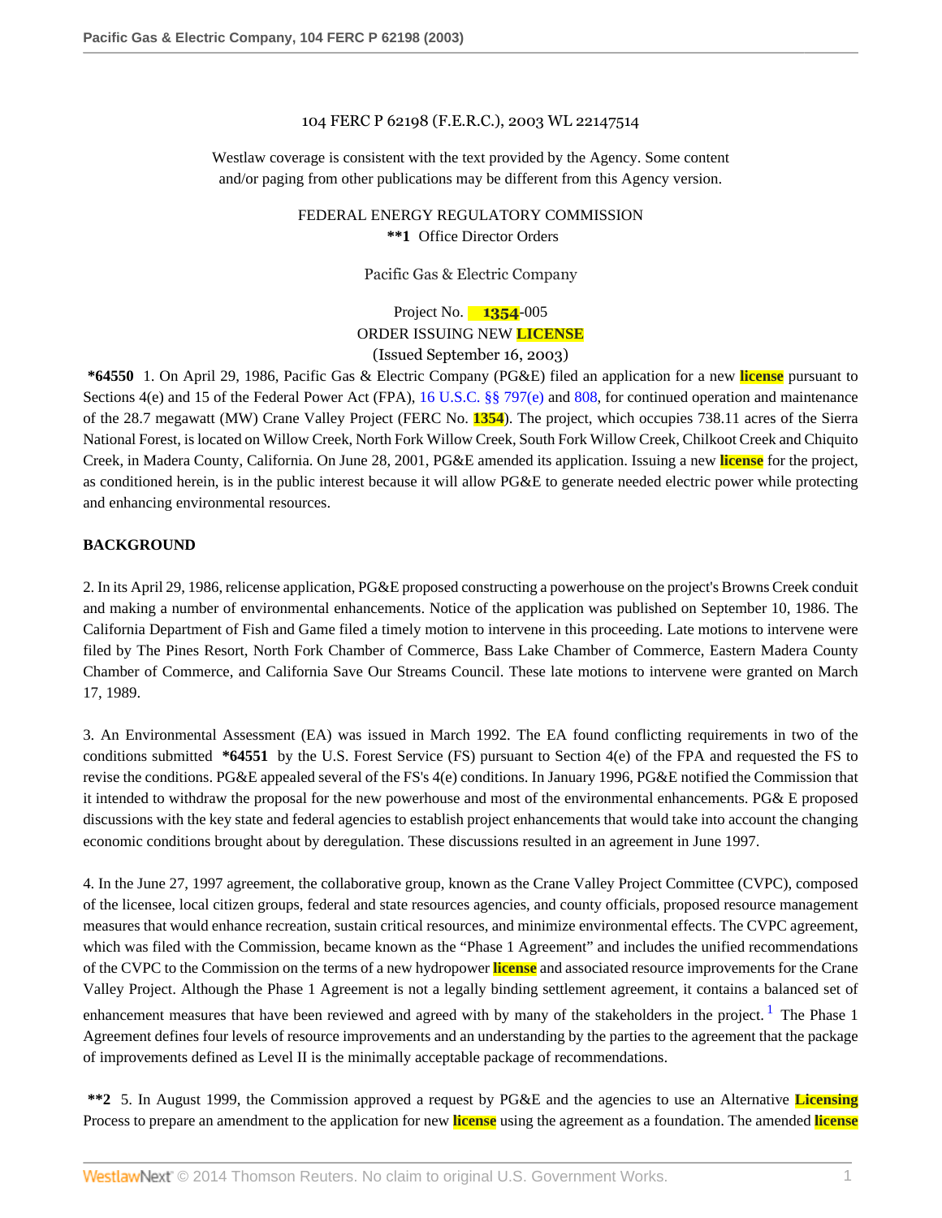104 FERC P 62198 (F.E.R.C.), 2003 WL 22147514

Westlaw coverage is consistent with the text provided by the Agency. Some content and/or paging from other publications may be different from this Agency version.

FEDERAL ENERGY REGULATORY COMMISSION
**\*\*1** Office Director Orders

Pacific Gas & Electric Company

Project No. 1354-005
ORDER ISSUING NEW LICENSE
(Issued September 16, 2003)

**\*64550** 1. On April 29, 1986, Pacific Gas & Electric Company (PG&E) filed an application for a new license pursuant to Sections 4(e) and 15 of the Federal Power Act (FPA), 16 U.S.C. §§ 797(e) and 808, for continued operation and maintenance of the 28.7 megawatt (MW) Crane Valley Project (FERC No. 1354). The project, which occupies 738.11 acres of the Sierra National Forest, is located on Willow Creek, North Fork Willow Creek, South Fork Willow Creek, Chilkoot Creek and Chiquito Creek, in Madera County, California. On June 28, 2001, PG&E amended its application. Issuing a new license for the project, as conditioned herein, is in the public interest because it will allow PG&E to generate needed electric power while protecting and enhancing environmental resources.

## BACKGROUND

2. In its April 29, 1986, relicense application, PG&E proposed constructing a powerhouse on the project's Browns Creek conduit and making a number of environmental enhancements. Notice of the application was published on September 10, 1986. The California Department of Fish and Game filed a timely motion to intervene in this proceeding. Late motions to intervene were filed by The Pines Resort, North Fork Chamber of Commerce, Bass Lake Chamber of Commerce, Eastern Madera County Chamber of Commerce, and California Save Our Streams Council. These late motions to intervene were granted on March 17, 1989.

3. An Environmental Assessment (EA) was issued in March 1992. The EA found conflicting requirements in two of the conditions submitted **\*64551** by the U.S. Forest Service (FS) pursuant to Section 4(e) of the FPA and requested the FS to revise the conditions. PG&E appealed several of the FS's 4(e) conditions. In January 1996, PG&E notified the Commission that it intended to withdraw the proposal for the new powerhouse and most of the environmental enhancements. PG& E proposed discussions with the key state and federal agencies to establish project enhancements that would take into account the changing economic conditions brought about by deregulation. These discussions resulted in an agreement in June 1997.

4. In the June 27, 1997 agreement, the collaborative group, known as the Crane Valley Project Committee (CVPC), composed of the licensee, local citizen groups, federal and state resources agencies, and county officials, proposed resource management measures that would enhance recreation, sustain critical resources, and minimize environmental effects. The CVPC agreement, which was filed with the Commission, became known as the "Phase 1 Agreement" and includes the unified recommendations of the CVPC to the Commission on the terms of a new hydropower license and associated resource improvements for the Crane Valley Project. Although the Phase 1 Agreement is not a legally binding settlement agreement, it contains a balanced set of enhancement measures that have been reviewed and agreed with by many of the stakeholders in the project.[1] The Phase 1 Agreement defines four levels of resource improvements and an understanding by the parties to the agreement that the package of improvements defined as Level II is the minimally acceptable package of recommendations.

**\*\*2** 5. In August 1999, the Commission approved a request by PG&E and the agencies to use an Alternative Licensing Process to prepare an amendment to the application for new license using the agreement as a foundation. The amended license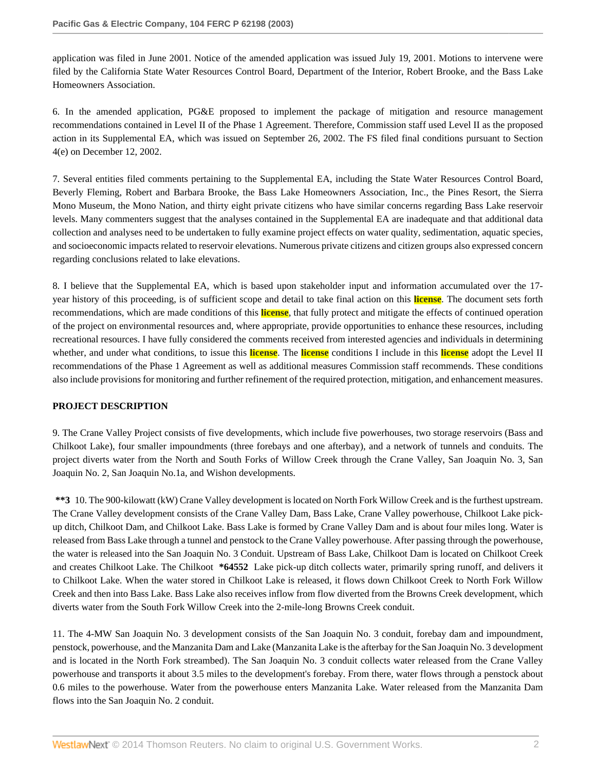application was filed in June 2001. Notice of the amended application was issued July 19, 2001. Motions to intervene were filed by the California State Water Resources Control Board, Department of the Interior, Robert Brooke, and the Bass Lake Homeowners Association.

6. In the amended application, PG&E proposed to implement the package of mitigation and resource management recommendations contained in Level II of the Phase 1 Agreement. Therefore, Commission staff used Level II as the proposed action in its Supplemental EA, which was issued on September 26, 2002. The FS filed final conditions pursuant to Section 4(e) on December 12, 2002.

7. Several entities filed comments pertaining to the Supplemental EA, including the State Water Resources Control Board, Beverly Fleming, Robert and Barbara Brooke, the Bass Lake Homeowners Association, Inc., the Pines Resort, the Sierra Mono Museum, the Mono Nation, and thirty eight private citizens who have similar concerns regarding Bass Lake reservoir levels. Many commenters suggest that the analyses contained in the Supplemental EA are inadequate and that additional data collection and analyses need to be undertaken to fully examine project effects on water quality, sedimentation, aquatic species, and socioeconomic impacts related to reservoir elevations. Numerous private citizens and citizen groups also expressed concern regarding conclusions related to lake elevations.

8. I believe that the Supplemental EA, which is based upon stakeholder input and information accumulated over the 17-year history of this proceeding, is of sufficient scope and detail to take final action on this **license**. The document sets forth recommendations, which are made conditions of this **license**, that fully protect and mitigate the effects of continued operation of the project on environmental resources and, where appropriate, provide opportunities to enhance these resources, including recreational resources. I have fully considered the comments received from interested agencies and individuals in determining whether, and under what conditions, to issue this **license**. The **license** conditions I include in this **license** adopt the Level II recommendations of the Phase 1 Agreement as well as additional measures Commission staff recommends. These conditions also include provisions for monitoring and further refinement of the required protection, mitigation, and enhancement measures.

## PROJECT DESCRIPTION

9. The Crane Valley Project consists of five developments, which include five powerhouses, two storage reservoirs (Bass and Chilkoot Lake), four smaller impoundments (three forebays and one afterbay), and a network of tunnels and conduits. The project diverts water from the North and South Forks of Willow Creek through the Crane Valley, San Joaquin No. 3, San Joaquin No. 2, San Joaquin No.1a, and Wishon developments.

**\*\*3** 10. The 900-kilowatt (kW) Crane Valley development is located on North Fork Willow Creek and is the furthest upstream. The Crane Valley development consists of the Crane Valley Dam, Bass Lake, Crane Valley powerhouse, Chilkoot Lake pick-up ditch, Chilkoot Dam, and Chilkoot Lake. Bass Lake is formed by Crane Valley Dam and is about four miles long. Water is released from Bass Lake through a tunnel and penstock to the Crane Valley powerhouse. After passing through the powerhouse, the water is released into the San Joaquin No. 3 Conduit. Upstream of Bass Lake, Chilkoot Dam is located on Chilkoot Creek and creates Chilkoot Lake. The Chilkoot **\*64552** Lake pick-up ditch collects water, primarily spring runoff, and delivers it to Chilkoot Lake. When the water stored in Chilkoot Lake is released, it flows down Chilkoot Creek to North Fork Willow Creek and then into Bass Lake. Bass Lake also receives inflow from flow diverted from the Browns Creek development, which diverts water from the South Fork Willow Creek into the 2-mile-long Browns Creek conduit.

11. The 4-MW San Joaquin No. 3 development consists of the San Joaquin No. 3 conduit, forebay dam and impoundment, penstock, powerhouse, and the Manzanita Dam and Lake (Manzanita Lake is the afterbay for the San Joaquin No. 3 development and is located in the North Fork streambed). The San Joaquin No. 3 conduit collects water released from the Crane Valley powerhouse and transports it about 3.5 miles to the development's forebay. From there, water flows through a penstock about 0.6 miles to the powerhouse. Water from the powerhouse enters Manzanita Lake. Water released from the Manzanita Dam flows into the San Joaquin No. 2 conduit.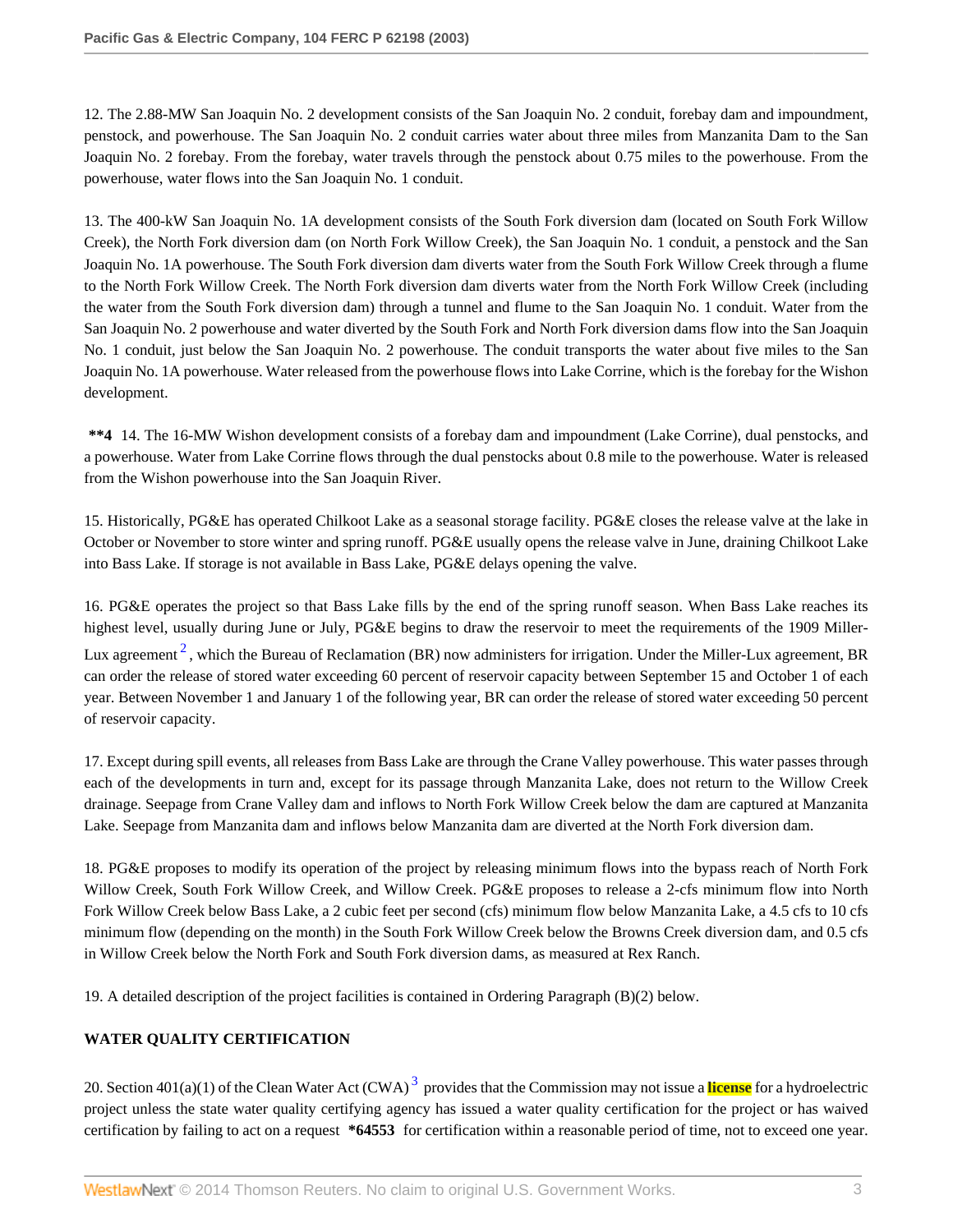12. The 2.88-MW San Joaquin No. 2 development consists of the San Joaquin No. 2 conduit, forebay dam and impoundment, penstock, and powerhouse. The San Joaquin No. 2 conduit carries water about three miles from Manzanita Dam to the San Joaquin No. 2 forebay. From the forebay, water travels through the penstock about 0.75 miles to the powerhouse. From the powerhouse, water flows into the San Joaquin No. 1 conduit.

13. The 400-kW San Joaquin No. 1A development consists of the South Fork diversion dam (located on South Fork Willow Creek), the North Fork diversion dam (on North Fork Willow Creek), the San Joaquin No. 1 conduit, a penstock and the San Joaquin No. 1A powerhouse. The South Fork diversion dam diverts water from the South Fork Willow Creek through a flume to the North Fork Willow Creek. The North Fork diversion dam diverts water from the North Fork Willow Creek (including the water from the South Fork diversion dam) through a tunnel and flume to the San Joaquin No. 1 conduit. Water from the San Joaquin No. 2 powerhouse and water diverted by the South Fork and North Fork diversion dams flow into the San Joaquin No. 1 conduit, just below the San Joaquin No. 2 powerhouse. The conduit transports the water about five miles to the San Joaquin No. 1A powerhouse. Water released from the powerhouse flows into Lake Corrine, which is the forebay for the Wishon development.

**\*\*4** 14. The 16-MW Wishon development consists of a forebay dam and impoundment (Lake Corrine), dual penstocks, and a powerhouse. Water from Lake Corrine flows through the dual penstocks about 0.8 mile to the powerhouse. Water is released from the Wishon powerhouse into the San Joaquin River.

15. Historically, PG&E has operated Chilkoot Lake as a seasonal storage facility. PG&E closes the release valve at the lake in October or November to store winter and spring runoff. PG&E usually opens the release valve in June, draining Chilkoot Lake into Bass Lake. If storage is not available in Bass Lake, PG&E delays opening the valve.

16. PG&E operates the project so that Bass Lake fills by the end of the spring runoff season. When Bass Lake reaches its highest level, usually during June or July, PG&E begins to draw the reservoir to meet the requirements of the 1909 Miller-Lux agreement [2], which the Bureau of Reclamation (BR) now administers for irrigation. Under the Miller-Lux agreement, BR can order the release of stored water exceeding 60 percent of reservoir capacity between September 15 and October 1 of each year. Between November 1 and January 1 of the following year, BR can order the release of stored water exceeding 50 percent of reservoir capacity.

17. Except during spill events, all releases from Bass Lake are through the Crane Valley powerhouse. This water passes through each of the developments in turn and, except for its passage through Manzanita Lake, does not return to the Willow Creek drainage. Seepage from Crane Valley dam and inflows to North Fork Willow Creek below the dam are captured at Manzanita Lake. Seepage from Manzanita dam and inflows below Manzanita dam are diverted at the North Fork diversion dam.

18. PG&E proposes to modify its operation of the project by releasing minimum flows into the bypass reach of North Fork Willow Creek, South Fork Willow Creek, and Willow Creek. PG&E proposes to release a 2-cfs minimum flow into North Fork Willow Creek below Bass Lake, a 2 cubic feet per second (cfs) minimum flow below Manzanita Lake, a 4.5 cfs to 10 cfs minimum flow (depending on the month) in the South Fork Willow Creek below the Browns Creek diversion dam, and 0.5 cfs in Willow Creek below the North Fork and South Fork diversion dams, as measured at Rex Ranch.

19. A detailed description of the project facilities is contained in Ordering Paragraph (B)(2) below.

## WATER QUALITY CERTIFICATION

20. Section 401(a)(1) of the Clean Water Act (CWA) [3] provides that the Commission may not issue a license for a hydroelectric project unless the state water quality certifying agency has issued a water quality certification for the project or has waived certification by failing to act on a request **\*64553** for certification within a reasonable period of time, not to exceed one year.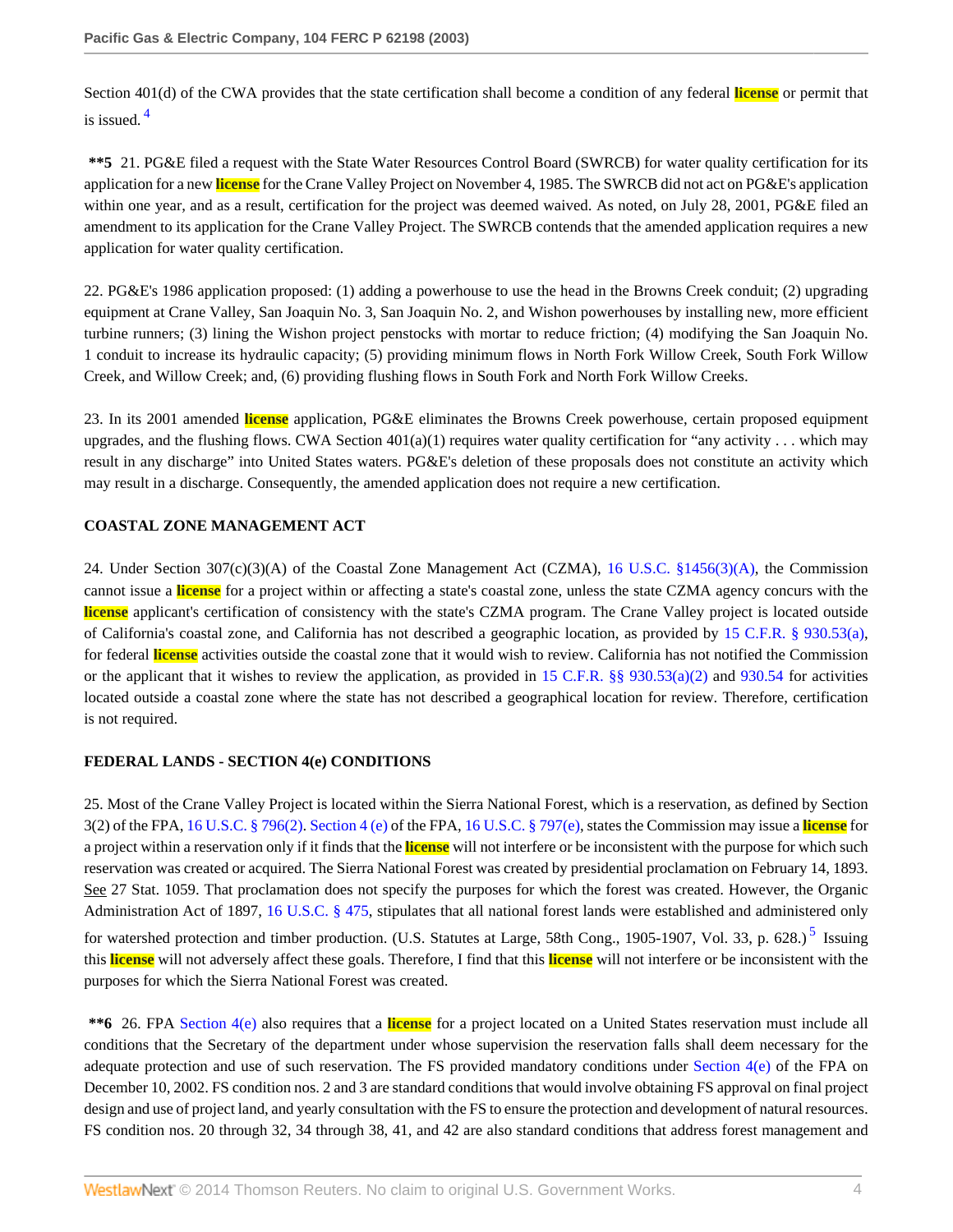Section 401(d) of the CWA provides that the state certification shall become a condition of any federal license or permit that is issued.[4]

**\*\*5** 21. PG&E filed a request with the State Water Resources Control Board (SWRCB) for water quality certification for its application for a new license for the Crane Valley Project on November 4, 1985. The SWRCB did not act on PG&E's application within one year, and as a result, certification for the project was deemed waived. As noted, on July 28, 2001, PG&E filed an amendment to its application for the Crane Valley Project. The SWRCB contends that the amended application requires a new application for water quality certification.

22. PG&E's 1986 application proposed: (1) adding a powerhouse to use the head in the Browns Creek conduit; (2) upgrading equipment at Crane Valley, San Joaquin No. 3, San Joaquin No. 2, and Wishon powerhouses by installing new, more efficient turbine runners; (3) lining the Wishon project penstocks with mortar to reduce friction; (4) modifying the San Joaquin No. 1 conduit to increase its hydraulic capacity; (5) providing minimum flows in North Fork Willow Creek, South Fork Willow Creek, and Willow Creek; and, (6) providing flushing flows in South Fork and North Fork Willow Creeks.

23. In its 2001 amended license application, PG&E eliminates the Browns Creek powerhouse, certain proposed equipment upgrades, and the flushing flows. CWA Section 401(a)(1) requires water quality certification for "any activity . . . which may result in any discharge" into United States waters. PG&E's deletion of these proposals does not constitute an activity which may result in a discharge. Consequently, the amended application does not require a new certification.

**COASTAL ZONE MANAGEMENT ACT**

24. Under Section 307(c)(3)(A) of the Coastal Zone Management Act (CZMA), 16 U.S.C. §1456(3)(A), the Commission cannot issue a license for a project within or affecting a state's coastal zone, unless the state CZMA agency concurs with the license applicant's certification of consistency with the state's CZMA program. The Crane Valley project is located outside of California's coastal zone, and California has not described a geographic location, as provided by 15 C.F.R. § 930.53(a), for federal license activities outside the coastal zone that it would wish to review. California has not notified the Commission or the applicant that it wishes to review the application, as provided in 15 C.F.R. §§ 930.53(a)(2) and 930.54 for activities located outside a coastal zone where the state has not described a geographical location for review. Therefore, certification is not required.

**FEDERAL LANDS - SECTION 4(e) CONDITIONS**

25. Most of the Crane Valley Project is located within the Sierra National Forest, which is a reservation, as defined by Section 3(2) of the FPA, 16 U.S.C. § 796(2). Section 4 (e) of the FPA, 16 U.S.C. § 797(e), states the Commission may issue a license for a project within a reservation only if it finds that the license will not interfere or be inconsistent with the purpose for which such reservation was created or acquired. The Sierra National Forest was created by presidential proclamation on February 14, 1893. See 27 Stat. 1059. That proclamation does not specify the purposes for which the forest was created. However, the Organic Administration Act of 1897, 16 U.S.C. § 475, stipulates that all national forest lands were established and administered only for watershed protection and timber production. (U.S. Statutes at Large, 58th Cong., 1905-1907, Vol. 33, p. 628.)[5] Issuing this license will not adversely affect these goals. Therefore, I find that this license will not interfere or be inconsistent with the purposes for which the Sierra National Forest was created.

**\*\*6** 26. FPA Section 4(e) also requires that a license for a project located on a United States reservation must include all conditions that the Secretary of the department under whose supervision the reservation falls shall deem necessary for the adequate protection and use of such reservation. The FS provided mandatory conditions under Section 4(e) of the FPA on December 10, 2002. FS condition nos. 2 and 3 are standard conditions that would involve obtaining FS approval on final project design and use of project land, and yearly consultation with the FS to ensure the protection and development of natural resources. FS condition nos. 20 through 32, 34 through 38, 41, and 42 are also standard conditions that address forest management and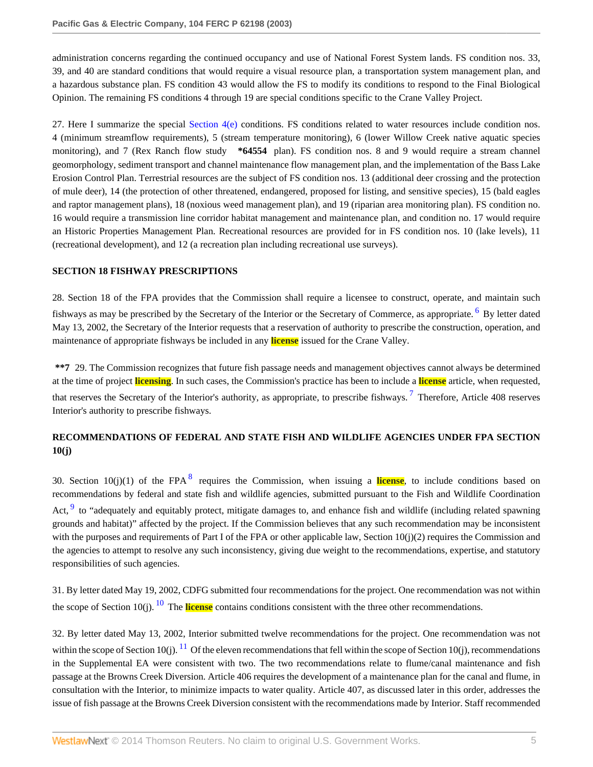administration concerns regarding the continued occupancy and use of National Forest System lands. FS condition nos. 33, 39, and 40 are standard conditions that would require a visual resource plan, a transportation system management plan, and a hazardous substance plan. FS condition 43 would allow the FS to modify its conditions to respond to the Final Biological Opinion. The remaining FS conditions 4 through 19 are special conditions specific to the Crane Valley Project.

27. Here I summarize the special Section 4(e) conditions. FS conditions related to water resources include condition nos. 4 (minimum streamflow requirements), 5 (stream temperature monitoring), 6 (lower Willow Creek native aquatic species monitoring), and 7 (Rex Ranch flow study **\*64554** plan). FS condition nos. 8 and 9 would require a stream channel geomorphology, sediment transport and channel maintenance flow management plan, and the implementation of the Bass Lake Erosion Control Plan. Terrestrial resources are the subject of FS condition nos. 13 (additional deer crossing and the protection of mule deer), 14 (the protection of other threatened, endangered, proposed for listing, and sensitive species), 15 (bald eagles and raptor management plans), 18 (noxious weed management plan), and 19 (riparian area monitoring plan). FS condition no. 16 would require a transmission line corridor habitat management and maintenance plan, and condition no. 17 would require an Historic Properties Management Plan. Recreational resources are provided for in FS condition nos. 10 (lake levels), 11 (recreational development), and 12 (a recreation plan including recreational use surveys).

## SECTION 18 FISHWAY PRESCRIPTIONS

28. Section 18 of the FPA provides that the Commission shall require a licensee to construct, operate, and maintain such fishways as may be prescribed by the Secretary of the Interior or the Secretary of Commerce, as appropriate. [6] By letter dated May 13, 2002, the Secretary of the Interior requests that a reservation of authority to prescribe the construction, operation, and maintenance of appropriate fishways be included in any license issued for the Crane Valley.

**\*\*7** 29. The Commission recognizes that future fish passage needs and management objectives cannot always be determined at the time of project licensing. In such cases, the Commission's practice has been to include a license article, when requested, that reserves the Secretary of the Interior's authority, as appropriate, to prescribe fishways. [7] Therefore, Article 408 reserves Interior's authority to prescribe fishways.

## RECOMMENDATIONS OF FEDERAL AND STATE FISH AND WILDLIFE AGENCIES UNDER FPA SECTION 10(j)

30. Section 10(j)(1) of the FPA [8] requires the Commission, when issuing a license, to include conditions based on recommendations by federal and state fish and wildlife agencies, submitted pursuant to the Fish and Wildlife Coordination Act, [9] to "adequately and equitably protect, mitigate damages to, and enhance fish and wildlife (including related spawning grounds and habitat)" affected by the project. If the Commission believes that any such recommendation may be inconsistent with the purposes and requirements of Part I of the FPA or other applicable law, Section 10(j)(2) requires the Commission and the agencies to attempt to resolve any such inconsistency, giving due weight to the recommendations, expertise, and statutory responsibilities of such agencies.

31. By letter dated May 19, 2002, CDFG submitted four recommendations for the project. One recommendation was not within the scope of Section 10(j). [10] The license contains conditions consistent with the three other recommendations.

32. By letter dated May 13, 2002, Interior submitted twelve recommendations for the project. One recommendation was not within the scope of Section 10(j). [11] Of the eleven recommendations that fell within the scope of Section 10(j), recommendations in the Supplemental EA were consistent with two. The two recommendations relate to flume/canal maintenance and fish passage at the Browns Creek Diversion. Article 406 requires the development of a maintenance plan for the canal and flume, in consultation with the Interior, to minimize impacts to water quality. Article 407, as discussed later in this order, addresses the issue of fish passage at the Browns Creek Diversion consistent with the recommendations made by Interior. Staff recommended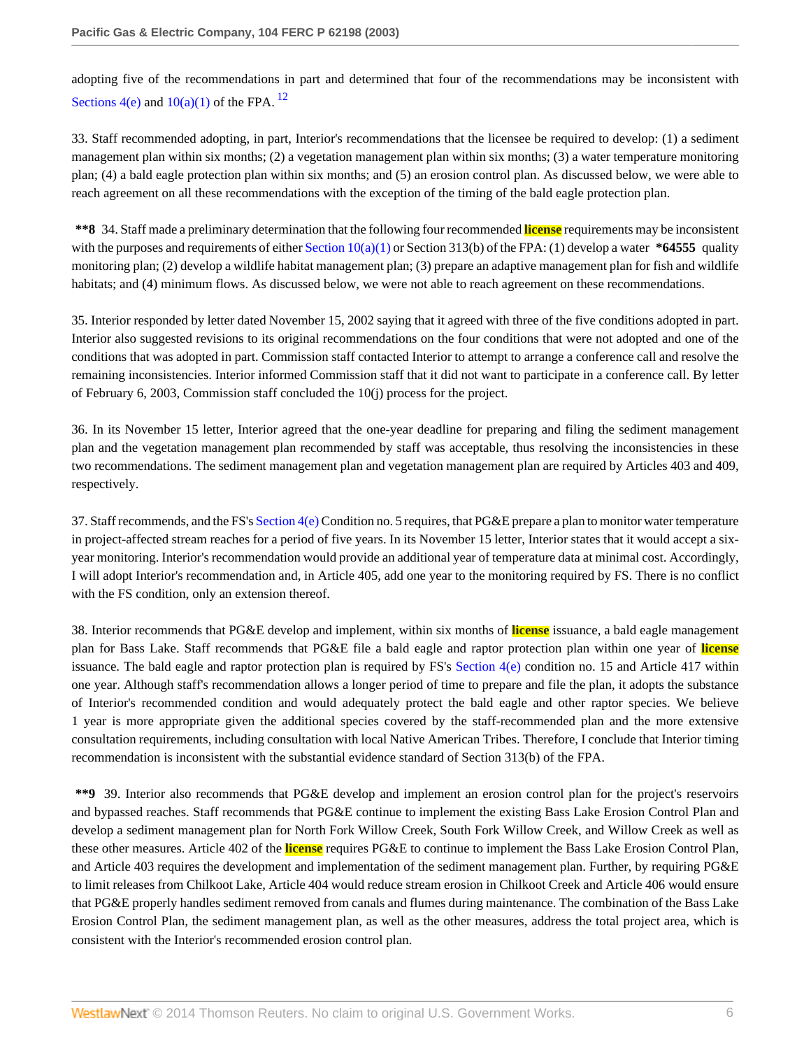adopting five of the recommendations in part and determined that four of the recommendations may be inconsistent with Sections 4(e) and 10(a)(1) of the FPA. [12]

33. Staff recommended adopting, in part, Interior's recommendations that the licensee be required to develop: (1) a sediment management plan within six months; (2) a vegetation management plan within six months; (3) a water temperature monitoring plan; (4) a bald eagle protection plan within six months; and (5) an erosion control plan. As discussed below, we were able to reach agreement on all these recommendations with the exception of the timing of the bald eagle protection plan.

**\*\*8** 34. Staff made a preliminary determination that the following four recommended license requirements may be inconsistent with the purposes and requirements of either Section 10(a)(1) or Section 313(b) of the FPA: (1) develop a water **\*64555** quality monitoring plan; (2) develop a wildlife habitat management plan; (3) prepare an adaptive management plan for fish and wildlife habitats; and (4) minimum flows. As discussed below, we were not able to reach agreement on these recommendations.

35. Interior responded by letter dated November 15, 2002 saying that it agreed with three of the five conditions adopted in part. Interior also suggested revisions to its original recommendations on the four conditions that were not adopted and one of the conditions that was adopted in part. Commission staff contacted Interior to attempt to arrange a conference call and resolve the remaining inconsistencies. Interior informed Commission staff that it did not want to participate in a conference call. By letter of February 6, 2003, Commission staff concluded the 10(j) process for the project.

36. In its November 15 letter, Interior agreed that the one-year deadline for preparing and filing the sediment management plan and the vegetation management plan recommended by staff was acceptable, thus resolving the inconsistencies in these two recommendations. The sediment management plan and vegetation management plan are required by Articles 403 and 409, respectively.

37. Staff recommends, and the FS's Section 4(e) Condition no. 5 requires, that PG&E prepare a plan to monitor water temperature in project-affected stream reaches for a period of five years. In its November 15 letter, Interior states that it would accept a six-year monitoring. Interior's recommendation would provide an additional year of temperature data at minimal cost. Accordingly, I will adopt Interior's recommendation and, in Article 405, add one year to the monitoring required by FS. There is no conflict with the FS condition, only an extension thereof.

38. Interior recommends that PG&E develop and implement, within six months of license issuance, a bald eagle management plan for Bass Lake. Staff recommends that PG&E file a bald eagle and raptor protection plan within one year of license issuance. The bald eagle and raptor protection plan is required by FS's Section 4(e) condition no. 15 and Article 417 within one year. Although staff's recommendation allows a longer period of time to prepare and file the plan, it adopts the substance of Interior's recommended condition and would adequately protect the bald eagle and other raptor species. We believe 1 year is more appropriate given the additional species covered by the staff-recommended plan and the more extensive consultation requirements, including consultation with local Native American Tribes. Therefore, I conclude that Interior timing recommendation is inconsistent with the substantial evidence standard of Section 313(b) of the FPA.

**\*\*9** 39. Interior also recommends that PG&E develop and implement an erosion control plan for the project's reservoirs and bypassed reaches. Staff recommends that PG&E continue to implement the existing Bass Lake Erosion Control Plan and develop a sediment management plan for North Fork Willow Creek, South Fork Willow Creek, and Willow Creek as well as these other measures. Article 402 of the license requires PG&E to continue to implement the Bass Lake Erosion Control Plan, and Article 403 requires the development and implementation of the sediment management plan. Further, by requiring PG&E to limit releases from Chilkoot Lake, Article 404 would reduce stream erosion in Chilkoot Creek and Article 406 would ensure that PG&E properly handles sediment removed from canals and flumes during maintenance. The combination of the Bass Lake Erosion Control Plan, the sediment management plan, as well as the other measures, address the total project area, which is consistent with the Interior's recommended erosion control plan.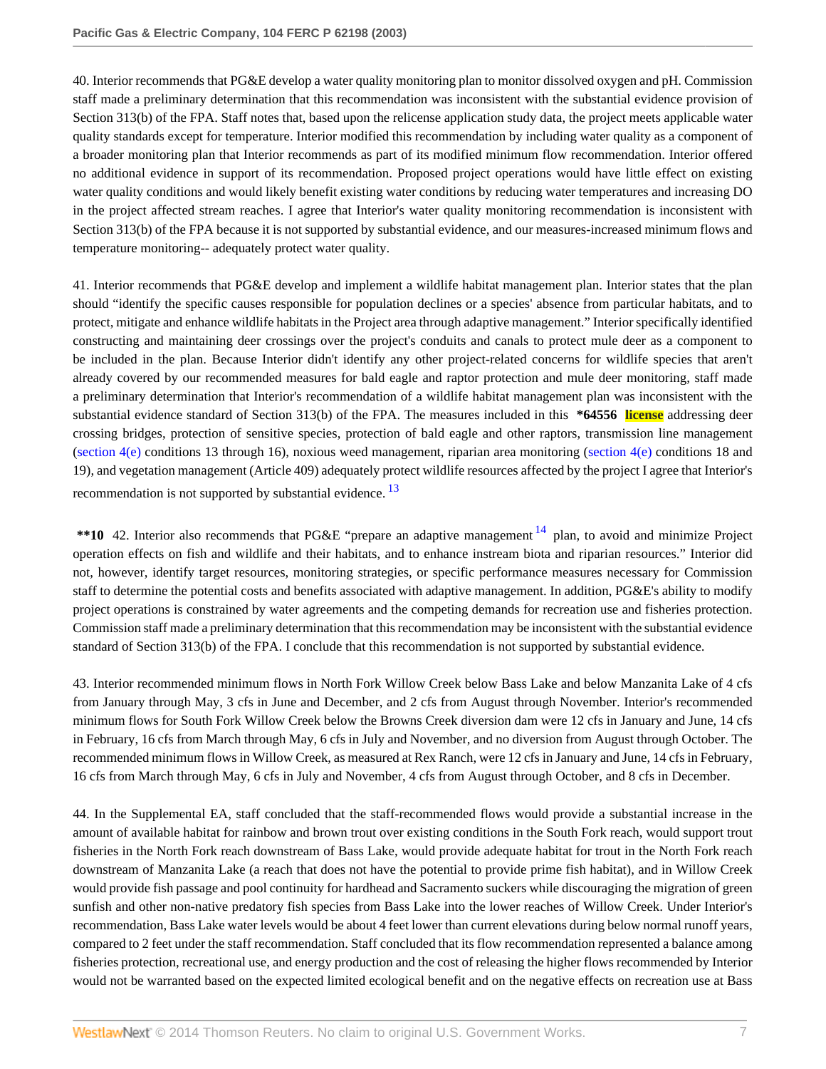40. Interior recommends that PG&E develop a water quality monitoring plan to monitor dissolved oxygen and pH. Commission staff made a preliminary determination that this recommendation was inconsistent with the substantial evidence provision of Section 313(b) of the FPA. Staff notes that, based upon the relicense application study data, the project meets applicable water quality standards except for temperature. Interior modified this recommendation by including water quality as a component of a broader monitoring plan that Interior recommends as part of its modified minimum flow recommendation. Interior offered no additional evidence in support of its recommendation. Proposed project operations would have little effect on existing water quality conditions and would likely benefit existing water conditions by reducing water temperatures and increasing DO in the project affected stream reaches. I agree that Interior's water quality monitoring recommendation is inconsistent with Section 313(b) of the FPA because it is not supported by substantial evidence, and our measures-increased minimum flows and temperature monitoring-- adequately protect water quality.

41. Interior recommends that PG&E develop and implement a wildlife habitat management plan. Interior states that the plan should "identify the specific causes responsible for population declines or a species' absence from particular habitats, and to protect, mitigate and enhance wildlife habitats in the Project area through adaptive management." Interior specifically identified constructing and maintaining deer crossings over the project's conduits and canals to protect mule deer as a component to be included in the plan. Because Interior didn't identify any other project-related concerns for wildlife species that aren't already covered by our recommended measures for bald eagle and raptor protection and mule deer monitoring, staff made a preliminary determination that Interior's recommendation of a wildlife habitat management plan was inconsistent with the substantial evidence standard of Section 313(b) of the FPA. The measures included in this **\*64556** **license** addressing deer crossing bridges, protection of sensitive species, protection of bald eagle and other raptors, transmission line management (section 4(e) conditions 13 through 16), noxious weed management, riparian area monitoring (section 4(e) conditions 18 and 19), and vegetation management (Article 409) adequately protect wildlife resources affected by the project I agree that Interior's recommendation is not supported by substantial evidence. [13]

**\*\*10** 42. Interior also recommends that PG&E "prepare an adaptive management [14] plan, to avoid and minimize Project operation effects on fish and wildlife and their habitats, and to enhance instream biota and riparian resources." Interior did not, however, identify target resources, monitoring strategies, or specific performance measures necessary for Commission staff to determine the potential costs and benefits associated with adaptive management. In addition, PG&E's ability to modify project operations is constrained by water agreements and the competing demands for recreation use and fisheries protection. Commission staff made a preliminary determination that this recommendation may be inconsistent with the substantial evidence standard of Section 313(b) of the FPA. I conclude that this recommendation is not supported by substantial evidence.

43. Interior recommended minimum flows in North Fork Willow Creek below Bass Lake and below Manzanita Lake of 4 cfs from January through May, 3 cfs in June and December, and 2 cfs from August through November. Interior's recommended minimum flows for South Fork Willow Creek below the Browns Creek diversion dam were 12 cfs in January and June, 14 cfs in February, 16 cfs from March through May, 6 cfs in July and November, and no diversion from August through October. The recommended minimum flows in Willow Creek, as measured at Rex Ranch, were 12 cfs in January and June, 14 cfs in February, 16 cfs from March through May, 6 cfs in July and November, 4 cfs from August through October, and 8 cfs in December.

44. In the Supplemental EA, staff concluded that the staff-recommended flows would provide a substantial increase in the amount of available habitat for rainbow and brown trout over existing conditions in the South Fork reach, would support trout fisheries in the North Fork reach downstream of Bass Lake, would provide adequate habitat for trout in the North Fork reach downstream of Manzanita Lake (a reach that does not have the potential to provide prime fish habitat), and in Willow Creek would provide fish passage and pool continuity for hardhead and Sacramento suckers while discouraging the migration of green sunfish and other non-native predatory fish species from Bass Lake into the lower reaches of Willow Creek. Under Interior's recommendation, Bass Lake water levels would be about 4 feet lower than current elevations during below normal runoff years, compared to 2 feet under the staff recommendation. Staff concluded that its flow recommendation represented a balance among fisheries protection, recreational use, and energy production and the cost of releasing the higher flows recommended by Interior would not be warranted based on the expected limited ecological benefit and on the negative effects on recreation use at Bass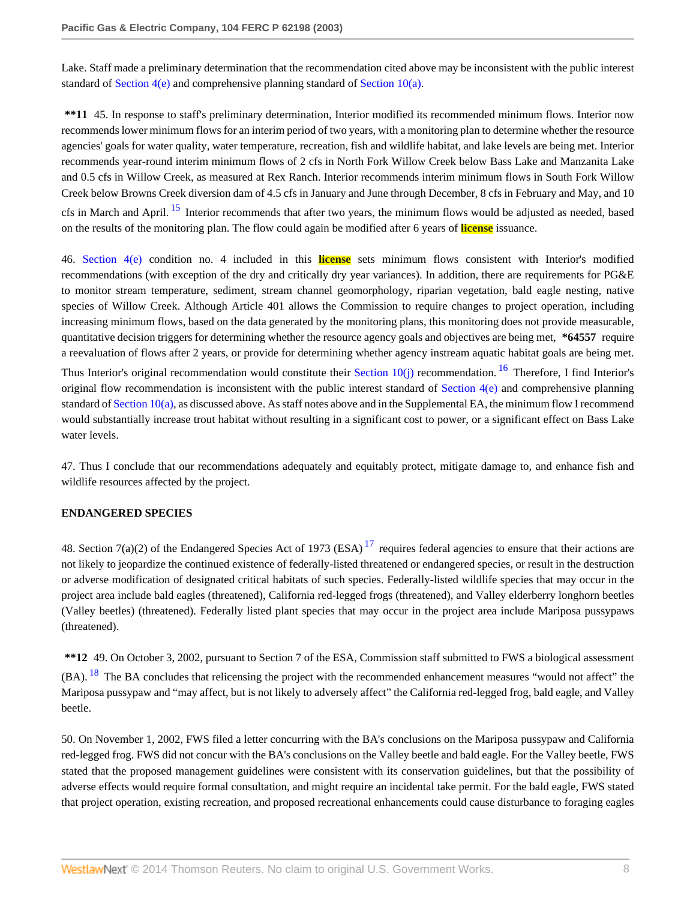Lake. Staff made a preliminary determination that the recommendation cited above may be inconsistent with the public interest standard of Section 4(e) and comprehensive planning standard of Section 10(a).

**\*\*11** 45. In response to staff's preliminary determination, Interior modified its recommended minimum flows. Interior now recommends lower minimum flows for an interim period of two years, with a monitoring plan to determine whether the resource agencies' goals for water quality, water temperature, recreation, fish and wildlife habitat, and lake levels are being met. Interior recommends year-round interim minimum flows of 2 cfs in North Fork Willow Creek below Bass Lake and Manzanita Lake and 0.5 cfs in Willow Creek, as measured at Rex Ranch. Interior recommends interim minimum flows in South Fork Willow Creek below Browns Creek diversion dam of 4.5 cfs in January and June through December, 8 cfs in February and May, and 10 cfs in March and April. [15] Interior recommends that after two years, the minimum flows would be adjusted as needed, based on the results of the monitoring plan. The flow could again be modified after 6 years of license issuance.

46. Section 4(e) condition no. 4 included in this license sets minimum flows consistent with Interior's modified recommendations (with exception of the dry and critically dry year variances). In addition, there are requirements for PG&E to monitor stream temperature, sediment, stream channel geomorphology, riparian vegetation, bald eagle nesting, native species of Willow Creek. Although Article 401 allows the Commission to require changes to project operation, including increasing minimum flows, based on the data generated by the monitoring plans, this monitoring does not provide measurable, quantitative decision triggers for determining whether the resource agency goals and objectives are being met, **\*64557** require a reevaluation of flows after 2 years, or provide for determining whether agency instream aquatic habitat goals are being met. Thus Interior's original recommendation would constitute their Section 10(j) recommendation. [16] Therefore, I find Interior's original flow recommendation is inconsistent with the public interest standard of Section 4(e) and comprehensive planning standard of Section 10(a), as discussed above. As staff notes above and in the Supplemental EA, the minimum flow I recommend would substantially increase trout habitat without resulting in a significant cost to power, or a significant effect on Bass Lake water levels.

47. Thus I conclude that our recommendations adequately and equitably protect, mitigate damage to, and enhance fish and wildlife resources affected by the project.

**ENDANGERED SPECIES**

48. Section 7(a)(2) of the Endangered Species Act of 1973 (ESA) [17] requires federal agencies to ensure that their actions are not likely to jeopardize the continued existence of federally-listed threatened or endangered species, or result in the destruction or adverse modification of designated critical habitats of such species. Federally-listed wildlife species that may occur in the project area include bald eagles (threatened), California red-legged frogs (threatened), and Valley elderberry longhorn beetles (Valley beetles) (threatened). Federally listed plant species that may occur in the project area include Mariposa pussypaws (threatened).

**\*\*12** 49. On October 3, 2002, pursuant to Section 7 of the ESA, Commission staff submitted to FWS a biological assessment (BA). [18] The BA concludes that relicensing the project with the recommended enhancement measures "would not affect" the Mariposa pussypaw and "may affect, but is not likely to adversely affect" the California red-legged frog, bald eagle, and Valley beetle.

50. On November 1, 2002, FWS filed a letter concurring with the BA's conclusions on the Mariposa pussypaw and California red-legged frog. FWS did not concur with the BA's conclusions on the Valley beetle and bald eagle. For the Valley beetle, FWS stated that the proposed management guidelines were consistent with its conservation guidelines, but that the possibility of adverse effects would require formal consultation, and might require an incidental take permit. For the bald eagle, FWS stated that project operation, existing recreation, and proposed recreational enhancements could cause disturbance to foraging eagles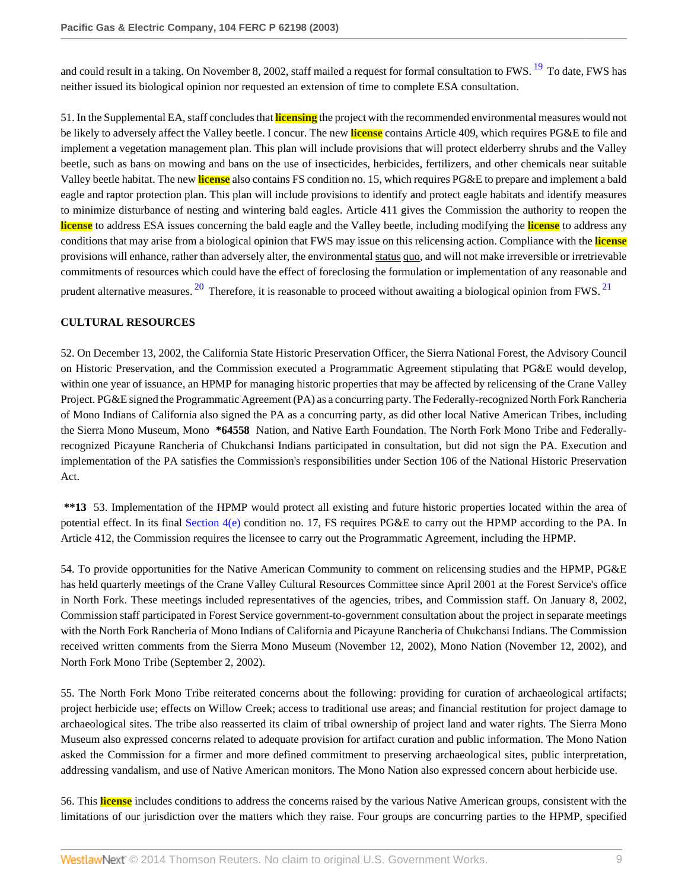and could result in a taking. On November 8, 2002, staff mailed a request for formal consultation to FWS.[19] To date, FWS has neither issued its biological opinion nor requested an extension of time to complete ESA consultation.

51. In the Supplemental EA, staff concludes that licensing the project with the recommended environmental measures would not be likely to adversely affect the Valley beetle. I concur. The new license contains Article 409, which requires PG&E to file and implement a vegetation management plan. This plan will include provisions that will protect elderberry shrubs and the Valley beetle, such as bans on mowing and bans on the use of insecticides, herbicides, fertilizers, and other chemicals near suitable Valley beetle habitat. The new license also contains FS condition no. 15, which requires PG&E to prepare and implement a bald eagle and raptor protection plan. This plan will include provisions to identify and protect eagle habitats and identify measures to minimize disturbance of nesting and wintering bald eagles. Article 411 gives the Commission the authority to reopen the license to address ESA issues concerning the bald eagle and the Valley beetle, including modifying the license to address any conditions that may arise from a biological opinion that FWS may issue on this relicensing action. Compliance with the license provisions will enhance, rather than adversely alter, the environmental status quo, and will not make irreversible or irretrievable commitments of resources which could have the effect of foreclosing the formulation or implementation of any reasonable and prudent alternative measures.[20] Therefore, it is reasonable to proceed without awaiting a biological opinion from FWS.[21]

## CULTURAL RESOURCES

52. On December 13, 2002, the California State Historic Preservation Officer, the Sierra National Forest, the Advisory Council on Historic Preservation, and the Commission executed a Programmatic Agreement stipulating that PG&E would develop, within one year of issuance, an HPMP for managing historic properties that may be affected by relicensing of the Crane Valley Project. PG&E signed the Programmatic Agreement (PA) as a concurring party. The Federally-recognized North Fork Rancheria of Mono Indians of California also signed the PA as a concurring party, as did other local Native American Tribes, including the Sierra Mono Museum, Mono **\*64558** Nation, and Native Earth Foundation. The North Fork Mono Tribe and Federally-recognized Picayune Rancheria of Chukchansi Indians participated in consultation, but did not sign the PA. Execution and implementation of the PA satisfies the Commission's responsibilities under Section 106 of the National Historic Preservation Act.

**\*\*13** 53. Implementation of the HPMP would protect all existing and future historic properties located within the area of potential effect. In its final Section 4(e) condition no. 17, FS requires PG&E to carry out the HPMP according to the PA. In Article 412, the Commission requires the licensee to carry out the Programmatic Agreement, including the HPMP.

54. To provide opportunities for the Native American Community to comment on relicensing studies and the HPMP, PG&E has held quarterly meetings of the Crane Valley Cultural Resources Committee since April 2001 at the Forest Service's office in North Fork. These meetings included representatives of the agencies, tribes, and Commission staff. On January 8, 2002, Commission staff participated in Forest Service government-to-government consultation about the project in separate meetings with the North Fork Rancheria of Mono Indians of California and Picayune Rancheria of Chukchansi Indians. The Commission received written comments from the Sierra Mono Museum (November 12, 2002), Mono Nation (November 12, 2002), and North Fork Mono Tribe (September 2, 2002).

55. The North Fork Mono Tribe reiterated concerns about the following: providing for curation of archaeological artifacts; project herbicide use; effects on Willow Creek; access to traditional use areas; and financial restitution for project damage to archaeological sites. The tribe also reasserted its claim of tribal ownership of project land and water rights. The Sierra Mono Museum also expressed concerns related to adequate provision for artifact curation and public information. The Mono Nation asked the Commission for a firmer and more defined commitment to preserving archaeological sites, public interpretation, addressing vandalism, and use of Native American monitors. The Mono Nation also expressed concern about herbicide use.

56. This license includes conditions to address the concerns raised by the various Native American groups, consistent with the limitations of our jurisdiction over the matters which they raise. Four groups are concurring parties to the HPMP, specified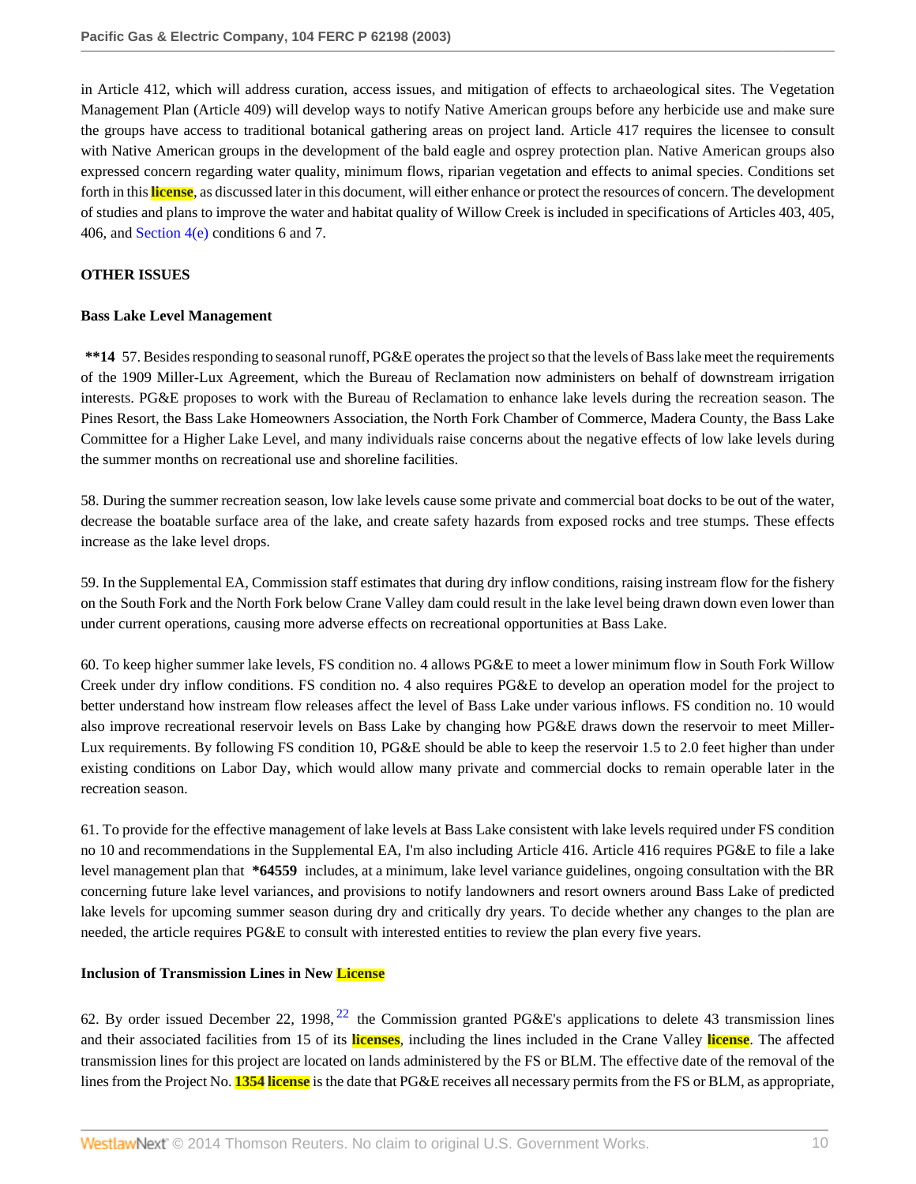in Article 412, which will address curation, access issues, and mitigation of effects to archaeological sites. The Vegetation Management Plan (Article 409) will develop ways to notify Native American groups before any herbicide use and make sure the groups have access to traditional botanical gathering areas on project land. Article 417 requires the licensee to consult with Native American groups in the development of the bald eagle and osprey protection plan. Native American groups also expressed concern regarding water quality, minimum flows, riparian vegetation and effects to animal species. Conditions set forth in this license, as discussed later in this document, will either enhance or protect the resources of concern. The development of studies and plans to improve the water and habitat quality of Willow Creek is included in specifications of Articles 403, 405, 406, and Section 4(e) conditions 6 and 7.

**OTHER ISSUES**

**Bass Lake Level Management**

**\*\*14** 57. Besides responding to seasonal runoff, PG&E operates the project so that the levels of Bass lake meet the requirements of the 1909 Miller-Lux Agreement, which the Bureau of Reclamation now administers on behalf of downstream irrigation interests. PG&E proposes to work with the Bureau of Reclamation to enhance lake levels during the recreation season. The Pines Resort, the Bass Lake Homeowners Association, the North Fork Chamber of Commerce, Madera County, the Bass Lake Committee for a Higher Lake Level, and many individuals raise concerns about the negative effects of low lake levels during the summer months on recreational use and shoreline facilities.

58. During the summer recreation season, low lake levels cause some private and commercial boat docks to be out of the water, decrease the boatable surface area of the lake, and create safety hazards from exposed rocks and tree stumps. These effects increase as the lake level drops.

59. In the Supplemental EA, Commission staff estimates that during dry inflow conditions, raising instream flow for the fishery on the South Fork and the North Fork below Crane Valley dam could result in the lake level being drawn down even lower than under current operations, causing more adverse effects on recreational opportunities at Bass Lake.

60. To keep higher summer lake levels, FS condition no. 4 allows PG&E to meet a lower minimum flow in South Fork Willow Creek under dry inflow conditions. FS condition no. 4 also requires PG&E to develop an operation model for the project to better understand how instream flow releases affect the level of Bass Lake under various inflows. FS condition no. 10 would also improve recreational reservoir levels on Bass Lake by changing how PG&E draws down the reservoir to meet Miller-Lux requirements. By following FS condition 10, PG&E should be able to keep the reservoir 1.5 to 2.0 feet higher than under existing conditions on Labor Day, which would allow many private and commercial docks to remain operable later in the recreation season.

61. To provide for the effective management of lake levels at Bass Lake consistent with lake levels required under FS condition no 10 and recommendations in the Supplemental EA, I'm also including Article 416. Article 416 requires PG&E to file a lake level management plan that **\*64559** includes, at a minimum, lake level variance guidelines, ongoing consultation with the BR concerning future lake level variances, and provisions to notify landowners and resort owners around Bass Lake of predicted lake levels for upcoming summer season during dry and critically dry years. To decide whether any changes to the plan are needed, the article requires PG&E to consult with interested entities to review the plan every five years.

**Inclusion of Transmission Lines in New License**

62. By order issued December 22, 1998,[22] the Commission granted PG&E's applications to delete 43 transmission lines and their associated facilities from 15 of its licenses, including the lines included in the Crane Valley license. The affected transmission lines for this project are located on lands administered by the FS or BLM. The effective date of the removal of the lines from the Project No. 1354 license is the date that PG&E receives all necessary permits from the FS or BLM, as appropriate,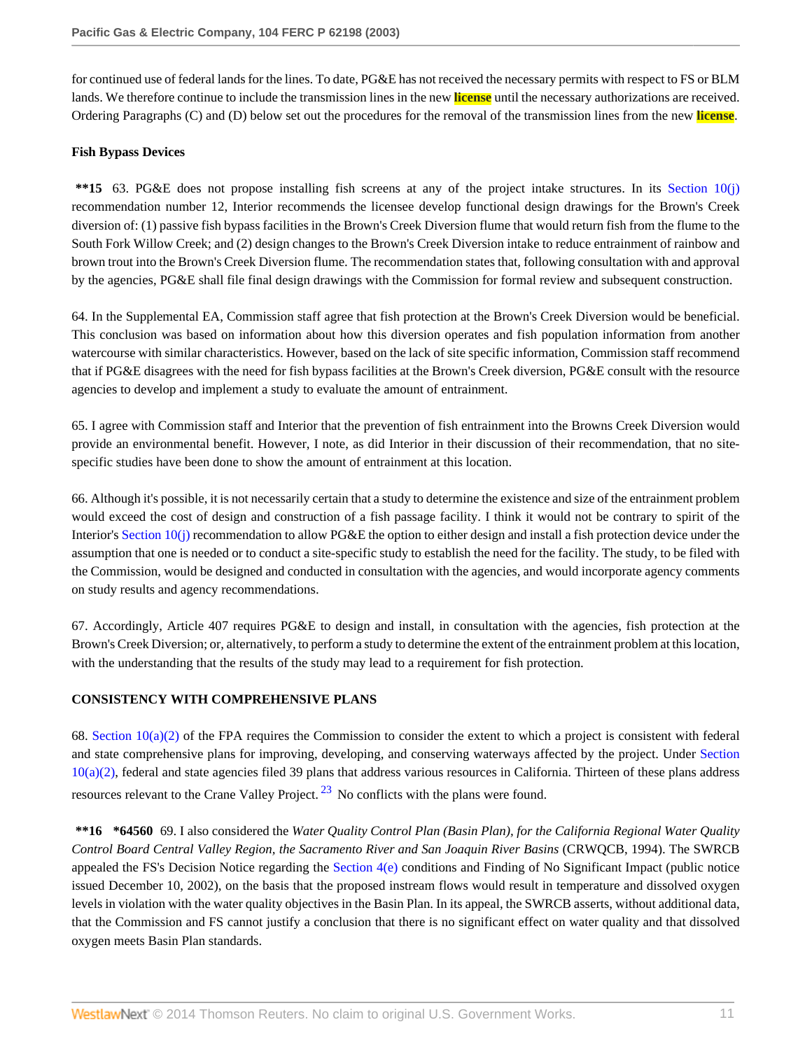for continued use of federal lands for the lines. To date, PG&E has not received the necessary permits with respect to FS or BLM lands. We therefore continue to include the transmission lines in the new **license** until the necessary authorizations are received. Ordering Paragraphs (C) and (D) below set out the procedures for the removal of the transmission lines from the new **license**.

**Fish Bypass Devices**

**\*\*15** 63. PG&E does not propose installing fish screens at any of the project intake structures. In its Section 10(j) recommendation number 12, Interior recommends the licensee develop functional design drawings for the Brown's Creek diversion of: (1) passive fish bypass facilities in the Brown's Creek Diversion flume that would return fish from the flume to the South Fork Willow Creek; and (2) design changes to the Brown's Creek Diversion intake to reduce entrainment of rainbow and brown trout into the Brown's Creek Diversion flume. The recommendation states that, following consultation with and approval by the agencies, PG&E shall file final design drawings with the Commission for formal review and subsequent construction.

64. In the Supplemental EA, Commission staff agree that fish protection at the Brown's Creek Diversion would be beneficial. This conclusion was based on information about how this diversion operates and fish population information from another watercourse with similar characteristics. However, based on the lack of site specific information, Commission staff recommend that if PG&E disagrees with the need for fish bypass facilities at the Brown's Creek diversion, PG&E consult with the resource agencies to develop and implement a study to evaluate the amount of entrainment.

65. I agree with Commission staff and Interior that the prevention of fish entrainment into the Browns Creek Diversion would provide an environmental benefit. However, I note, as did Interior in their discussion of their recommendation, that no site-specific studies have been done to show the amount of entrainment at this location.

66. Although it's possible, it is not necessarily certain that a study to determine the existence and size of the entrainment problem would exceed the cost of design and construction of a fish passage facility. I think it would not be contrary to spirit of the Interior's Section 10(j) recommendation to allow PG&E the option to either design and install a fish protection device under the assumption that one is needed or to conduct a site-specific study to establish the need for the facility. The study, to be filed with the Commission, would be designed and conducted in consultation with the agencies, and would incorporate agency comments on study results and agency recommendations.

67. Accordingly, Article 407 requires PG&E to design and install, in consultation with the agencies, fish protection at the Brown's Creek Diversion; or, alternatively, to perform a study to determine the extent of the entrainment problem at this location, with the understanding that the results of the study may lead to a requirement for fish protection.

**CONSISTENCY WITH COMPREHENSIVE PLANS**

68. Section 10(a)(2) of the FPA requires the Commission to consider the extent to which a project is consistent with federal and state comprehensive plans for improving, developing, and conserving waterways affected by the project. Under Section 10(a)(2), federal and state agencies filed 39 plans that address various resources in California. Thirteen of these plans address resources relevant to the Crane Valley Project. [23] No conflicts with the plans were found.

**\*\*16 \*64560** 69. I also considered the *Water Quality Control Plan (Basin Plan), for the California Regional Water Quality Control Board Central Valley Region, the Sacramento River and San Joaquin River Basins* (CRWQCB, 1994). The SWRCB appealed the FS's Decision Notice regarding the Section 4(e) conditions and Finding of No Significant Impact (public notice issued December 10, 2002), on the basis that the proposed instream flows would result in temperature and dissolved oxygen levels in violation with the water quality objectives in the Basin Plan. In its appeal, the SWRCB asserts, without additional data, that the Commission and FS cannot justify a conclusion that there is no significant effect on water quality and that dissolved oxygen meets Basin Plan standards.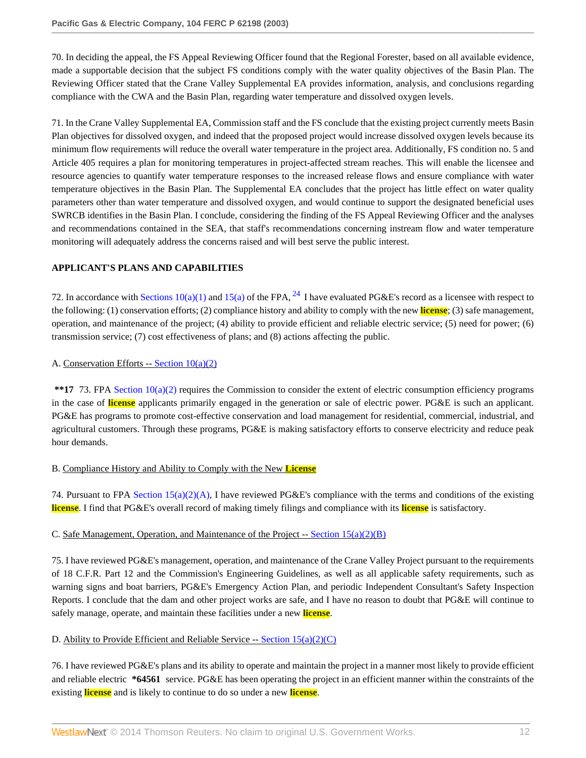70. In deciding the appeal, the FS Appeal Reviewing Officer found that the Regional Forester, based on all available evidence, made a supportable decision that the subject FS conditions comply with the water quality objectives of the Basin Plan. The Reviewing Officer stated that the Crane Valley Supplemental EA provides information, analysis, and conclusions regarding compliance with the CWA and the Basin Plan, regarding water temperature and dissolved oxygen levels.

71. In the Crane Valley Supplemental EA, Commission staff and the FS conclude that the existing project currently meets Basin Plan objectives for dissolved oxygen, and indeed that the proposed project would increase dissolved oxygen levels because its minimum flow requirements will reduce the overall water temperature in the project area. Additionally, FS condition no. 5 and Article 405 requires a plan for monitoring temperatures in project-affected stream reaches. This will enable the licensee and resource agencies to quantify water temperature responses to the increased release flows and ensure compliance with water temperature objectives in the Basin Plan. The Supplemental EA concludes that the project has little effect on water quality parameters other than water temperature and dissolved oxygen, and would continue to support the designated beneficial uses SWRCB identifies in the Basin Plan. I conclude, considering the finding of the FS Appeal Reviewing Officer and the analyses and recommendations contained in the SEA, that staff's recommendations concerning instream flow and water temperature monitoring will adequately address the concerns raised and will best serve the public interest.

**APPLICANT'S PLANS AND CAPABILITIES**

72. In accordance with Sections 10(a)(1) and 15(a) of the FPA, [24] I have evaluated PG&E's record as a licensee with respect to the following: (1) conservation efforts; (2) compliance history and ability to comply with the new license; (3) safe management, operation, and maintenance of the project; (4) ability to provide efficient and reliable electric service; (5) need for power; (6) transmission service; (7) cost effectiveness of plans; and (8) actions affecting the public.

A. Conservation Efforts -- Section 10(a)(2)

**\*\*17** 73. FPA Section 10(a)(2) requires the Commission to consider the extent of electric consumption efficiency programs in the case of license applicants primarily engaged in the generation or sale of electric power. PG&E is such an applicant. PG&E has programs to promote cost-effective conservation and load management for residential, commercial, industrial, and agricultural customers. Through these programs, PG&E is making satisfactory efforts to conserve electricity and reduce peak hour demands.

B. Compliance History and Ability to Comply with the New License

74. Pursuant to FPA Section 15(a)(2)(A), I have reviewed PG&E's compliance with the terms and conditions of the existing license. I find that PG&E's overall record of making timely filings and compliance with its license is satisfactory.

C. Safe Management, Operation, and Maintenance of the Project -- Section 15(a)(2)(B)

75. I have reviewed PG&E's management, operation, and maintenance of the Crane Valley Project pursuant to the requirements of 18 C.F.R. Part 12 and the Commission's Engineering Guidelines, as well as all applicable safety requirements, such as warning signs and boat barriers, PG&E's Emergency Action Plan, and periodic Independent Consultant's Safety Inspection Reports. I conclude that the dam and other project works are safe, and I have no reason to doubt that PG&E will continue to safely manage, operate, and maintain these facilities under a new license.

D. Ability to Provide Efficient and Reliable Service -- Section 15(a)(2)(C)

76. I have reviewed PG&E's plans and its ability to operate and maintain the project in a manner most likely to provide efficient and reliable electric **\*64561** service. PG&E has been operating the project in an efficient manner within the constraints of the existing license and is likely to continue to do so under a new license.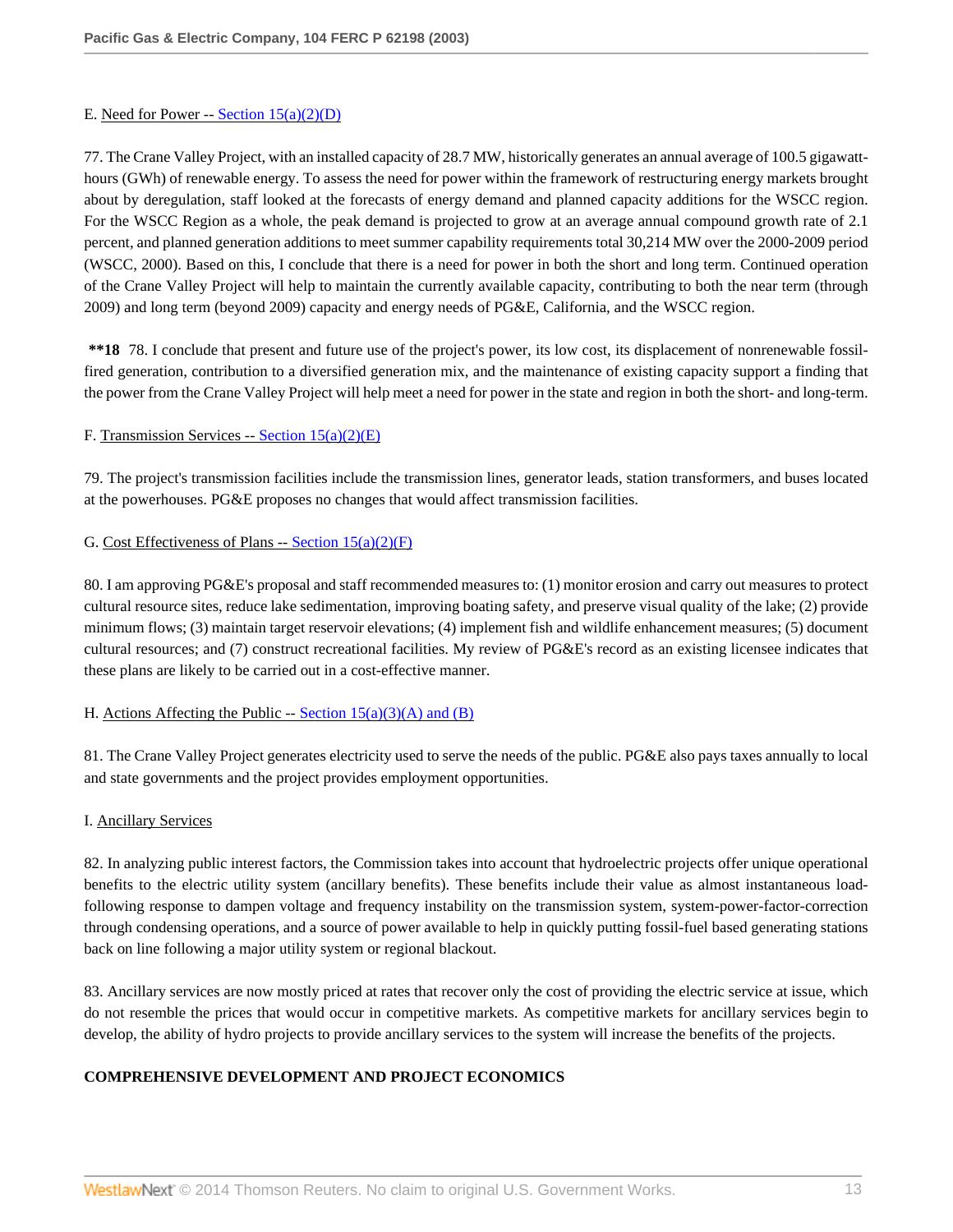E. Need for Power -- Section 15(a)(2)(D)

77. The Crane Valley Project, with an installed capacity of 28.7 MW, historically generates an annual average of 100.5 gigawatt-hours (GWh) of renewable energy. To assess the need for power within the framework of restructuring energy markets brought about by deregulation, staff looked at the forecasts of energy demand and planned capacity additions for the WSCC region. For the WSCC Region as a whole, the peak demand is projected to grow at an average annual compound growth rate of 2.1 percent, and planned generation additions to meet summer capability requirements total 30,214 MW over the 2000-2009 period (WSCC, 2000). Based on this, I conclude that there is a need for power in both the short and long term. Continued operation of the Crane Valley Project will help to maintain the currently available capacity, contributing to both the near term (through 2009) and long term (beyond 2009) capacity and energy needs of PG&E, California, and the WSCC region.

**\*\*18** 78. I conclude that present and future use of the project's power, its low cost, its displacement of nonrenewable fossil-fired generation, contribution to a diversified generation mix, and the maintenance of existing capacity support a finding that the power from the Crane Valley Project will help meet a need for power in the state and region in both the short- and long-term.

F. Transmission Services -- Section 15(a)(2)(E)

79. The project's transmission facilities include the transmission lines, generator leads, station transformers, and buses located at the powerhouses. PG&E proposes no changes that would affect transmission facilities.

G. Cost Effectiveness of Plans -- Section 15(a)(2)(F)

80. I am approving PG&E's proposal and staff recommended measures to: (1) monitor erosion and carry out measures to protect cultural resource sites, reduce lake sedimentation, improving boating safety, and preserve visual quality of the lake; (2) provide minimum flows; (3) maintain target reservoir elevations; (4) implement fish and wildlife enhancement measures; (5) document cultural resources; and (7) construct recreational facilities. My review of PG&E's record as an existing licensee indicates that these plans are likely to be carried out in a cost-effective manner.

H. Actions Affecting the Public -- Section 15(a)(3)(A) and (B)

81. The Crane Valley Project generates electricity used to serve the needs of the public. PG&E also pays taxes annually to local and state governments and the project provides employment opportunities.

I. Ancillary Services

82. In analyzing public interest factors, the Commission takes into account that hydroelectric projects offer unique operational benefits to the electric utility system (ancillary benefits). These benefits include their value as almost instantaneous load-following response to dampen voltage and frequency instability on the transmission system, system-power-factor-correction through condensing operations, and a source of power available to help in quickly putting fossil-fuel based generating stations back on line following a major utility system or regional blackout.

83. Ancillary services are now mostly priced at rates that recover only the cost of providing the electric service at issue, which do not resemble the prices that would occur in competitive markets. As competitive markets for ancillary services begin to develop, the ability of hydro projects to provide ancillary services to the system will increase the benefits of the projects.

## COMPREHENSIVE DEVELOPMENT AND PROJECT ECONOMICS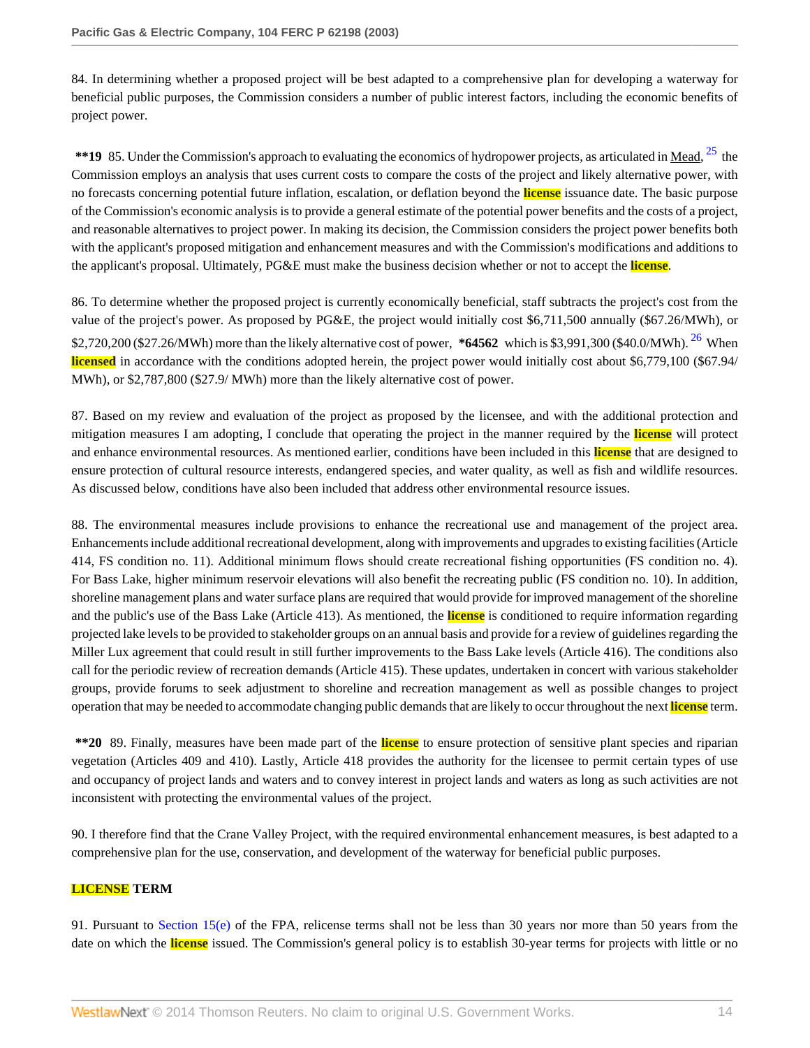84. In determining whether a proposed project will be best adapted to a comprehensive plan for developing a waterway for beneficial public purposes, the Commission considers a number of public interest factors, including the economic benefits of project power.

**\*\*19** 85. Under the Commission's approach to evaluating the economics of hydropower projects, as articulated in Mead,[25] the Commission employs an analysis that uses current costs to compare the costs of the project and likely alternative power, with no forecasts concerning potential future inflation, escalation, or deflation beyond the license issuance date. The basic purpose of the Commission's economic analysis is to provide a general estimate of the potential power benefits and the costs of a project, and reasonable alternatives to project power. In making its decision, the Commission considers the project power benefits both with the applicant's proposed mitigation and enhancement measures and with the Commission's modifications and additions to the applicant's proposal. Ultimately, PG&E must make the business decision whether or not to accept the license.

86. To determine whether the proposed project is currently economically beneficial, staff subtracts the project's cost from the value of the project's power. As proposed by PG&E, the project would initially cost $6,711,500 annually ($67.26/MWh), or $2,720,200 ($27.26/MWh) more than the likely alternative cost of power, **\*64562** which is $3,991,300 ($40.0/MWh).[26] When licensed in accordance with the conditions adopted herein, the project power would initially cost about $6,779,100 ($67.94/MWh), or $2,787,800 ($27.9/ MWh) more than the likely alternative cost of power.

87. Based on my review and evaluation of the project as proposed by the licensee, and with the additional protection and mitigation measures I am adopting, I conclude that operating the project in the manner required by the license will protect and enhance environmental resources. As mentioned earlier, conditions have been included in this license that are designed to ensure protection of cultural resource interests, endangered species, and water quality, as well as fish and wildlife resources. As discussed below, conditions have also been included that address other environmental resource issues.

88. The environmental measures include provisions to enhance the recreational use and management of the project area. Enhancements include additional recreational development, along with improvements and upgrades to existing facilities (Article 414, FS condition no. 11). Additional minimum flows should create recreational fishing opportunities (FS condition no. 4). For Bass Lake, higher minimum reservoir elevations will also benefit the recreating public (FS condition no. 10). In addition, shoreline management plans and water surface plans are required that would provide for improved management of the shoreline and the public's use of the Bass Lake (Article 413). As mentioned, the license is conditioned to require information regarding projected lake levels to be provided to stakeholder groups on an annual basis and provide for a review of guidelines regarding the Miller Lux agreement that could result in still further improvements to the Bass Lake levels (Article 416). The conditions also call for the periodic review of recreation demands (Article 415). These updates, undertaken in concert with various stakeholder groups, provide forums to seek adjustment to shoreline and recreation management as well as possible changes to project operation that may be needed to accommodate changing public demands that are likely to occur throughout the next license term.

**\*\*20** 89. Finally, measures have been made part of the license to ensure protection of sensitive plant species and riparian vegetation (Articles 409 and 410). Lastly, Article 418 provides the authority for the licensee to permit certain types of use and occupancy of project lands and waters and to convey interest in project lands and waters as long as such activities are not inconsistent with protecting the environmental values of the project.

90. I therefore find that the Crane Valley Project, with the required environmental enhancement measures, is best adapted to a comprehensive plan for the use, conservation, and development of the waterway for beneficial public purposes.

**LICENSE TERM**

91. Pursuant to Section 15(e) of the FPA, relicense terms shall not be less than 30 years nor more than 50 years from the date on which the license issued. The Commission's general policy is to establish 30-year terms for projects with little or no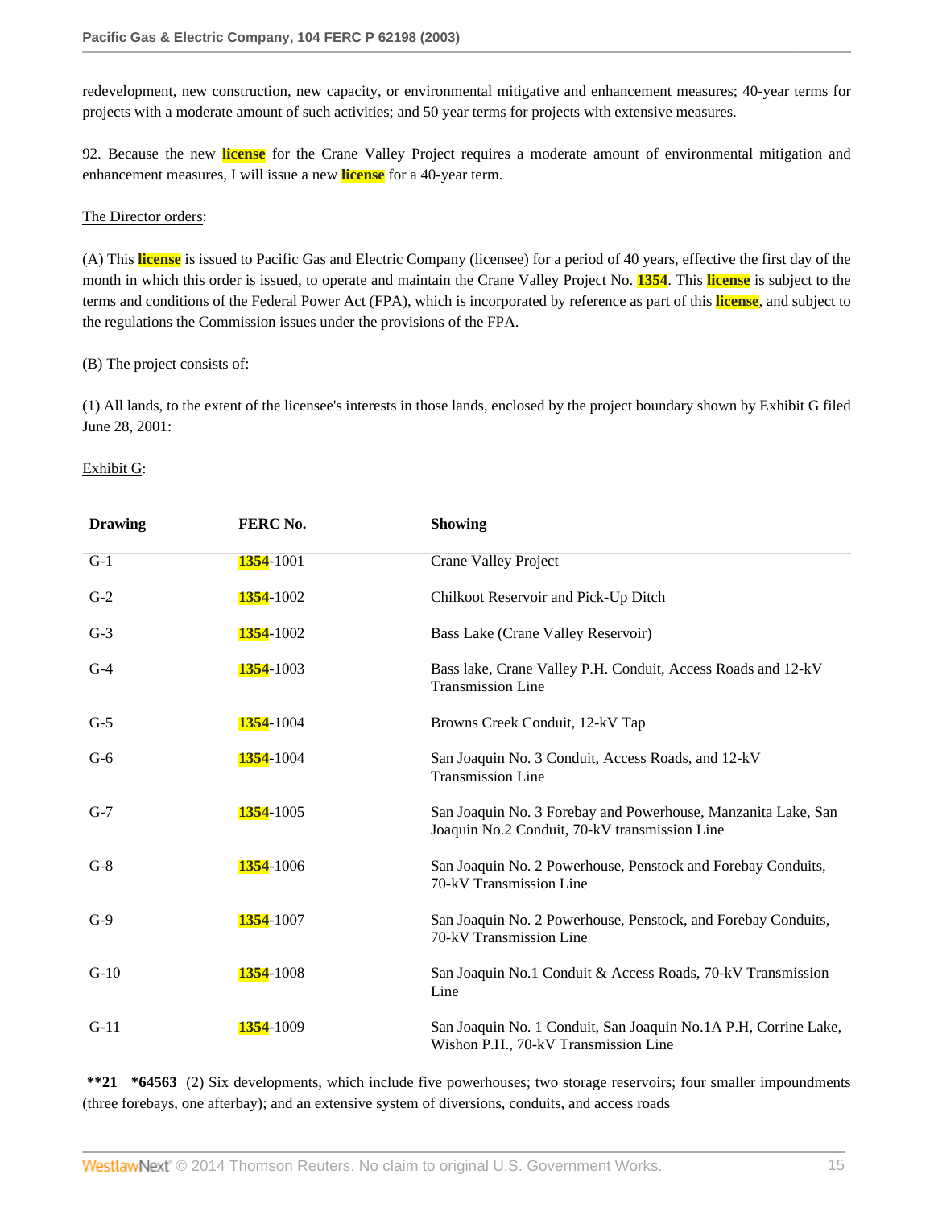redevelopment, new construction, new capacity, or environmental mitigative and enhancement measures; 40-year terms for projects with a moderate amount of such activities; and 50 year terms for projects with extensive measures.

92. Because the new license for the Crane Valley Project requires a moderate amount of environmental mitigation and enhancement measures, I will issue a new license for a 40-year term.

The Director orders:

(A) This license is issued to Pacific Gas and Electric Company (licensee) for a period of 40 years, effective the first day of the month in which this order is issued, to operate and maintain the Crane Valley Project No. 1354. This license is subject to the terms and conditions of the Federal Power Act (FPA), which is incorporated by reference as part of this license, and subject to the regulations the Commission issues under the provisions of the FPA.

(B) The project consists of:

(1) All lands, to the extent of the licensee's interests in those lands, enclosed by the project boundary shown by Exhibit G filed June 28, 2001:

Exhibit G:

| Drawing | FERC No. | Showing |
|---|---|---|
| G-1 | 1354-1001 | Crane Valley Project |
| G-2 | 1354-1002 | Chilkoot Reservoir and Pick-Up Ditch |
| G-3 | 1354-1002 | Bass Lake (Crane Valley Reservoir) |
| G-4 | 1354-1003 | Bass lake, Crane Valley P.H. Conduit, Access Roads and 12-kV Transmission Line |
| G-5 | 1354-1004 | Browns Creek Conduit, 12-kV Tap |
| G-6 | 1354-1004 | San Joaquin No. 3 Conduit, Access Roads, and 12-kV Transmission Line |
| G-7 | 1354-1005 | San Joaquin No. 3 Forebay and Powerhouse, Manzanita Lake, San Joaquin No.2 Conduit, 70-kV transmission Line |
| G-8 | 1354-1006 | San Joaquin No. 2 Powerhouse, Penstock and Forebay Conduits, 70-kV Transmission Line |
| G-9 | 1354-1007 | San Joaquin No. 2 Powerhouse, Penstock, and Forebay Conduits, 70-kV Transmission Line |
| G-10 | 1354-1008 | San Joaquin No.1 Conduit & Access Roads, 70-kV Transmission Line |
| G-11 | 1354-1009 | San Joaquin No. 1 Conduit, San Joaquin No.1A P.H, Corrine Lake, Wishon P.H., 70-kV Transmission Line |

**\*\*21 \*64563** (2) Six developments, which include five powerhouses; two storage reservoirs; four smaller impoundments (three forebays, one afterbay); and an extensive system of diversions, conduits, and access roads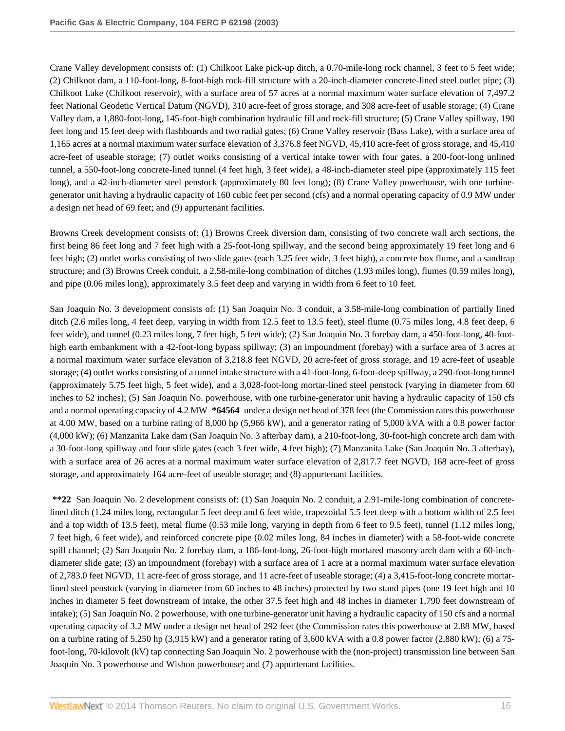Crane Valley development consists of: (1) Chilkoot Lake pick-up ditch, a 0.70-mile-long rock channel, 3 feet to 5 feet wide; (2) Chilkoot dam, a 110-foot-long, 8-foot-high rock-fill structure with a 20-inch-diameter concrete-lined steel outlet pipe; (3) Chilkoot Lake (Chilkoot reservoir), with a surface area of 57 acres at a normal maximum water surface elevation of 7,497.2 feet National Geodetic Vertical Datum (NGVD), 310 acre-feet of gross storage, and 308 acre-feet of usable storage; (4) Crane Valley dam, a 1,880-foot-long, 145-foot-high combination hydraulic fill and rock-fill structure; (5) Crane Valley spillway, 190 feet long and 15 feet deep with flashboards and two radial gates; (6) Crane Valley reservoir (Bass Lake), with a surface area of 1,165 acres at a normal maximum water surface elevation of 3,376.8 feet NGVD, 45,410 acre-feet of gross storage, and 45,410 acre-feet of useable storage; (7) outlet works consisting of a vertical intake tower with four gates, a 200-foot-long unlined tunnel, a 550-foot-long concrete-lined tunnel (4 feet high, 3 feet wide), a 48-inch-diameter steel pipe (approximately 115 feet long), and a 42-inch-diameter steel penstock (approximately 80 feet long); (8) Crane Valley powerhouse, with one turbine-generator unit having a hydraulic capacity of 160 cubic feet per second (cfs) and a normal operating capacity of 0.9 MW under a design net head of 69 feet; and (9) appurtenant facilities.

Browns Creek development consists of: (1) Browns Creek diversion dam, consisting of two concrete wall arch sections, the first being 86 feet long and 7 feet high with a 25-foot-long spillway, and the second being approximately 19 feet long and 6 feet high; (2) outlet works consisting of two slide gates (each 3.25 feet wide, 3 feet high), a concrete box flume, and a sandtrap structure; and (3) Browns Creek conduit, a 2.58-mile-long combination of ditches (1.93 miles long), flumes (0.59 miles long), and pipe (0.06 miles long), approximately 3.5 feet deep and varying in width from 6 feet to 10 feet.

San Joaquin No. 3 development consists of: (1) San Joaquin No. 3 conduit, a 3.58-mile-long combination of partially lined ditch (2.6 miles long, 4 feet deep, varying in width from 12.5 feet to 13.5 feet), steel flume (0.75 miles long, 4.8 feet deep, 6 feet wide), and tunnel (0.23 miles long, 7 feet high, 5 feet wide); (2) San Joaquin No. 3 forebay dam, a 450-foot-long, 40-foot-high earth embankment with a 42-foot-long bypass spillway; (3) an impoundment (forebay) with a surface area of 3 acres at a normal maximum water surface elevation of 3,218.8 feet NGVD, 20 acre-feet of gross storage, and 19 acre-feet of useable storage; (4) outlet works consisting of a tunnel intake structure with a 41-foot-long, 6-foot-deep spillway, a 290-foot-long tunnel (approximately 5.75 feet high, 5 feet wide), and a 3,028-foot-long mortar-lined steel penstock (varying in diameter from 60 inches to 52 inches); (5) San Joaquin No. powerhouse, with one turbine-generator unit having a hydraulic capacity of 150 cfs and a normal operating capacity of 4.2 MW **\*64564** under a design net head of 378 feet (the Commission rates this powerhouse at 4.00 MW, based on a turbine rating of 8,000 hp (5,966 kW), and a generator rating of 5,000 kVA with a 0.8 power factor (4,000 kW); (6) Manzanita Lake dam (San Joaquin No. 3 afterbay dam), a 210-foot-long, 30-foot-high concrete arch dam with a 30-foot-long spillway and four slide gates (each 3 feet wide, 4 feet high); (7) Manzanita Lake (San Joaquin No. 3 afterbay), with a surface area of 26 acres at a normal maximum water surface elevation of 2,817.7 feet NGVD, 168 acre-feet of gross storage, and approximately 164 acre-feet of useable storage; and (8) appurtenant facilities.

**\*\*22** San Joaquin No. 2 development consists of: (1) San Joaquin No. 2 conduit, a 2.91-mile-long combination of concrete-lined ditch (1.24 miles long, rectangular 5 feet deep and 6 feet wide, trapezoidal 5.5 feet deep with a bottom width of 2.5 feet and a top width of 13.5 feet), metal flume (0.53 mile long, varying in depth from 6 feet to 9.5 feet), tunnel (1.12 miles long, 7 feet high, 6 feet wide), and reinforced concrete pipe (0.02 miles long, 84 inches in diameter) with a 58-foot-wide concrete spill channel; (2) San Joaquin No. 2 forebay dam, a 186-foot-long, 26-foot-high mortared masonry arch dam with a 60-inch-diameter slide gate; (3) an impoundment (forebay) with a surface area of 1 acre at a normal maximum water surface elevation of 2,783.0 feet NGVD, 11 acre-feet of gross storage, and 11 acre-feet of useable storage; (4) a 3,415-foot-long concrete mortar-lined steel penstock (varying in diameter from 60 inches to 48 inches) protected by two stand pipes (one 19 feet high and 10 inches in diameter 5 feet downstream of intake, the other 37.5 feet high and 48 inches in diameter 1,790 feet downstream of intake); (5) San Joaquin No. 2 powerhouse, with one turbine-generator unit having a hydraulic capacity of 150 cfs and a normal operating capacity of 3.2 MW under a design net head of 292 feet (the Commission rates this powerhouse at 2.88 MW, based on a turbine rating of 5,250 hp (3,915 kW) and a generator rating of 3,600 kVA with a 0.8 power factor (2,880 kW); (6) a 75-foot-long, 70-kilovolt (kV) tap connecting San Joaquin No. 2 powerhouse with the (non-project) transmission line between San Joaquin No. 3 powerhouse and Wishon powerhouse; and (7) appurtenant facilities.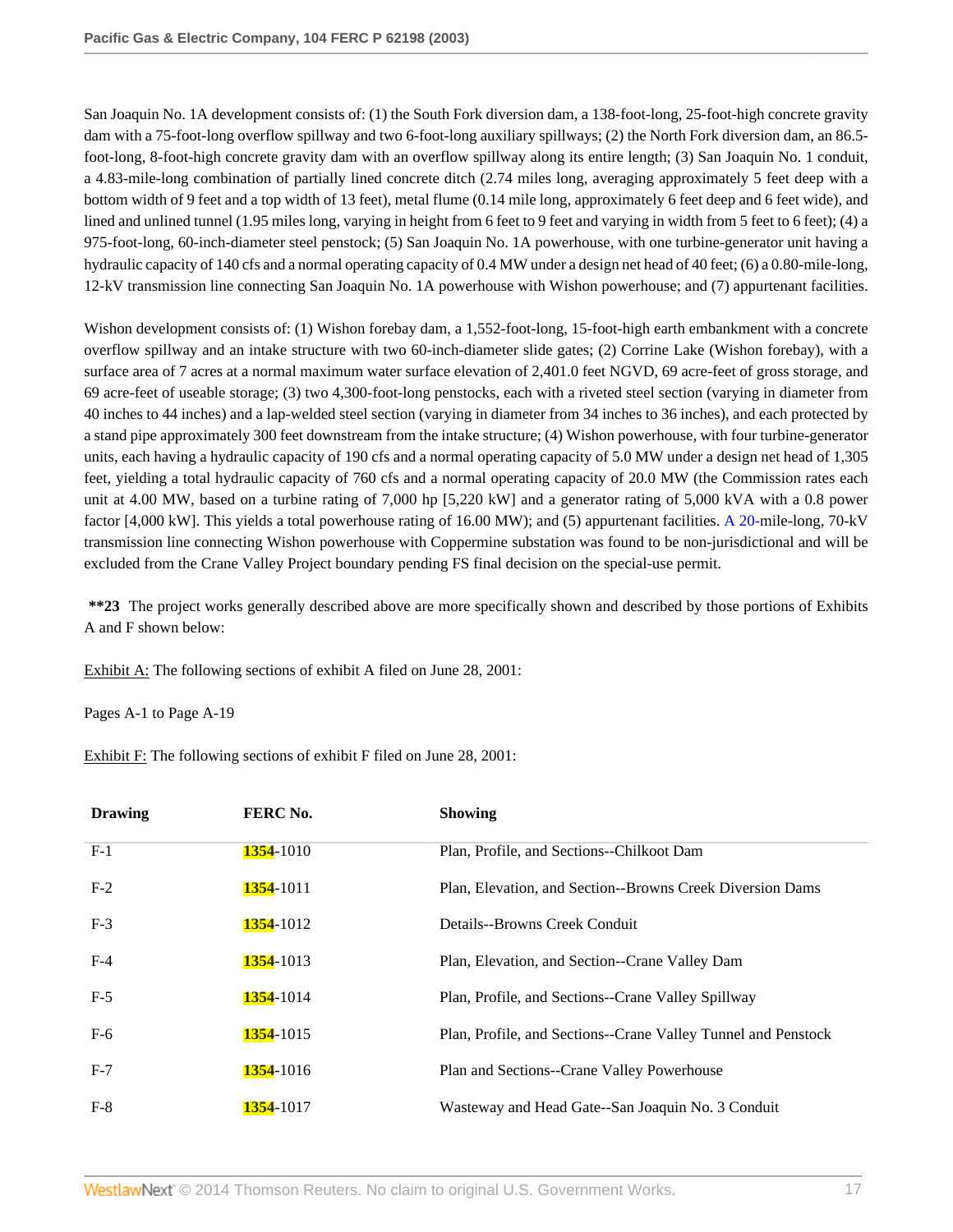San Joaquin No. 1A development consists of: (1) the South Fork diversion dam, a 138-foot-long, 25-foot-high concrete gravity dam with a 75-foot-long overflow spillway and two 6-foot-long auxiliary spillways; (2) the North Fork diversion dam, an 86.5-foot-long, 8-foot-high concrete gravity dam with an overflow spillway along its entire length; (3) San Joaquin No. 1 conduit, a 4.83-mile-long combination of partially lined concrete ditch (2.74 miles long, averaging approximately 5 feet deep with a bottom width of 9 feet and a top width of 13 feet), metal flume (0.14 mile long, approximately 6 feet deep and 6 feet wide), and lined and unlined tunnel (1.95 miles long, varying in height from 6 feet to 9 feet and varying in width from 5 feet to 6 feet); (4) a 975-foot-long, 60-inch-diameter steel penstock; (5) San Joaquin No. 1A powerhouse, with one turbine-generator unit having a hydraulic capacity of 140 cfs and a normal operating capacity of 0.4 MW under a design net head of 40 feet; (6) a 0.80-mile-long, 12-kV transmission line connecting San Joaquin No. 1A powerhouse with Wishon powerhouse; and (7) appurtenant facilities.

Wishon development consists of: (1) Wishon forebay dam, a 1,552-foot-long, 15-foot-high earth embankment with a concrete overflow spillway and an intake structure with two 60-inch-diameter slide gates; (2) Corrine Lake (Wishon forebay), with a surface area of 7 acres at a normal maximum water surface elevation of 2,401.0 feet NGVD, 69 acre-feet of gross storage, and 69 acre-feet of useable storage; (3) two 4,300-foot-long penstocks, each with a riveted steel section (varying in diameter from 40 inches to 44 inches) and a lap-welded steel section (varying in diameter from 34 inches to 36 inches), and each protected by a stand pipe approximately 300 feet downstream from the intake structure; (4) Wishon powerhouse, with four turbine-generator units, each having a hydraulic capacity of 190 cfs and a normal operating capacity of 5.0 MW under a design net head of 1,305 feet, yielding a total hydraulic capacity of 760 cfs and a normal operating capacity of 20.0 MW (the Commission rates each unit at 4.00 MW, based on a turbine rating of 7,000 hp [5,220 kW] and a generator rating of 5,000 kVA with a 0.8 power factor [4,000 kW]. This yields a total powerhouse rating of 16.00 MW); and (5) appurtenant facilities. A 20-mile-long, 70-kV transmission line connecting Wishon powerhouse with Coppermine substation was found to be non-jurisdictional and will be excluded from the Crane Valley Project boundary pending FS final decision on the special-use permit.

**\*\*23** The project works generally described above are more specifically shown and described by those portions of Exhibits A and F shown below:

Exhibit A: The following sections of exhibit A filed on June 28, 2001:

Pages A-1 to Page A-19

Exhibit F: The following sections of exhibit F filed on June 28, 2001:

| Drawing | FERC No. | Showing |
|---|---|---|
| F-1 | 1354-1010 | Plan, Profile, and Sections--Chilkoot Dam |
| F-2 | 1354-1011 | Plan, Elevation, and Section--Browns Creek Diversion Dams |
| F-3 | 1354-1012 | Details--Browns Creek Conduit |
| F-4 | 1354-1013 | Plan, Elevation, and Section--Crane Valley Dam |
| F-5 | 1354-1014 | Plan, Profile, and Sections--Crane Valley Spillway |
| F-6 | 1354-1015 | Plan, Profile, and Sections--Crane Valley Tunnel and Penstock |
| F-7 | 1354-1016 | Plan and Sections--Crane Valley Powerhouse |
| F-8 | 1354-1017 | Wasteway and Head Gate--San Joaquin No. 3 Conduit |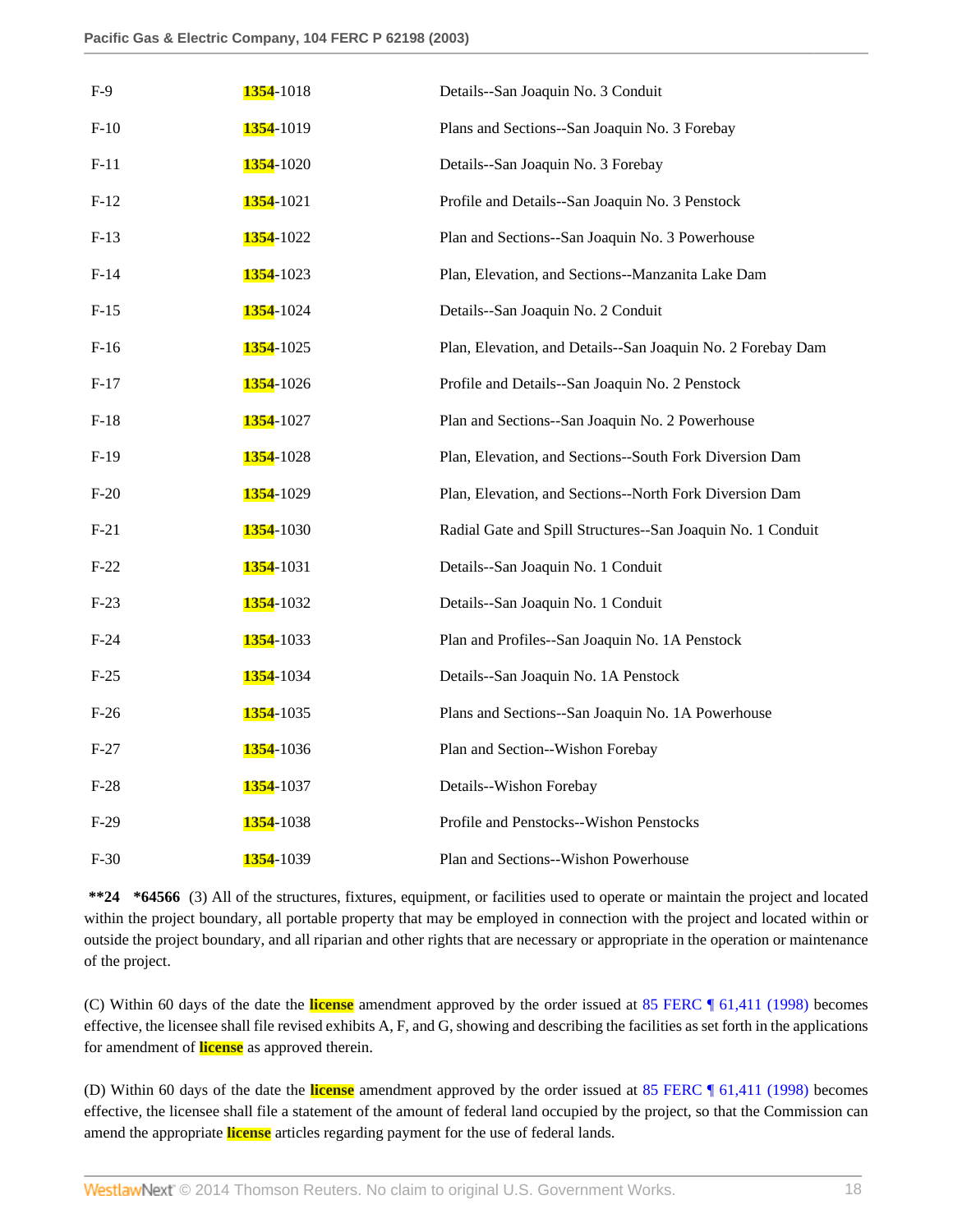| | | |
|---|---|---|
| F-9 | 1354-1018 | Details--San Joaquin No. 3 Conduit |
| F-10 | 1354-1019 | Plans and Sections--San Joaquin No. 3 Forebay |
| F-11 | 1354-1020 | Details--San Joaquin No. 3 Forebay |
| F-12 | 1354-1021 | Profile and Details--San Joaquin No. 3 Penstock |
| F-13 | 1354-1022 | Plan and Sections--San Joaquin No. 3 Powerhouse |
| F-14 | 1354-1023 | Plan, Elevation, and Sections--Manzanita Lake Dam |
| F-15 | 1354-1024 | Details--San Joaquin No. 2 Conduit |
| F-16 | 1354-1025 | Plan, Elevation, and Details--San Joaquin No. 2 Forebay Dam |
| F-17 | 1354-1026 | Profile and Details--San Joaquin No. 2 Penstock |
| F-18 | 1354-1027 | Plan and Sections--San Joaquin No. 2 Powerhouse |
| F-19 | 1354-1028 | Plan, Elevation, and Sections--South Fork Diversion Dam |
| F-20 | 1354-1029 | Plan, Elevation, and Sections--North Fork Diversion Dam |
| F-21 | 1354-1030 | Radial Gate and Spill Structures--San Joaquin No. 1 Conduit |
| F-22 | 1354-1031 | Details--San Joaquin No. 1 Conduit |
| F-23 | 1354-1032 | Details--San Joaquin No. 1 Conduit |
| F-24 | 1354-1033 | Plan and Profiles--San Joaquin No. 1A Penstock |
| F-25 | 1354-1034 | Details--San Joaquin No. 1A Penstock |
| F-26 | 1354-1035 | Plans and Sections--San Joaquin No. 1A Powerhouse |
| F-27 | 1354-1036 | Plan and Section--Wishon Forebay |
| F-28 | 1354-1037 | Details--Wishon Forebay |
| F-29 | 1354-1038 | Profile and Penstocks--Wishon Penstocks |
| F-30 | 1354-1039 | Plan and Sections--Wishon Powerhouse |

**\*\*24 \*64566** (3) All of the structures, fixtures, equipment, or facilities used to operate or maintain the project and located within the project boundary, all portable property that may be employed in connection with the project and located within or outside the project boundary, and all riparian and other rights that are necessary or appropriate in the operation or maintenance of the project.

(C) Within 60 days of the date the license amendment approved by the order issued at 85 FERC ¶ 61,411 (1998) becomes effective, the licensee shall file revised exhibits A, F, and G, showing and describing the facilities as set forth in the applications for amendment of license as approved therein.

(D) Within 60 days of the date the license amendment approved by the order issued at 85 FERC ¶ 61,411 (1998) becomes effective, the licensee shall file a statement of the amount of federal land occupied by the project, so that the Commission can amend the appropriate license articles regarding payment for the use of federal lands.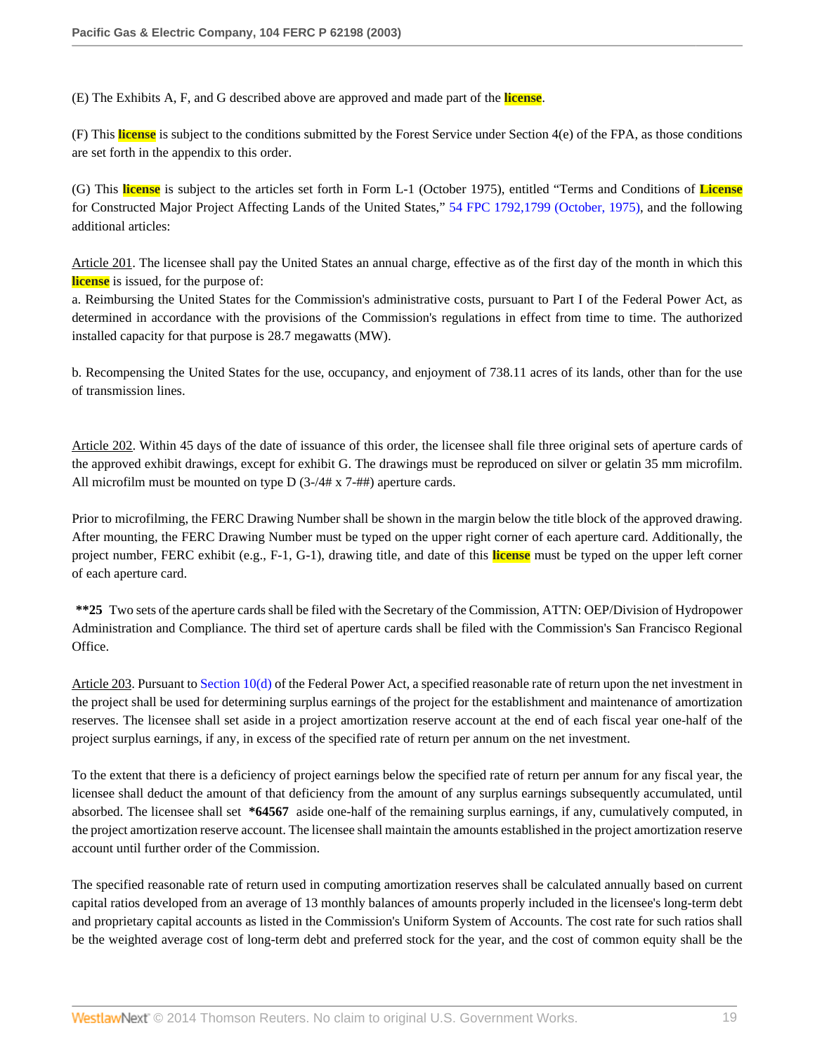(E) The Exhibits A, F, and G described above are approved and made part of the license.

(F) This license is subject to the conditions submitted by the Forest Service under Section 4(e) of the FPA, as those conditions are set forth in the appendix to this order.

(G) This license is subject to the articles set forth in Form L-1 (October 1975), entitled "Terms and Conditions of License for Constructed Major Project Affecting Lands of the United States," 54 FPC 1792,1799 (October, 1975), and the following additional articles:

Article 201. The licensee shall pay the United States an annual charge, effective as of the first day of the month in which this license is issued, for the purpose of:
a. Reimbursing the United States for the Commission's administrative costs, pursuant to Part I of the Federal Power Act, as determined in accordance with the provisions of the Commission's regulations in effect from time to time. The authorized installed capacity for that purpose is 28.7 megawatts (MW).

b. Recompensing the United States for the use, occupancy, and enjoyment of 738.11 acres of its lands, other than for the use of transmission lines.

Article 202. Within 45 days of the date of issuance of this order, the licensee shall file three original sets of aperture cards of the approved exhibit drawings, except for exhibit G. The drawings must be reproduced on silver or gelatin 35 mm microfilm. All microfilm must be mounted on type D (3-/4# x 7-##) aperture cards.

Prior to microfilming, the FERC Drawing Number shall be shown in the margin below the title block of the approved drawing. After mounting, the FERC Drawing Number must be typed on the upper right corner of each aperture card. Additionally, the project number, FERC exhibit (e.g., F-1, G-1), drawing title, and date of this license must be typed on the upper left corner of each aperture card.

**\*\*25** Two sets of the aperture cards shall be filed with the Secretary of the Commission, ATTN: OEP/Division of Hydropower Administration and Compliance. The third set of aperture cards shall be filed with the Commission's San Francisco Regional Office.

Article 203. Pursuant to Section 10(d) of the Federal Power Act, a specified reasonable rate of return upon the net investment in the project shall be used for determining surplus earnings of the project for the establishment and maintenance of amortization reserves. The licensee shall set aside in a project amortization reserve account at the end of each fiscal year one-half of the project surplus earnings, if any, in excess of the specified rate of return per annum on the net investment.

To the extent that there is a deficiency of project earnings below the specified rate of return per annum for any fiscal year, the licensee shall deduct the amount of that deficiency from the amount of any surplus earnings subsequently accumulated, until absorbed. The licensee shall set **\*64567** aside one-half of the remaining surplus earnings, if any, cumulatively computed, in the project amortization reserve account. The licensee shall maintain the amounts established in the project amortization reserve account until further order of the Commission.

The specified reasonable rate of return used in computing amortization reserves shall be calculated annually based on current capital ratios developed from an average of 13 monthly balances of amounts properly included in the licensee's long-term debt and proprietary capital accounts as listed in the Commission's Uniform System of Accounts. The cost rate for such ratios shall be the weighted average cost of long-term debt and preferred stock for the year, and the cost of common equity shall be the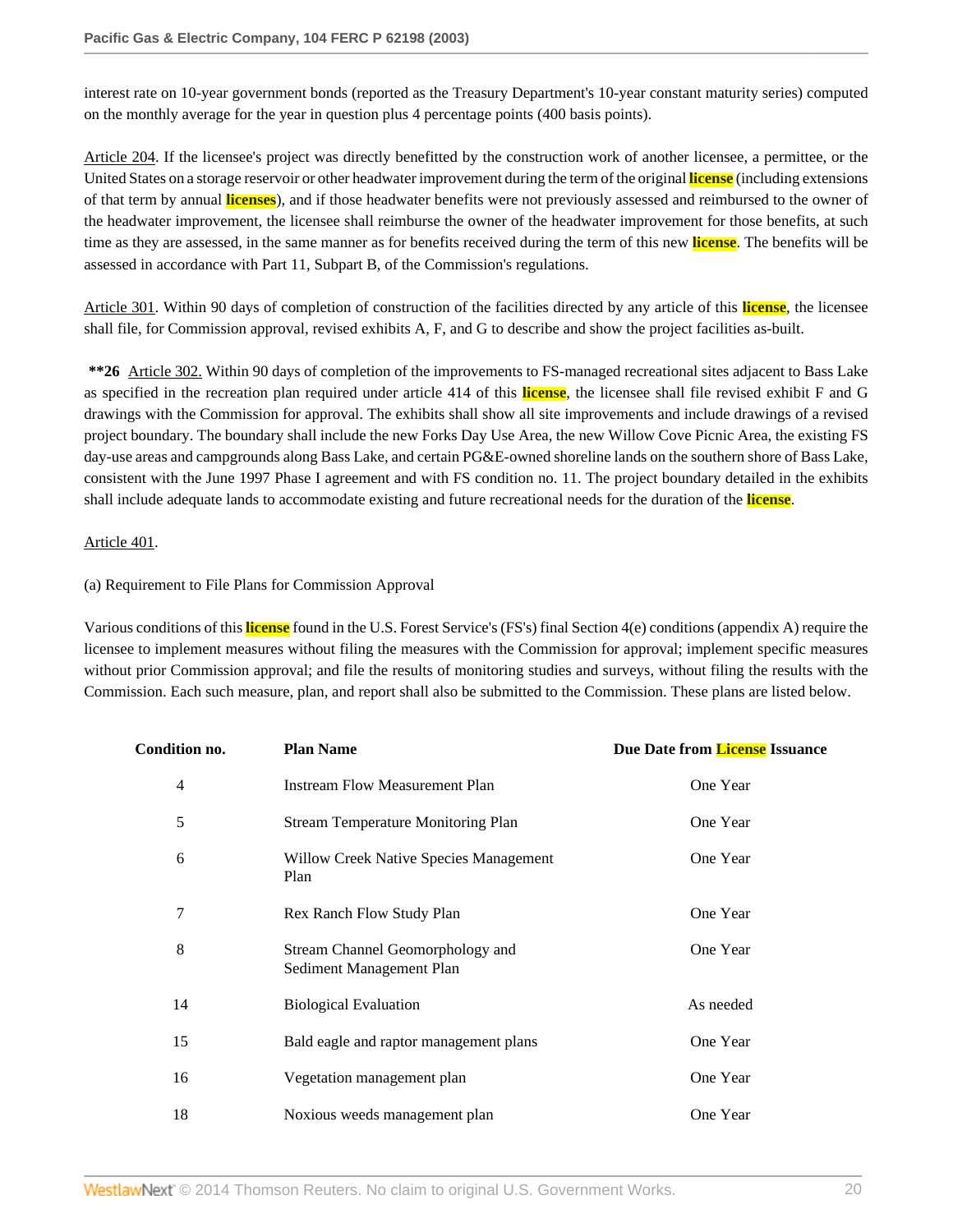interest rate on 10-year government bonds (reported as the Treasury Department's 10-year constant maturity series) computed on the monthly average for the year in question plus 4 percentage points (400 basis points).

Article 204. If the licensee's project was directly benefitted by the construction work of another licensee, a permittee, or the United States on a storage reservoir or other headwater improvement during the term of the original **license** (including extensions of that term by annual **licenses**), and if those headwater benefits were not previously assessed and reimbursed to the owner of the headwater improvement, the licensee shall reimburse the owner of the headwater improvement for those benefits, at such time as they are assessed, in the same manner as for benefits received during the term of this new **license**. The benefits will be assessed in accordance with Part 11, Subpart B, of the Commission's regulations.

Article 301. Within 90 days of completion of construction of the facilities directed by any article of this **license**, the licensee shall file, for Commission approval, revised exhibits A, F, and G to describe and show the project facilities as-built.

**\*\*26** Article 302. Within 90 days of completion of the improvements to FS-managed recreational sites adjacent to Bass Lake as specified in the recreation plan required under article 414 of this **license**, the licensee shall file revised exhibit F and G drawings with the Commission for approval. The exhibits shall show all site improvements and include drawings of a revised project boundary. The boundary shall include the new Forks Day Use Area, the new Willow Cove Picnic Area, the existing FS day-use areas and campgrounds along Bass Lake, and certain PG&E-owned shoreline lands on the southern shore of Bass Lake, consistent with the June 1997 Phase I agreement and with FS condition no. 11. The project boundary detailed in the exhibits shall include adequate lands to accommodate existing and future recreational needs for the duration of the **license**.

Article 401.

(a) Requirement to File Plans for Commission Approval

Various conditions of this **license** found in the U.S. Forest Service's (FS's) final Section 4(e) conditions (appendix A) require the licensee to implement measures without filing the measures with the Commission for approval; implement specific measures without prior Commission approval; and file the results of monitoring studies and surveys, without filing the results with the Commission. Each such measure, plan, and report shall also be submitted to the Commission. These plans are listed below.

| Condition no. | Plan Name | Due Date from License Issuance |
|---|---|---|
| 4 | Instream Flow Measurement Plan | One Year |
| 5 | Stream Temperature Monitoring Plan | One Year |
| 6 | Willow Creek Native Species Management Plan | One Year |
| 7 | Rex Ranch Flow Study Plan | One Year |
| 8 | Stream Channel Geomorphology and Sediment Management Plan | One Year |
| 14 | Biological Evaluation | As needed |
| 15 | Bald eagle and raptor management plans | One Year |
| 16 | Vegetation management plan | One Year |
| 18 | Noxious weeds management plan | One Year |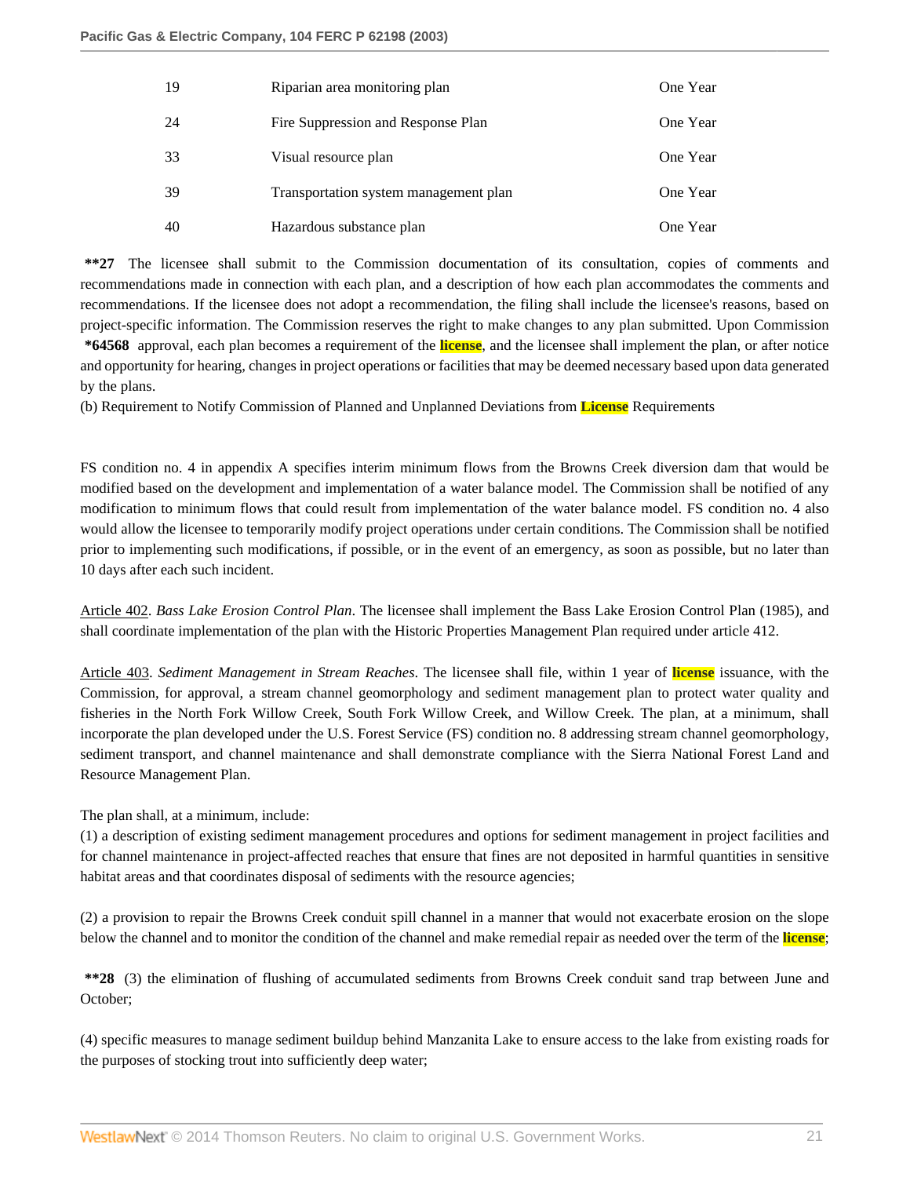| | | |
|---|---|---|
| 19 | Riparian area monitoring plan | One Year |
| 24 | Fire Suppression and Response Plan | One Year |
| 33 | Visual resource plan | One Year |
| 39 | Transportation system management plan | One Year |
| 40 | Hazardous substance plan | One Year |

**\*\*27** The licensee shall submit to the Commission documentation of its consultation, copies of comments and recommendations made in connection with each plan, and a description of how each plan accommodates the comments and recommendations. If the licensee does not adopt a recommendation, the filing shall include the licensee's reasons, based on project-specific information. The Commission reserves the right to make changes to any plan submitted. Upon Commission **\*64568** approval, each plan becomes a requirement of the license, and the licensee shall implement the plan, or after notice and opportunity for hearing, changes in project operations or facilities that may be deemed necessary based upon data generated by the plans.

(b) Requirement to Notify Commission of Planned and Unplanned Deviations from License Requirements

FS condition no. 4 in appendix A specifies interim minimum flows from the Browns Creek diversion dam that would be modified based on the development and implementation of a water balance model. The Commission shall be notified of any modification to minimum flows that could result from implementation of the water balance model. FS condition no. 4 also would allow the licensee to temporarily modify project operations under certain conditions. The Commission shall be notified prior to implementing such modifications, if possible, or in the event of an emergency, as soon as possible, but no later than 10 days after each such incident.

Article 402. *Bass Lake Erosion Control Plan*. The licensee shall implement the Bass Lake Erosion Control Plan (1985), and shall coordinate implementation of the plan with the Historic Properties Management Plan required under article 412.

Article 403. *Sediment Management in Stream Reaches*. The licensee shall file, within 1 year of license issuance, with the Commission, for approval, a stream channel geomorphology and sediment management plan to protect water quality and fisheries in the North Fork Willow Creek, South Fork Willow Creek, and Willow Creek. The plan, at a minimum, shall incorporate the plan developed under the U.S. Forest Service (FS) condition no. 8 addressing stream channel geomorphology, sediment transport, and channel maintenance and shall demonstrate compliance with the Sierra National Forest Land and Resource Management Plan.

The plan shall, at a minimum, include:

(1) a description of existing sediment management procedures and options for sediment management in project facilities and for channel maintenance in project-affected reaches that ensure that fines are not deposited in harmful quantities in sensitive habitat areas and that coordinates disposal of sediments with the resource agencies;

(2) a provision to repair the Browns Creek conduit spill channel in a manner that would not exacerbate erosion on the slope below the channel and to monitor the condition of the channel and make remedial repair as needed over the term of the license;

**\*\*28** (3) the elimination of flushing of accumulated sediments from Browns Creek conduit sand trap between June and October;

(4) specific measures to manage sediment buildup behind Manzanita Lake to ensure access to the lake from existing roads for the purposes of stocking trout into sufficiently deep water;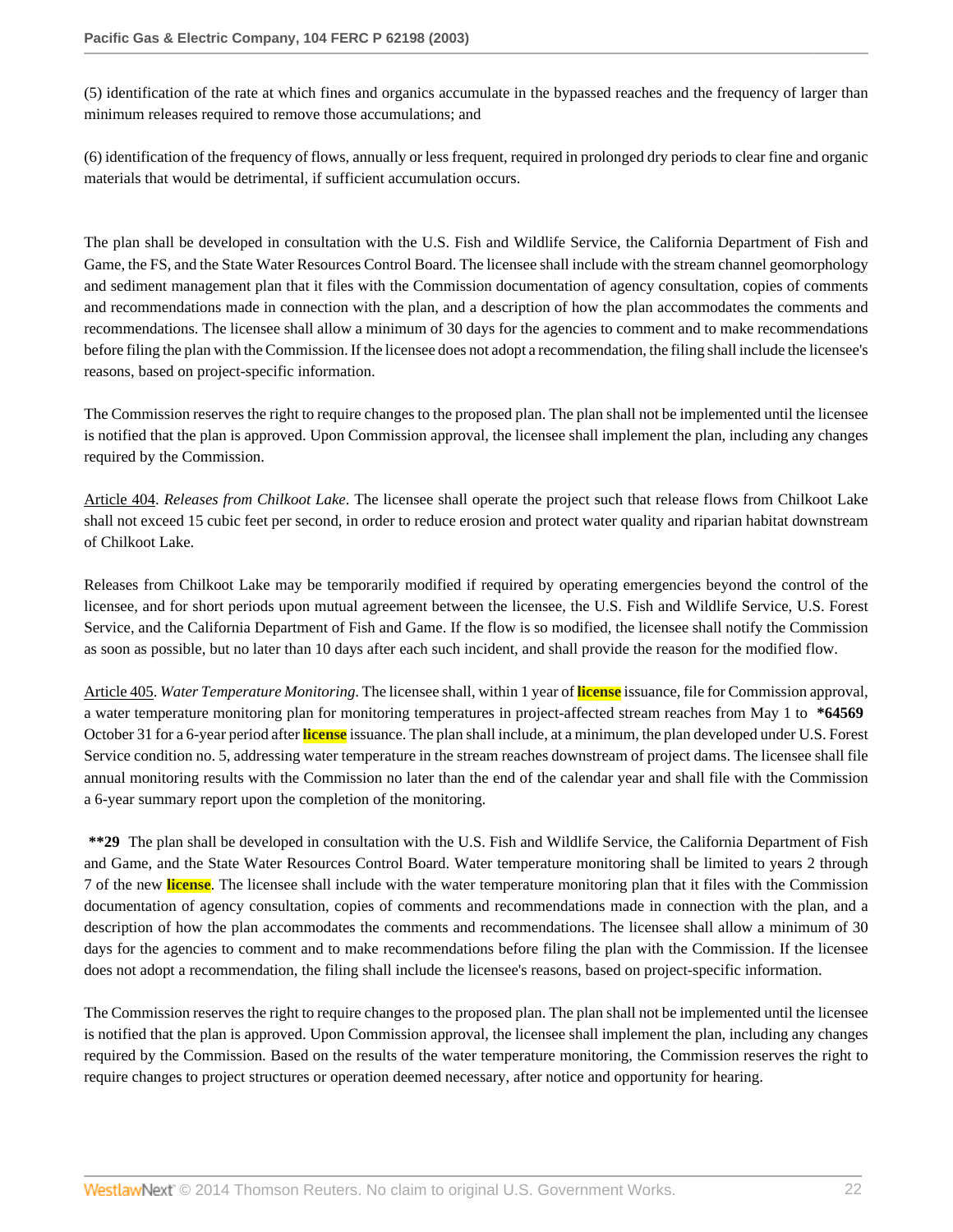(5) identification of the rate at which fines and organics accumulate in the bypassed reaches and the frequency of larger than minimum releases required to remove those accumulations; and

(6) identification of the frequency of flows, annually or less frequent, required in prolonged dry periods to clear fine and organic materials that would be detrimental, if sufficient accumulation occurs.

The plan shall be developed in consultation with the U.S. Fish and Wildlife Service, the California Department of Fish and Game, the FS, and the State Water Resources Control Board. The licensee shall include with the stream channel geomorphology and sediment management plan that it files with the Commission documentation of agency consultation, copies of comments and recommendations made in connection with the plan, and a description of how the plan accommodates the comments and recommendations. The licensee shall allow a minimum of 30 days for the agencies to comment and to make recommendations before filing the plan with the Commission. If the licensee does not adopt a recommendation, the filing shall include the licensee's reasons, based on project-specific information.

The Commission reserves the right to require changes to the proposed plan. The plan shall not be implemented until the licensee is notified that the plan is approved. Upon Commission approval, the licensee shall implement the plan, including any changes required by the Commission.

Article 404. *Releases from Chilkoot Lake*. The licensee shall operate the project such that release flows from Chilkoot Lake shall not exceed 15 cubic feet per second, in order to reduce erosion and protect water quality and riparian habitat downstream of Chilkoot Lake.

Releases from Chilkoot Lake may be temporarily modified if required by operating emergencies beyond the control of the licensee, and for short periods upon mutual agreement between the licensee, the U.S. Fish and Wildlife Service, U.S. Forest Service, and the California Department of Fish and Game. If the flow is so modified, the licensee shall notify the Commission as soon as possible, but no later than 10 days after each such incident, and shall provide the reason for the modified flow.

Article 405. *Water Temperature Monitoring*. The licensee shall, within 1 year of license issuance, file for Commission approval, a water temperature monitoring plan for monitoring temperatures in project-affected stream reaches from May 1 to **\*64569** October 31 for a 6-year period after license issuance. The plan shall include, at a minimum, the plan developed under U.S. Forest Service condition no. 5, addressing water temperature in the stream reaches downstream of project dams. The licensee shall file annual monitoring results with the Commission no later than the end of the calendar year and shall file with the Commission a 6-year summary report upon the completion of the monitoring.

**\*\*29** The plan shall be developed in consultation with the U.S. Fish and Wildlife Service, the California Department of Fish and Game, and the State Water Resources Control Board. Water temperature monitoring shall be limited to years 2 through 7 of the new license. The licensee shall include with the water temperature monitoring plan that it files with the Commission documentation of agency consultation, copies of comments and recommendations made in connection with the plan, and a description of how the plan accommodates the comments and recommendations. The licensee shall allow a minimum of 30 days for the agencies to comment and to make recommendations before filing the plan with the Commission. If the licensee does not adopt a recommendation, the filing shall include the licensee's reasons, based on project-specific information.

The Commission reserves the right to require changes to the proposed plan. The plan shall not be implemented until the licensee is notified that the plan is approved. Upon Commission approval, the licensee shall implement the plan, including any changes required by the Commission. Based on the results of the water temperature monitoring, the Commission reserves the right to require changes to project structures or operation deemed necessary, after notice and opportunity for hearing.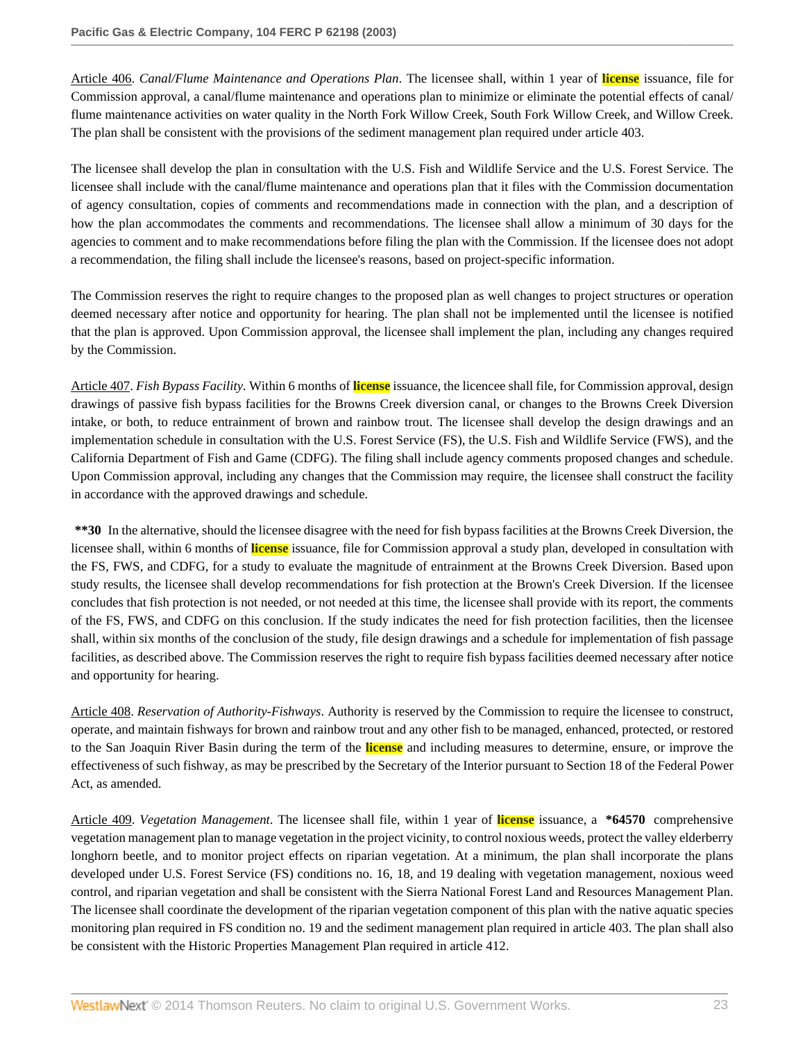Article 406. *Canal/Flume Maintenance and Operations Plan*. The licensee shall, within 1 year of **license** issuance, file for Commission approval, a canal/flume maintenance and operations plan to minimize or eliminate the potential effects of canal/ flume maintenance activities on water quality in the North Fork Willow Creek, South Fork Willow Creek, and Willow Creek. The plan shall be consistent with the provisions of the sediment management plan required under article 403.

The licensee shall develop the plan in consultation with the U.S. Fish and Wildlife Service and the U.S. Forest Service. The licensee shall include with the canal/flume maintenance and operations plan that it files with the Commission documentation of agency consultation, copies of comments and recommendations made in connection with the plan, and a description of how the plan accommodates the comments and recommendations. The licensee shall allow a minimum of 30 days for the agencies to comment and to make recommendations before filing the plan with the Commission. If the licensee does not adopt a recommendation, the filing shall include the licensee's reasons, based on project-specific information.

The Commission reserves the right to require changes to the proposed plan as well changes to project structures or operation deemed necessary after notice and opportunity for hearing. The plan shall not be implemented until the licensee is notified that the plan is approved. Upon Commission approval, the licensee shall implement the plan, including any changes required by the Commission.

Article 407. *Fish Bypass Facility*. Within 6 months of **license** issuance, the licencee shall file, for Commission approval, design drawings of passive fish bypass facilities for the Browns Creek diversion canal, or changes to the Browns Creek Diversion intake, or both, to reduce entrainment of brown and rainbow trout. The licensee shall develop the design drawings and an implementation schedule in consultation with the U.S. Forest Service (FS), the U.S. Fish and Wildlife Service (FWS), and the California Department of Fish and Game (CDFG). The filing shall include agency comments proposed changes and schedule. Upon Commission approval, including any changes that the Commission may require, the licensee shall construct the facility in accordance with the approved drawings and schedule.

**\*\*30** In the alternative, should the licensee disagree with the need for fish bypass facilities at the Browns Creek Diversion, the licensee shall, within 6 months of **license** issuance, file for Commission approval a study plan, developed in consultation with the FS, FWS, and CDFG, for a study to evaluate the magnitude of entrainment at the Browns Creek Diversion. Based upon study results, the licensee shall develop recommendations for fish protection at the Brown's Creek Diversion. If the licensee concludes that fish protection is not needed, or not needed at this time, the licensee shall provide with its report, the comments of the FS, FWS, and CDFG on this conclusion. If the study indicates the need for fish protection facilities, then the licensee shall, within six months of the conclusion of the study, file design drawings and a schedule for implementation of fish passage facilities, as described above. The Commission reserves the right to require fish bypass facilities deemed necessary after notice and opportunity for hearing.

Article 408. *Reservation of Authority-Fishways*. Authority is reserved by the Commission to require the licensee to construct, operate, and maintain fishways for brown and rainbow trout and any other fish to be managed, enhanced, protected, or restored to the San Joaquin River Basin during the term of the **license** and including measures to determine, ensure, or improve the effectiveness of such fishway, as may be prescribed by the Secretary of the Interior pursuant to Section 18 of the Federal Power Act, as amended.

Article 409. *Vegetation Management*. The licensee shall file, within 1 year of **license** issuance, a **\*64570** comprehensive vegetation management plan to manage vegetation in the project vicinity, to control noxious weeds, protect the valley elderberry longhorn beetle, and to monitor project effects on riparian vegetation. At a minimum, the plan shall incorporate the plans developed under U.S. Forest Service (FS) conditions no. 16, 18, and 19 dealing with vegetation management, noxious weed control, and riparian vegetation and shall be consistent with the Sierra National Forest Land and Resources Management Plan. The licensee shall coordinate the development of the riparian vegetation component of this plan with the native aquatic species monitoring plan required in FS condition no. 19 and the sediment management plan required in article 403. The plan shall also be consistent with the Historic Properties Management Plan required in article 412.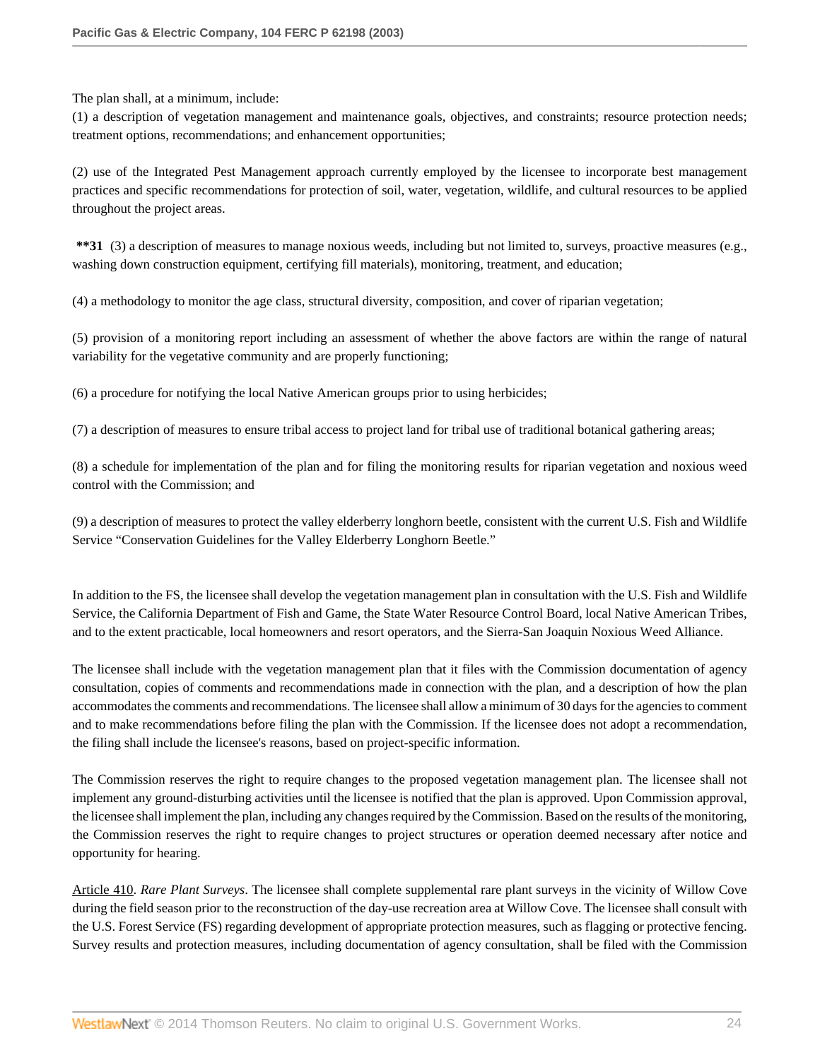The plan shall, at a minimum, include:

(1) a description of vegetation management and maintenance goals, objectives, and constraints; resource protection needs; treatment options, recommendations; and enhancement opportunities;

(2) use of the Integrated Pest Management approach currently employed by the licensee to incorporate best management practices and specific recommendations for protection of soil, water, vegetation, wildlife, and cultural resources to be applied throughout the project areas.

**\*\*31** (3) a description of measures to manage noxious weeds, including but not limited to, surveys, proactive measures (e.g., washing down construction equipment, certifying fill materials), monitoring, treatment, and education;

(4) a methodology to monitor the age class, structural diversity, composition, and cover of riparian vegetation;

(5) provision of a monitoring report including an assessment of whether the above factors are within the range of natural variability for the vegetative community and are properly functioning;

(6) a procedure for notifying the local Native American groups prior to using herbicides;

(7) a description of measures to ensure tribal access to project land for tribal use of traditional botanical gathering areas;

(8) a schedule for implementation of the plan and for filing the monitoring results for riparian vegetation and noxious weed control with the Commission; and

(9) a description of measures to protect the valley elderberry longhorn beetle, consistent with the current U.S. Fish and Wildlife Service "Conservation Guidelines for the Valley Elderberry Longhorn Beetle."

In addition to the FS, the licensee shall develop the vegetation management plan in consultation with the U.S. Fish and Wildlife Service, the California Department of Fish and Game, the State Water Resource Control Board, local Native American Tribes, and to the extent practicable, local homeowners and resort operators, and the Sierra-San Joaquin Noxious Weed Alliance.

The licensee shall include with the vegetation management plan that it files with the Commission documentation of agency consultation, copies of comments and recommendations made in connection with the plan, and a description of how the plan accommodates the comments and recommendations. The licensee shall allow a minimum of 30 days for the agencies to comment and to make recommendations before filing the plan with the Commission. If the licensee does not adopt a recommendation, the filing shall include the licensee's reasons, based on project-specific information.

The Commission reserves the right to require changes to the proposed vegetation management plan. The licensee shall not implement any ground-disturbing activities until the licensee is notified that the plan is approved. Upon Commission approval, the licensee shall implement the plan, including any changes required by the Commission. Based on the results of the monitoring, the Commission reserves the right to require changes to project structures or operation deemed necessary after notice and opportunity for hearing.

Article 410. *Rare Plant Surveys*. The licensee shall complete supplemental rare plant surveys in the vicinity of Willow Cove during the field season prior to the reconstruction of the day-use recreation area at Willow Cove. The licensee shall consult with the U.S. Forest Service (FS) regarding development of appropriate protection measures, such as flagging or protective fencing. Survey results and protection measures, including documentation of agency consultation, shall be filed with the Commission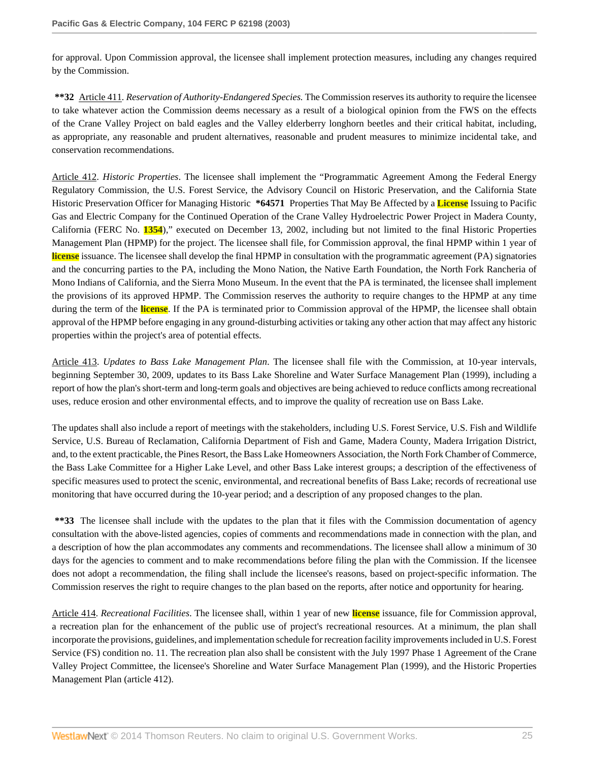for approval. Upon Commission approval, the licensee shall implement protection measures, including any changes required by the Commission.

**\*\*32** Article 411. *Reservation of Authority-Endangered Species.* The Commission reserves its authority to require the licensee to take whatever action the Commission deems necessary as a result of a biological opinion from the FWS on the effects of the Crane Valley Project on bald eagles and the Valley elderberry longhorn beetles and their critical habitat, including, as appropriate, any reasonable and prudent alternatives, reasonable and prudent measures to minimize incidental take, and conservation recommendations.

Article 412. *Historic Properties*. The licensee shall implement the "Programmatic Agreement Among the Federal Energy Regulatory Commission, the U.S. Forest Service, the Advisory Council on Historic Preservation, and the California State Historic Preservation Officer for Managing Historic **\*64571** Properties That May Be Affected by a **License** Issuing to Pacific Gas and Electric Company for the Continued Operation of the Crane Valley Hydroelectric Power Project in Madera County, California (FERC No. **1354**)," executed on December 13, 2002, including but not limited to the final Historic Properties Management Plan (HPMP) for the project. The licensee shall file, for Commission approval, the final HPMP within 1 year of **license** issuance. The licensee shall develop the final HPMP in consultation with the programmatic agreement (PA) signatories and the concurring parties to the PA, including the Mono Nation, the Native Earth Foundation, the North Fork Rancheria of Mono Indians of California, and the Sierra Mono Museum. In the event that the PA is terminated, the licensee shall implement the provisions of its approved HPMP. The Commission reserves the authority to require changes to the HPMP at any time during the term of the **license**. If the PA is terminated prior to Commission approval of the HPMP, the licensee shall obtain approval of the HPMP before engaging in any ground-disturbing activities or taking any other action that may affect any historic properties within the project's area of potential effects.

Article 413. *Updates to Bass Lake Management Plan*. The licensee shall file with the Commission, at 10-year intervals, beginning September 30, 2009, updates to its Bass Lake Shoreline and Water Surface Management Plan (1999), including a report of how the plan's short-term and long-term goals and objectives are being achieved to reduce conflicts among recreational uses, reduce erosion and other environmental effects, and to improve the quality of recreation use on Bass Lake.

The updates shall also include a report of meetings with the stakeholders, including U.S. Forest Service, U.S. Fish and Wildlife Service, U.S. Bureau of Reclamation, California Department of Fish and Game, Madera County, Madera Irrigation District, and, to the extent practicable, the Pines Resort, the Bass Lake Homeowners Association, the North Fork Chamber of Commerce, the Bass Lake Committee for a Higher Lake Level, and other Bass Lake interest groups; a description of the effectiveness of specific measures used to protect the scenic, environmental, and recreational benefits of Bass Lake; records of recreational use monitoring that have occurred during the 10-year period; and a description of any proposed changes to the plan.

**\*\*33** The licensee shall include with the updates to the plan that it files with the Commission documentation of agency consultation with the above-listed agencies, copies of comments and recommendations made in connection with the plan, and a description of how the plan accommodates any comments and recommendations. The licensee shall allow a minimum of 30 days for the agencies to comment and to make recommendations before filing the plan with the Commission. If the licensee does not adopt a recommendation, the filing shall include the licensee's reasons, based on project-specific information. The Commission reserves the right to require changes to the plan based on the reports, after notice and opportunity for hearing.

Article 414. *Recreational Facilities*. The licensee shall, within 1 year of new **license** issuance, file for Commission approval, a recreation plan for the enhancement of the public use of project's recreational resources. At a minimum, the plan shall incorporate the provisions, guidelines, and implementation schedule for recreation facility improvements included in U.S. Forest Service (FS) condition no. 11. The recreation plan also shall be consistent with the July 1997 Phase 1 Agreement of the Crane Valley Project Committee, the licensee's Shoreline and Water Surface Management Plan (1999), and the Historic Properties Management Plan (article 412).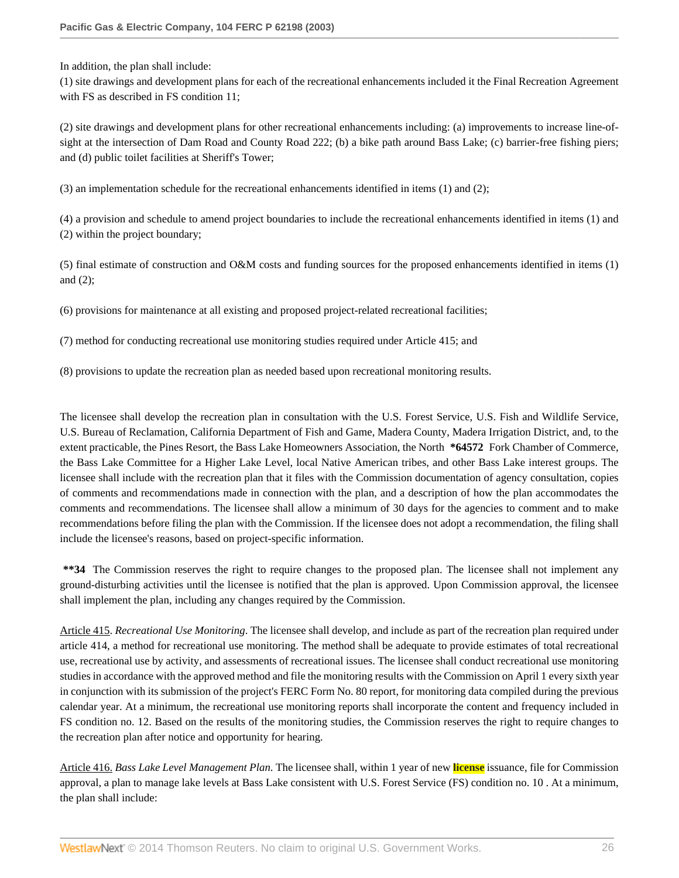In addition, the plan shall include:

(1) site drawings and development plans for each of the recreational enhancements included it the Final Recreation Agreement with FS as described in FS condition 11;

(2) site drawings and development plans for other recreational enhancements including: (a) improvements to increase line-of-sight at the intersection of Dam Road and County Road 222; (b) a bike path around Bass Lake; (c) barrier-free fishing piers; and (d) public toilet facilities at Sheriff's Tower;

(3) an implementation schedule for the recreational enhancements identified in items (1) and (2);

(4) a provision and schedule to amend project boundaries to include the recreational enhancements identified in items (1) and (2) within the project boundary;

(5) final estimate of construction and O&M costs and funding sources for the proposed enhancements identified in items (1) and (2);

(6) provisions for maintenance at all existing and proposed project-related recreational facilities;

(7) method for conducting recreational use monitoring studies required under Article 415; and

(8) provisions to update the recreation plan as needed based upon recreational monitoring results.

The licensee shall develop the recreation plan in consultation with the U.S. Forest Service, U.S. Fish and Wildlife Service, U.S. Bureau of Reclamation, California Department of Fish and Game, Madera County, Madera Irrigation District, and, to the extent practicable, the Pines Resort, the Bass Lake Homeowners Association, the North **\*64572** Fork Chamber of Commerce, the Bass Lake Committee for a Higher Lake Level, local Native American tribes, and other Bass Lake interest groups. The licensee shall include with the recreation plan that it files with the Commission documentation of agency consultation, copies of comments and recommendations made in connection with the plan, and a description of how the plan accommodates the comments and recommendations. The licensee shall allow a minimum of 30 days for the agencies to comment and to make recommendations before filing the plan with the Commission. If the licensee does not adopt a recommendation, the filing shall include the licensee's reasons, based on project-specific information.

**\*\*34** The Commission reserves the right to require changes to the proposed plan. The licensee shall not implement any ground-disturbing activities until the licensee is notified that the plan is approved. Upon Commission approval, the licensee shall implement the plan, including any changes required by the Commission.

Article 415. *Recreational Use Monitoring*. The licensee shall develop, and include as part of the recreation plan required under article 414, a method for recreational use monitoring. The method shall be adequate to provide estimates of total recreational use, recreational use by activity, and assessments of recreational issues. The licensee shall conduct recreational use monitoring studies in accordance with the approved method and file the monitoring results with the Commission on April 1 every sixth year in conjunction with its submission of the project's FERC Form No. 80 report, for monitoring data compiled during the previous calendar year. At a minimum, the recreational use monitoring reports shall incorporate the content and frequency included in FS condition no. 12. Based on the results of the monitoring studies, the Commission reserves the right to require changes to the recreation plan after notice and opportunity for hearing.

Article 416. *Bass Lake Level Management Plan*. The licensee shall, within 1 year of new license issuance, file for Commission approval, a plan to manage lake levels at Bass Lake consistent with U.S. Forest Service (FS) condition no. 10 . At a minimum, the plan shall include: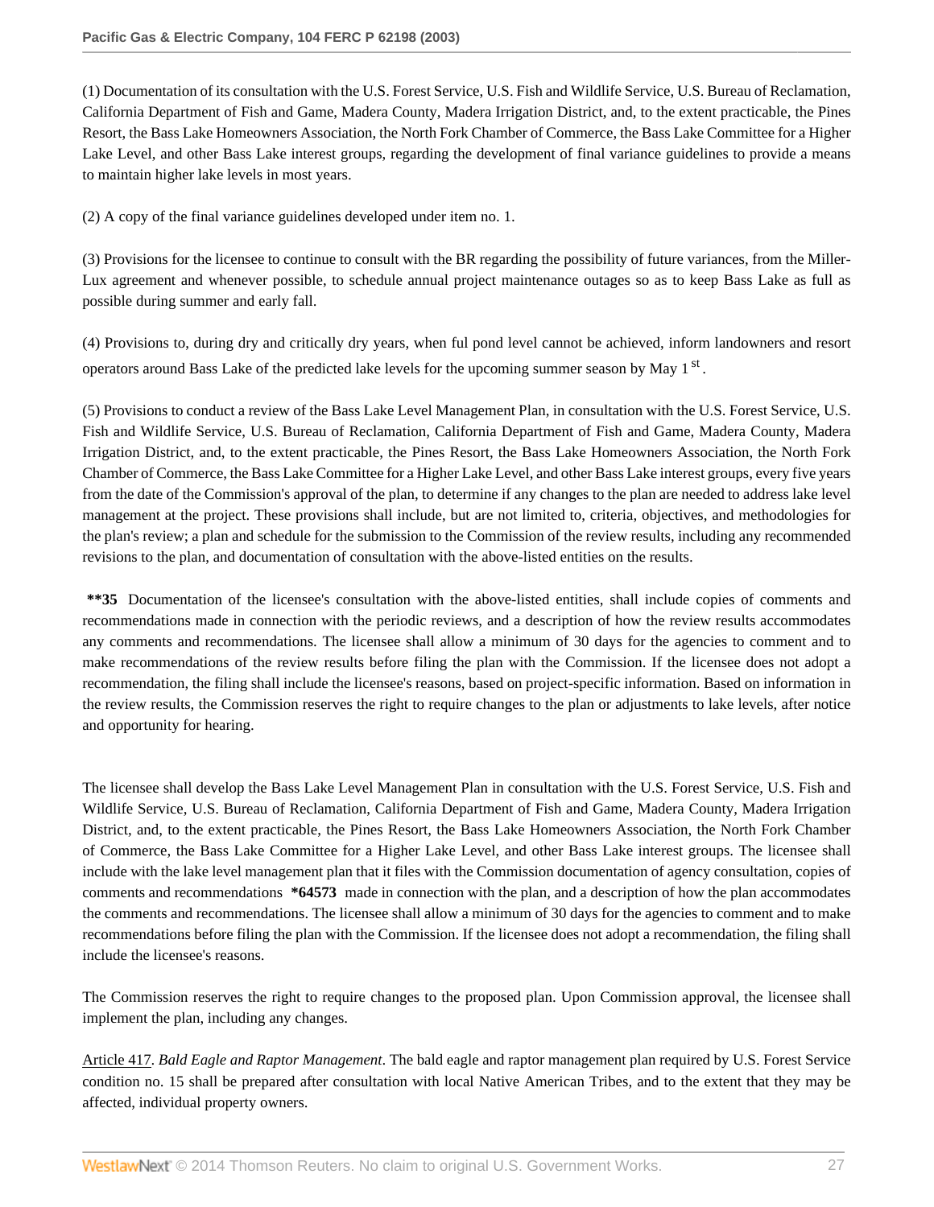(1) Documentation of its consultation with the U.S. Forest Service, U.S. Fish and Wildlife Service, U.S. Bureau of Reclamation, California Department of Fish and Game, Madera County, Madera Irrigation District, and, to the extent practicable, the Pines Resort, the Bass Lake Homeowners Association, the North Fork Chamber of Commerce, the Bass Lake Committee for a Higher Lake Level, and other Bass Lake interest groups, regarding the development of final variance guidelines to provide a means to maintain higher lake levels in most years.

(2) A copy of the final variance guidelines developed under item no. 1.

(3) Provisions for the licensee to continue to consult with the BR regarding the possibility of future variances, from the Miller-Lux agreement and whenever possible, to schedule annual project maintenance outages so as to keep Bass Lake as full as possible during summer and early fall.

(4) Provisions to, during dry and critically dry years, when ful pond level cannot be achieved, inform landowners and resort operators around Bass Lake of the predicted lake levels for the upcoming summer season by May 1st.

(5) Provisions to conduct a review of the Bass Lake Level Management Plan, in consultation with the U.S. Forest Service, U.S. Fish and Wildlife Service, U.S. Bureau of Reclamation, California Department of Fish and Game, Madera County, Madera Irrigation District, and, to the extent practicable, the Pines Resort, the Bass Lake Homeowners Association, the North Fork Chamber of Commerce, the Bass Lake Committee for a Higher Lake Level, and other Bass Lake interest groups, every five years from the date of the Commission's approval of the plan, to determine if any changes to the plan are needed to address lake level management at the project. These provisions shall include, but are not limited to, criteria, objectives, and methodologies for the plan's review; a plan and schedule for the submission to the Commission of the review results, including any recommended revisions to the plan, and documentation of consultation with the above-listed entities on the results.

**\*\*35** Documentation of the licensee's consultation with the above-listed entities, shall include copies of comments and recommendations made in connection with the periodic reviews, and a description of how the review results accommodates any comments and recommendations. The licensee shall allow a minimum of 30 days for the agencies to comment and to make recommendations of the review results before filing the plan with the Commission. If the licensee does not adopt a recommendation, the filing shall include the licensee's reasons, based on project-specific information. Based on information in the review results, the Commission reserves the right to require changes to the plan or adjustments to lake levels, after notice and opportunity for hearing.

The licensee shall develop the Bass Lake Level Management Plan in consultation with the U.S. Forest Service, U.S. Fish and Wildlife Service, U.S. Bureau of Reclamation, California Department of Fish and Game, Madera County, Madera Irrigation District, and, to the extent practicable, the Pines Resort, the Bass Lake Homeowners Association, the North Fork Chamber of Commerce, the Bass Lake Committee for a Higher Lake Level, and other Bass Lake interest groups. The licensee shall include with the lake level management plan that it files with the Commission documentation of agency consultation, copies of comments and recommendations **\*64573** made in connection with the plan, and a description of how the plan accommodates the comments and recommendations. The licensee shall allow a minimum of 30 days for the agencies to comment and to make recommendations before filing the plan with the Commission. If the licensee does not adopt a recommendation, the filing shall include the licensee's reasons.

The Commission reserves the right to require changes to the proposed plan. Upon Commission approval, the licensee shall implement the plan, including any changes.

Article 417. *Bald Eagle and Raptor Management*. The bald eagle and raptor management plan required by U.S. Forest Service condition no. 15 shall be prepared after consultation with local Native American Tribes, and to the extent that they may be affected, individual property owners.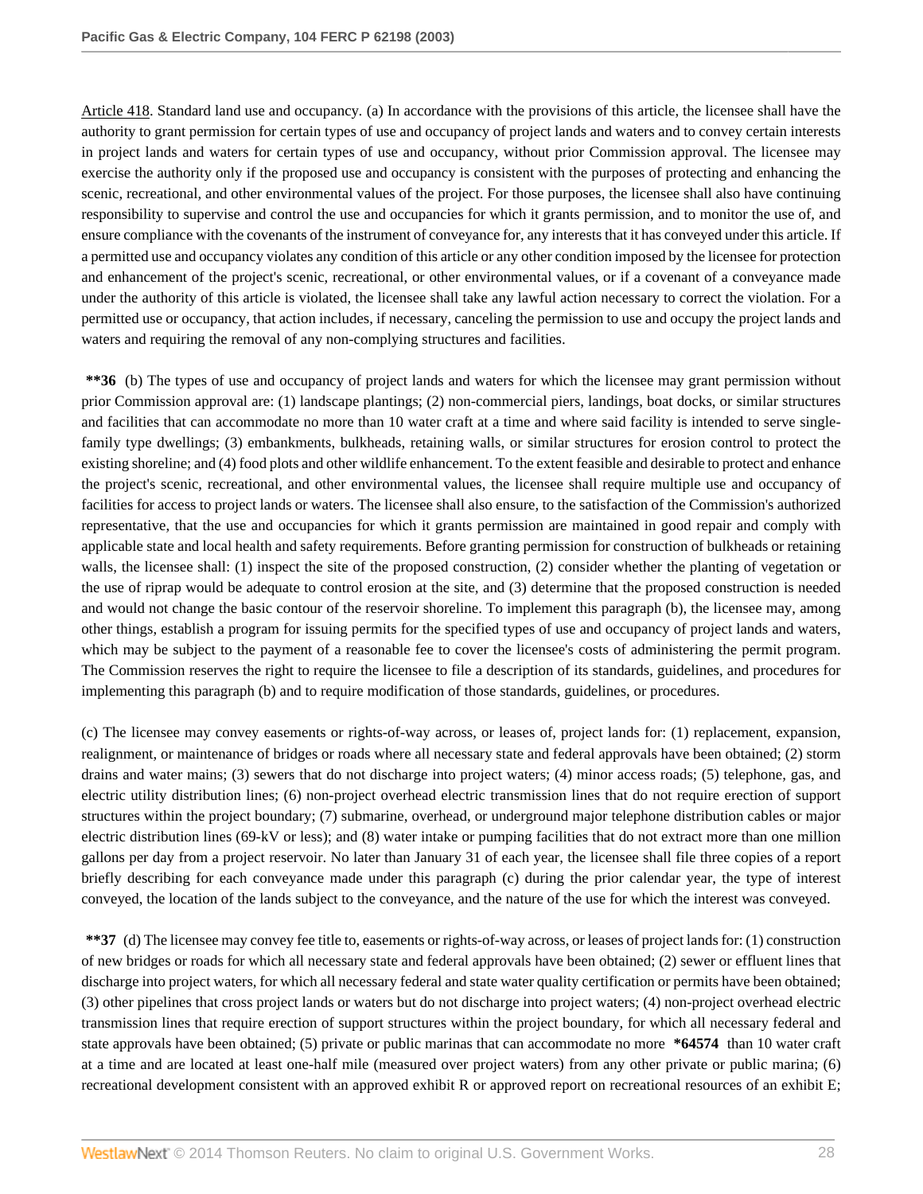Article 418. Standard land use and occupancy. (a) In accordance with the provisions of this article, the licensee shall have the authority to grant permission for certain types of use and occupancy of project lands and waters and to convey certain interests in project lands and waters for certain types of use and occupancy, without prior Commission approval. The licensee may exercise the authority only if the proposed use and occupancy is consistent with the purposes of protecting and enhancing the scenic, recreational, and other environmental values of the project. For those purposes, the licensee shall also have continuing responsibility to supervise and control the use and occupancies for which it grants permission, and to monitor the use of, and ensure compliance with the covenants of the instrument of conveyance for, any interests that it has conveyed under this article. If a permitted use and occupancy violates any condition of this article or any other condition imposed by the licensee for protection and enhancement of the project's scenic, recreational, or other environmental values, or if a covenant of a conveyance made under the authority of this article is violated, the licensee shall take any lawful action necessary to correct the violation. For a permitted use or occupancy, that action includes, if necessary, canceling the permission to use and occupy the project lands and waters and requiring the removal of any non-complying structures and facilities.

**\*\*36** (b) The types of use and occupancy of project lands and waters for which the licensee may grant permission without prior Commission approval are: (1) landscape plantings; (2) non-commercial piers, landings, boat docks, or similar structures and facilities that can accommodate no more than 10 water craft at a time and where said facility is intended to serve single-family type dwellings; (3) embankments, bulkheads, retaining walls, or similar structures for erosion control to protect the existing shoreline; and (4) food plots and other wildlife enhancement. To the extent feasible and desirable to protect and enhance the project's scenic, recreational, and other environmental values, the licensee shall require multiple use and occupancy of facilities for access to project lands or waters. The licensee shall also ensure, to the satisfaction of the Commission's authorized representative, that the use and occupancies for which it grants permission are maintained in good repair and comply with applicable state and local health and safety requirements. Before granting permission for construction of bulkheads or retaining walls, the licensee shall: (1) inspect the site of the proposed construction, (2) consider whether the planting of vegetation or the use of riprap would be adequate to control erosion at the site, and (3) determine that the proposed construction is needed and would not change the basic contour of the reservoir shoreline. To implement this paragraph (b), the licensee may, among other things, establish a program for issuing permits for the specified types of use and occupancy of project lands and waters, which may be subject to the payment of a reasonable fee to cover the licensee's costs of administering the permit program. The Commission reserves the right to require the licensee to file a description of its standards, guidelines, and procedures for implementing this paragraph (b) and to require modification of those standards, guidelines, or procedures.

(c) The licensee may convey easements or rights-of-way across, or leases of, project lands for: (1) replacement, expansion, realignment, or maintenance of bridges or roads where all necessary state and federal approvals have been obtained; (2) storm drains and water mains; (3) sewers that do not discharge into project waters; (4) minor access roads; (5) telephone, gas, and electric utility distribution lines; (6) non-project overhead electric transmission lines that do not require erection of support structures within the project boundary; (7) submarine, overhead, or underground major telephone distribution cables or major electric distribution lines (69-kV or less); and (8) water intake or pumping facilities that do not extract more than one million gallons per day from a project reservoir. No later than January 31 of each year, the licensee shall file three copies of a report briefly describing for each conveyance made under this paragraph (c) during the prior calendar year, the type of interest conveyed, the location of the lands subject to the conveyance, and the nature of the use for which the interest was conveyed.

**\*\*37** (d) The licensee may convey fee title to, easements or rights-of-way across, or leases of project lands for: (1) construction of new bridges or roads for which all necessary state and federal approvals have been obtained; (2) sewer or effluent lines that discharge into project waters, for which all necessary federal and state water quality certification or permits have been obtained; (3) other pipelines that cross project lands or waters but do not discharge into project waters; (4) non-project overhead electric transmission lines that require erection of support structures within the project boundary, for which all necessary federal and state approvals have been obtained; (5) private or public marinas that can accommodate no more **\*64574** than 10 water craft at a time and are located at least one-half mile (measured over project waters) from any other private or public marina; (6) recreational development consistent with an approved exhibit R or approved report on recreational resources of an exhibit E;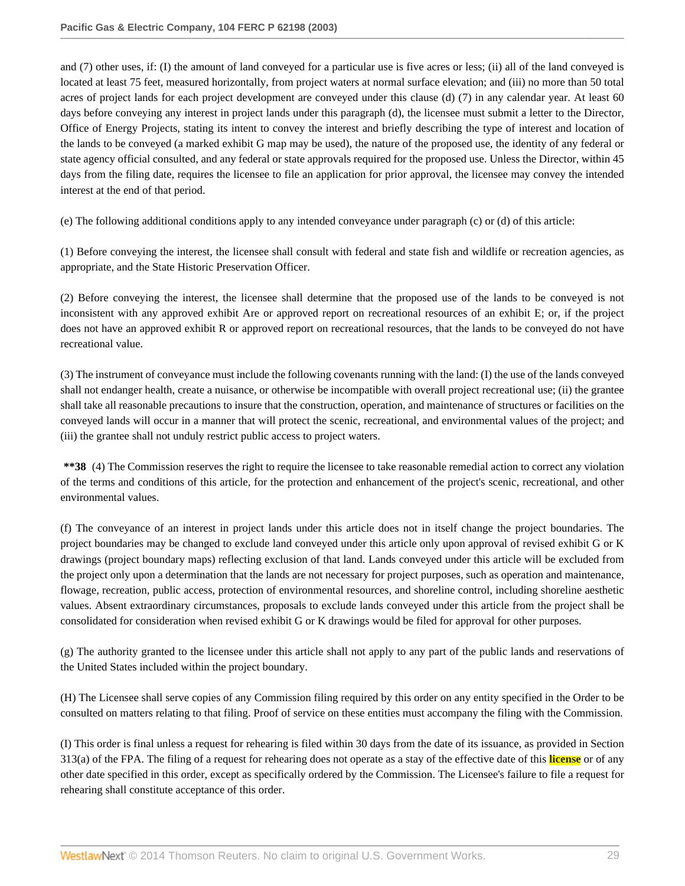and (7) other uses, if: (I) the amount of land conveyed for a particular use is five acres or less; (ii) all of the land conveyed is located at least 75 feet, measured horizontally, from project waters at normal surface elevation; and (iii) no more than 50 total acres of project lands for each project development are conveyed under this clause (d) (7) in any calendar year. At least 60 days before conveying any interest in project lands under this paragraph (d), the licensee must submit a letter to the Director, Office of Energy Projects, stating its intent to convey the interest and briefly describing the type of interest and location of the lands to be conveyed (a marked exhibit G map may be used), the nature of the proposed use, the identity of any federal or state agency official consulted, and any federal or state approvals required for the proposed use. Unless the Director, within 45 days from the filing date, requires the licensee to file an application for prior approval, the licensee may convey the intended interest at the end of that period.

(e) The following additional conditions apply to any intended conveyance under paragraph (c) or (d) of this article:

(1) Before conveying the interest, the licensee shall consult with federal and state fish and wildlife or recreation agencies, as appropriate, and the State Historic Preservation Officer.

(2) Before conveying the interest, the licensee shall determine that the proposed use of the lands to be conveyed is not inconsistent with any approved exhibit Are or approved report on recreational resources of an exhibit E; or, if the project does not have an approved exhibit R or approved report on recreational resources, that the lands to be conveyed do not have recreational value.

(3) The instrument of conveyance must include the following covenants running with the land: (I) the use of the lands conveyed shall not endanger health, create a nuisance, or otherwise be incompatible with overall project recreational use; (ii) the grantee shall take all reasonable precautions to insure that the construction, operation, and maintenance of structures or facilities on the conveyed lands will occur in a manner that will protect the scenic, recreational, and environmental values of the project; and (iii) the grantee shall not unduly restrict public access to project waters.

**\*\*38** (4) The Commission reserves the right to require the licensee to take reasonable remedial action to correct any violation of the terms and conditions of this article, for the protection and enhancement of the project's scenic, recreational, and other environmental values.

(f) The conveyance of an interest in project lands under this article does not in itself change the project boundaries. The project boundaries may be changed to exclude land conveyed under this article only upon approval of revised exhibit G or K drawings (project boundary maps) reflecting exclusion of that land. Lands conveyed under this article will be excluded from the project only upon a determination that the lands are not necessary for project purposes, such as operation and maintenance, flowage, recreation, public access, protection of environmental resources, and shoreline control, including shoreline aesthetic values. Absent extraordinary circumstances, proposals to exclude lands conveyed under this article from the project shall be consolidated for consideration when revised exhibit G or K drawings would be filed for approval for other purposes.

(g) The authority granted to the licensee under this article shall not apply to any part of the public lands and reservations of the United States included within the project boundary.

(H) The Licensee shall serve copies of any Commission filing required by this order on any entity specified in the Order to be consulted on matters relating to that filing. Proof of service on these entities must accompany the filing with the Commission.

(I) This order is final unless a request for rehearing is filed within 30 days from the date of its issuance, as provided in Section 313(a) of the FPA. The filing of a request for rehearing does not operate as a stay of the effective date of this license or of any other date specified in this order, except as specifically ordered by the Commission. The Licensee's failure to file a request for rehearing shall constitute acceptance of this order.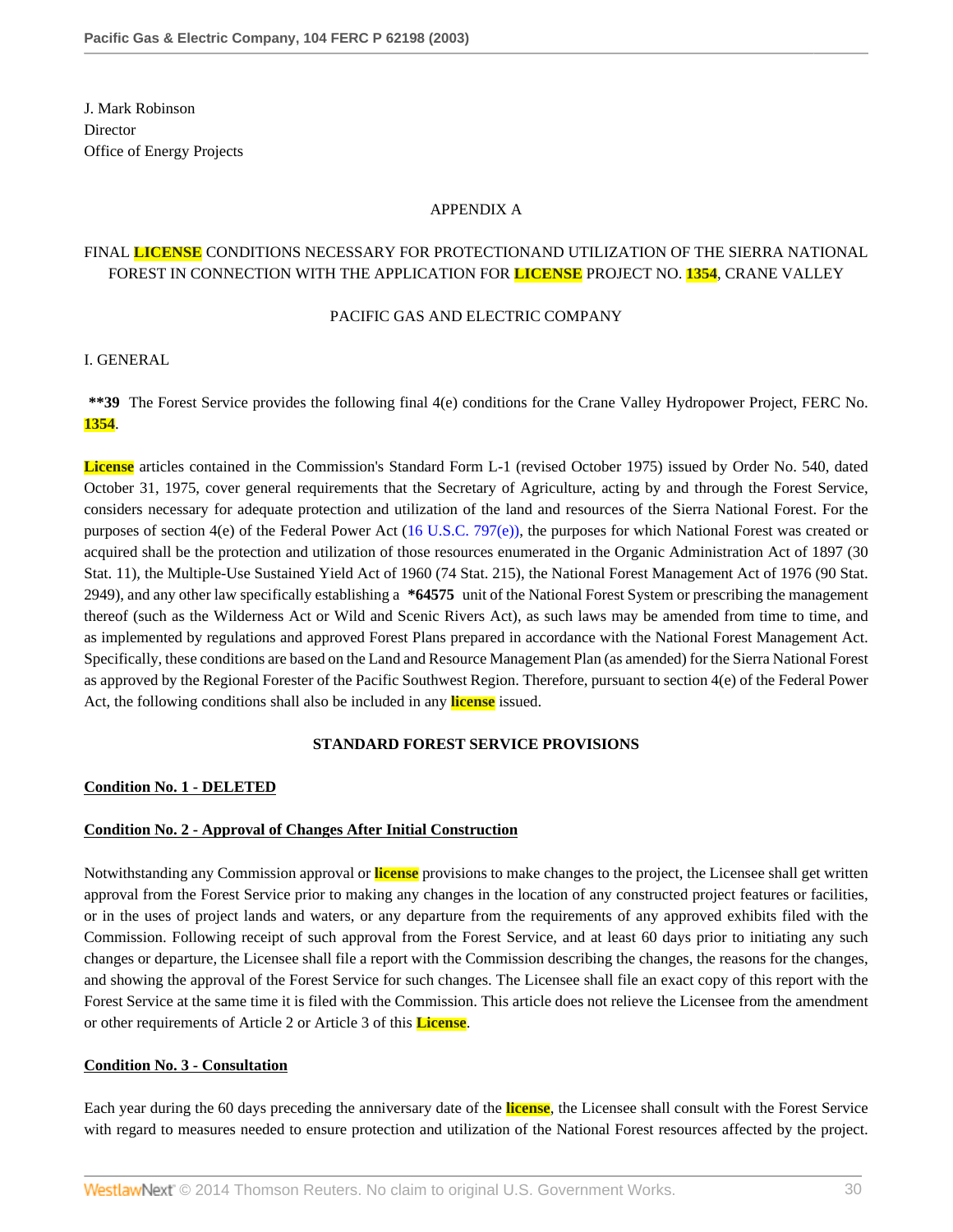J. Mark Robinson
Director
Office of Energy Projects

APPENDIX A

FINAL LICENSE CONDITIONS NECESSARY FOR PROTECTIONAND UTILIZATION OF THE SIERRA NATIONAL FOREST IN CONNECTION WITH THE APPLICATION FOR LICENSE PROJECT NO. 1354, CRANE VALLEY

PACIFIC GAS AND ELECTRIC COMPANY

I. GENERAL

**\*\*39** The Forest Service provides the following final 4(e) conditions for the Crane Valley Hydropower Project, FERC No. 1354.

License articles contained in the Commission's Standard Form L-1 (revised October 1975) issued by Order No. 540, dated October 31, 1975, cover general requirements that the Secretary of Agriculture, acting by and through the Forest Service, considers necessary for adequate protection and utilization of the land and resources of the Sierra National Forest. For the purposes of section 4(e) of the Federal Power Act (16 U.S.C. 797(e)), the purposes for which National Forest was created or acquired shall be the protection and utilization of those resources enumerated in the Organic Administration Act of 1897 (30 Stat. 11), the Multiple-Use Sustained Yield Act of 1960 (74 Stat. 215), the National Forest Management Act of 1976 (90 Stat. 2949), and any other law specifically establishing a **\*64575** unit of the National Forest System or prescribing the management thereof (such as the Wilderness Act or Wild and Scenic Rivers Act), as such laws may be amended from time to time, and as implemented by regulations and approved Forest Plans prepared in accordance with the National Forest Management Act. Specifically, these conditions are based on the Land and Resource Management Plan (as amended) for the Sierra National Forest as approved by the Regional Forester of the Pacific Southwest Region. Therefore, pursuant to section 4(e) of the Federal Power Act, the following conditions shall also be included in any license issued.

**STANDARD FOREST SERVICE PROVISIONS**

**Condition No. 1 - DELETED**

**Condition No. 2 - Approval of Changes After Initial Construction**

Notwithstanding any Commission approval or license provisions to make changes to the project, the Licensee shall get written approval from the Forest Service prior to making any changes in the location of any constructed project features or facilities, or in the uses of project lands and waters, or any departure from the requirements of any approved exhibits filed with the Commission. Following receipt of such approval from the Forest Service, and at least 60 days prior to initiating any such changes or departure, the Licensee shall file a report with the Commission describing the changes, the reasons for the changes, and showing the approval of the Forest Service for such changes. The Licensee shall file an exact copy of this report with the Forest Service at the same time it is filed with the Commission. This article does not relieve the Licensee from the amendment or other requirements of Article 2 or Article 3 of this License.

**Condition No. 3 - Consultation**

Each year during the 60 days preceding the anniversary date of the license, the Licensee shall consult with the Forest Service with regard to measures needed to ensure protection and utilization of the National Forest resources affected by the project.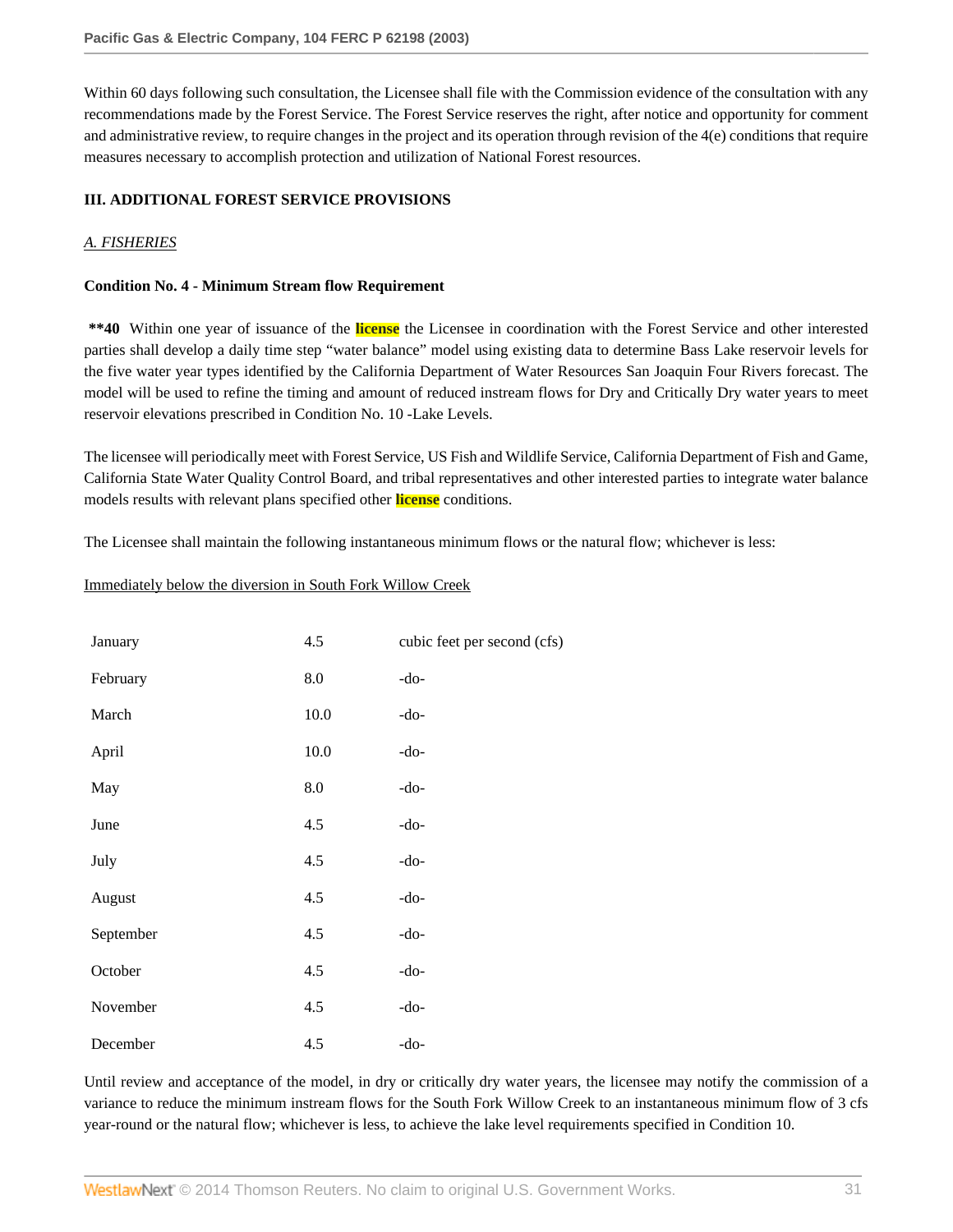Within 60 days following such consultation, the Licensee shall file with the Commission evidence of the consultation with any recommendations made by the Forest Service. The Forest Service reserves the right, after notice and opportunity for comment and administrative review, to require changes in the project and its operation through revision of the 4(e) conditions that require measures necessary to accomplish protection and utilization of National Forest resources.

**III. ADDITIONAL FOREST SERVICE PROVISIONS**

*A. FISHERIES*

**Condition No. 4 - Minimum Stream flow Requirement**

**\*\*40** Within one year of issuance of the license the Licensee in coordination with the Forest Service and other interested parties shall develop a daily time step "water balance" model using existing data to determine Bass Lake reservoir levels for the five water year types identified by the California Department of Water Resources San Joaquin Four Rivers forecast. The model will be used to refine the timing and amount of reduced instream flows for Dry and Critically Dry water years to meet reservoir elevations prescribed in Condition No. 10 -Lake Levels.

The licensee will periodically meet with Forest Service, US Fish and Wildlife Service, California Department of Fish and Game, California State Water Quality Control Board, and tribal representatives and other interested parties to integrate water balance models results with relevant plans specified other license conditions.

The Licensee shall maintain the following instantaneous minimum flows or the natural flow; whichever is less:

Immediately below the diversion in South Fork Willow Creek

| | | |
|---|---|---|
| January | 4.5 | cubic feet per second (cfs) |
| February | 8.0 | -do- |
| March | 10.0 | -do- |
| April | 10.0 | -do- |
| May | 8.0 | -do- |
| June | 4.5 | -do- |
| July | 4.5 | -do- |
| August | 4.5 | -do- |
| September | 4.5 | -do- |
| October | 4.5 | -do- |
| November | 4.5 | -do- |
| December | 4.5 | -do- |

Until review and acceptance of the model, in dry or critically dry water years, the licensee may notify the commission of a variance to reduce the minimum instream flows for the South Fork Willow Creek to an instantaneous minimum flow of 3 cfs year-round or the natural flow; whichever is less, to achieve the lake level requirements specified in Condition 10.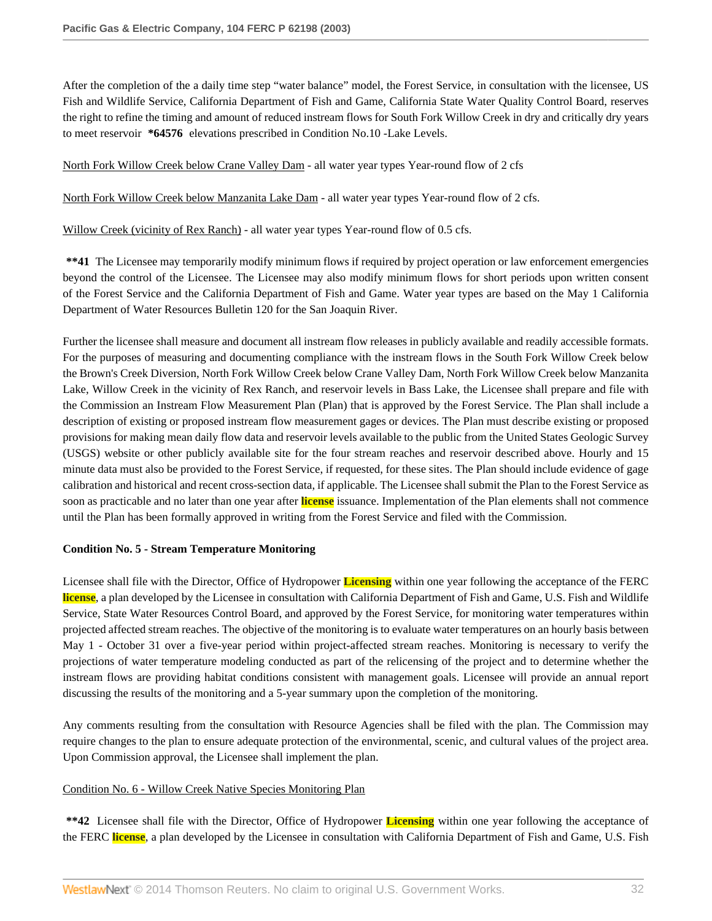After the completion of the a daily time step "water balance" model, the Forest Service, in consultation with the licensee, US Fish and Wildlife Service, California Department of Fish and Game, California State Water Quality Control Board, reserves the right to refine the timing and amount of reduced instream flows for South Fork Willow Creek in dry and critically dry years to meet reservoir **\*64576** elevations prescribed in Condition No.10 -Lake Levels.

North Fork Willow Creek below Crane Valley Dam - all water year types Year-round flow of 2 cfs

North Fork Willow Creek below Manzanita Lake Dam - all water year types Year-round flow of 2 cfs.

Willow Creek (vicinity of Rex Ranch) - all water year types Year-round flow of 0.5 cfs.

**\*\*41** The Licensee may temporarily modify minimum flows if required by project operation or law enforcement emergencies beyond the control of the Licensee. The Licensee may also modify minimum flows for short periods upon written consent of the Forest Service and the California Department of Fish and Game. Water year types are based on the May 1 California Department of Water Resources Bulletin 120 for the San Joaquin River.

Further the licensee shall measure and document all instream flow releases in publicly available and readily accessible formats. For the purposes of measuring and documenting compliance with the instream flows in the South Fork Willow Creek below the Brown's Creek Diversion, North Fork Willow Creek below Crane Valley Dam, North Fork Willow Creek below Manzanita Lake, Willow Creek in the vicinity of Rex Ranch, and reservoir levels in Bass Lake, the Licensee shall prepare and file with the Commission an Instream Flow Measurement Plan (Plan) that is approved by the Forest Service. The Plan shall include a description of existing or proposed instream flow measurement gages or devices. The Plan must describe existing or proposed provisions for making mean daily flow data and reservoir levels available to the public from the United States Geologic Survey (USGS) website or other publicly available site for the four stream reaches and reservoir described above. Hourly and 15 minute data must also be provided to the Forest Service, if requested, for these sites. The Plan should include evidence of gage calibration and historical and recent cross-section data, if applicable. The Licensee shall submit the Plan to the Forest Service as soon as practicable and no later than one year after license issuance. Implementation of the Plan elements shall not commence until the Plan has been formally approved in writing from the Forest Service and filed with the Commission.

**Condition No. 5 - Stream Temperature Monitoring**

Licensee shall file with the Director, Office of Hydropower Licensing within one year following the acceptance of the FERC license, a plan developed by the Licensee in consultation with California Department of Fish and Game, U.S. Fish and Wildlife Service, State Water Resources Control Board, and approved by the Forest Service, for monitoring water temperatures within projected affected stream reaches. The objective of the monitoring is to evaluate water temperatures on an hourly basis between May 1 - October 31 over a five-year period within project-affected stream reaches. Monitoring is necessary to verify the projections of water temperature modeling conducted as part of the relicensing of the project and to determine whether the instream flows are providing habitat conditions consistent with management goals. Licensee will provide an annual report discussing the results of the monitoring and a 5-year summary upon the completion of the monitoring.

Any comments resulting from the consultation with Resource Agencies shall be filed with the plan. The Commission may require changes to the plan to ensure adequate protection of the environmental, scenic, and cultural values of the project area. Upon Commission approval, the Licensee shall implement the plan.

Condition No. 6 - Willow Creek Native Species Monitoring Plan

**\*\*42** Licensee shall file with the Director, Office of Hydropower Licensing within one year following the acceptance of the FERC license, a plan developed by the Licensee in consultation with California Department of Fish and Game, U.S. Fish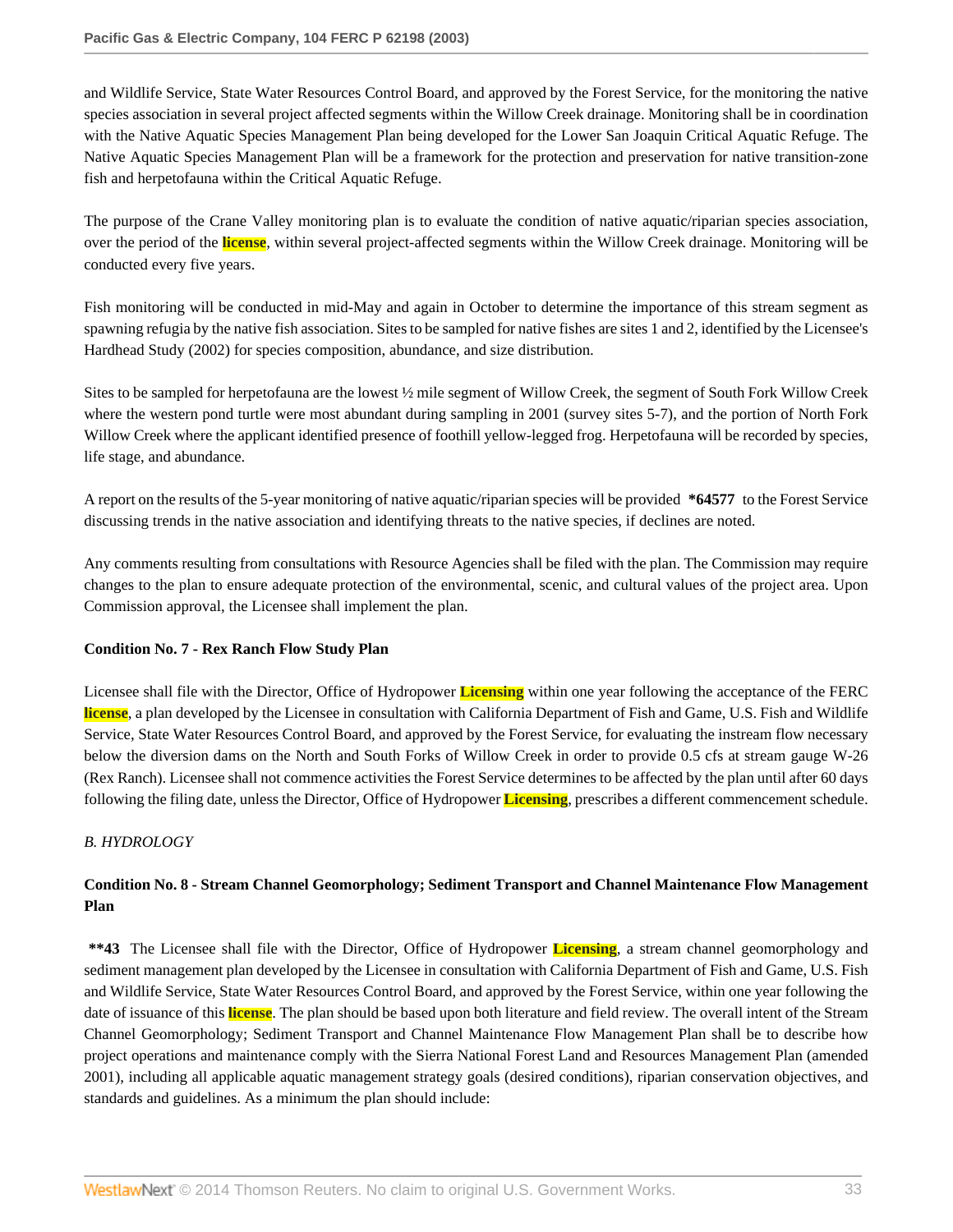and Wildlife Service, State Water Resources Control Board, and approved by the Forest Service, for the monitoring the native species association in several project affected segments within the Willow Creek drainage. Monitoring shall be in coordination with the Native Aquatic Species Management Plan being developed for the Lower San Joaquin Critical Aquatic Refuge. The Native Aquatic Species Management Plan will be a framework for the protection and preservation for native transition-zone fish and herpetofauna within the Critical Aquatic Refuge.

The purpose of the Crane Valley monitoring plan is to evaluate the condition of native aquatic/riparian species association, over the period of the **license**, within several project-affected segments within the Willow Creek drainage. Monitoring will be conducted every five years.

Fish monitoring will be conducted in mid-May and again in October to determine the importance of this stream segment as spawning refugia by the native fish association. Sites to be sampled for native fishes are sites 1 and 2, identified by the Licensee's Hardhead Study (2002) for species composition, abundance, and size distribution.

Sites to be sampled for herpetofauna are the lowest ½ mile segment of Willow Creek, the segment of South Fork Willow Creek where the western pond turtle were most abundant during sampling in 2001 (survey sites 5-7), and the portion of North Fork Willow Creek where the applicant identified presence of foothill yellow-legged frog. Herpetofauna will be recorded by species, life stage, and abundance.

A report on the results of the 5-year monitoring of native aquatic/riparian species will be provided **\*64577** to the Forest Service discussing trends in the native association and identifying threats to the native species, if declines are noted.

Any comments resulting from consultations with Resource Agencies shall be filed with the plan. The Commission may require changes to the plan to ensure adequate protection of the environmental, scenic, and cultural values of the project area. Upon Commission approval, the Licensee shall implement the plan.

**Condition No. 7 - Rex Ranch Flow Study Plan**

Licensee shall file with the Director, Office of Hydropower **Licensing** within one year following the acceptance of the FERC **license**, a plan developed by the Licensee in consultation with California Department of Fish and Game, U.S. Fish and Wildlife Service, State Water Resources Control Board, and approved by the Forest Service, for evaluating the instream flow necessary below the diversion dams on the North and South Forks of Willow Creek in order to provide 0.5 cfs at stream gauge W-26 (Rex Ranch). Licensee shall not commence activities the Forest Service determines to be affected by the plan until after 60 days following the filing date, unless the Director, Office of Hydropower **Licensing**, prescribes a different commencement schedule.

*B. HYDROLOGY*

**Condition No. 8 - Stream Channel Geomorphology; Sediment Transport and Channel Maintenance Flow Management Plan**

**\*\*43** The Licensee shall file with the Director, Office of Hydropower **Licensing**, a stream channel geomorphology and sediment management plan developed by the Licensee in consultation with California Department of Fish and Game, U.S. Fish and Wildlife Service, State Water Resources Control Board, and approved by the Forest Service, within one year following the date of issuance of this **license**. The plan should be based upon both literature and field review. The overall intent of the Stream Channel Geomorphology; Sediment Transport and Channel Maintenance Flow Management Plan shall be to describe how project operations and maintenance comply with the Sierra National Forest Land and Resources Management Plan (amended 2001), including all applicable aquatic management strategy goals (desired conditions), riparian conservation objectives, and standards and guidelines. As a minimum the plan should include: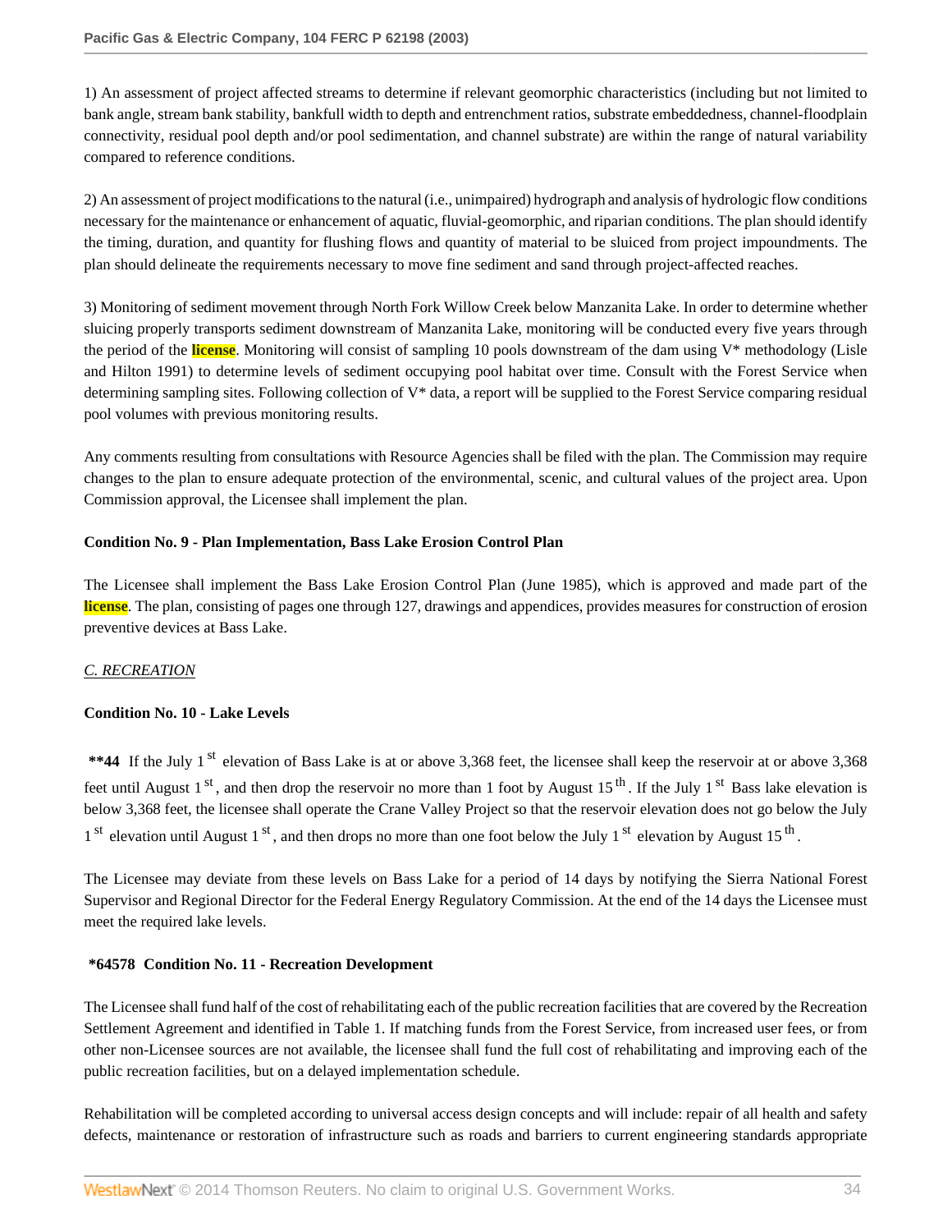1) An assessment of project affected streams to determine if relevant geomorphic characteristics (including but not limited to bank angle, stream bank stability, bankfull width to depth and entrenchment ratios, substrate embeddedness, channel-floodplain connectivity, residual pool depth and/or pool sedimentation, and channel substrate) are within the range of natural variability compared to reference conditions.

2) An assessment of project modifications to the natural (i.e., unimpaired) hydrograph and analysis of hydrologic flow conditions necessary for the maintenance or enhancement of aquatic, fluvial-geomorphic, and riparian conditions. The plan should identify the timing, duration, and quantity for flushing flows and quantity of material to be sluiced from project impoundments. The plan should delineate the requirements necessary to move fine sediment and sand through project-affected reaches.

3) Monitoring of sediment movement through North Fork Willow Creek below Manzanita Lake. In order to determine whether sluicing properly transports sediment downstream of Manzanita Lake, monitoring will be conducted every five years through the period of the license. Monitoring will consist of sampling 10 pools downstream of the dam using V* methodology (Lisle and Hilton 1991) to determine levels of sediment occupying pool habitat over time. Consult with the Forest Service when determining sampling sites. Following collection of V* data, a report will be supplied to the Forest Service comparing residual pool volumes with previous monitoring results.

Any comments resulting from consultations with Resource Agencies shall be filed with the plan. The Commission may require changes to the plan to ensure adequate protection of the environmental, scenic, and cultural values of the project area. Upon Commission approval, the Licensee shall implement the plan.

**Condition No. 9 - Plan Implementation, Bass Lake Erosion Control Plan**

The Licensee shall implement the Bass Lake Erosion Control Plan (June 1985), which is approved and made part of the license. The plan, consisting of pages one through 127, drawings and appendices, provides measures for construction of erosion preventive devices at Bass Lake.

*C. RECREATION*

**Condition No. 10 - Lake Levels**

**\*\*44** If the July 1st elevation of Bass Lake is at or above 3,368 feet, the licensee shall keep the reservoir at or above 3,368 feet until August 1st, and then drop the reservoir no more than 1 foot by August 15th. If the July 1st Bass lake elevation is below 3,368 feet, the licensee shall operate the Crane Valley Project so that the reservoir elevation does not go below the July 1st elevation until August 1st, and then drops no more than one foot below the July 1st elevation by August 15th.

The Licensee may deviate from these levels on Bass Lake for a period of 14 days by notifying the Sierra National Forest Supervisor and Regional Director for the Federal Energy Regulatory Commission. At the end of the 14 days the Licensee must meet the required lake levels.

**\*64578 Condition No. 11 - Recreation Development**

The Licensee shall fund half of the cost of rehabilitating each of the public recreation facilities that are covered by the Recreation Settlement Agreement and identified in Table 1. If matching funds from the Forest Service, from increased user fees, or from other non-Licensee sources are not available, the licensee shall fund the full cost of rehabilitating and improving each of the public recreation facilities, but on a delayed implementation schedule.

Rehabilitation will be completed according to universal access design concepts and will include: repair of all health and safety defects, maintenance or restoration of infrastructure such as roads and barriers to current engineering standards appropriate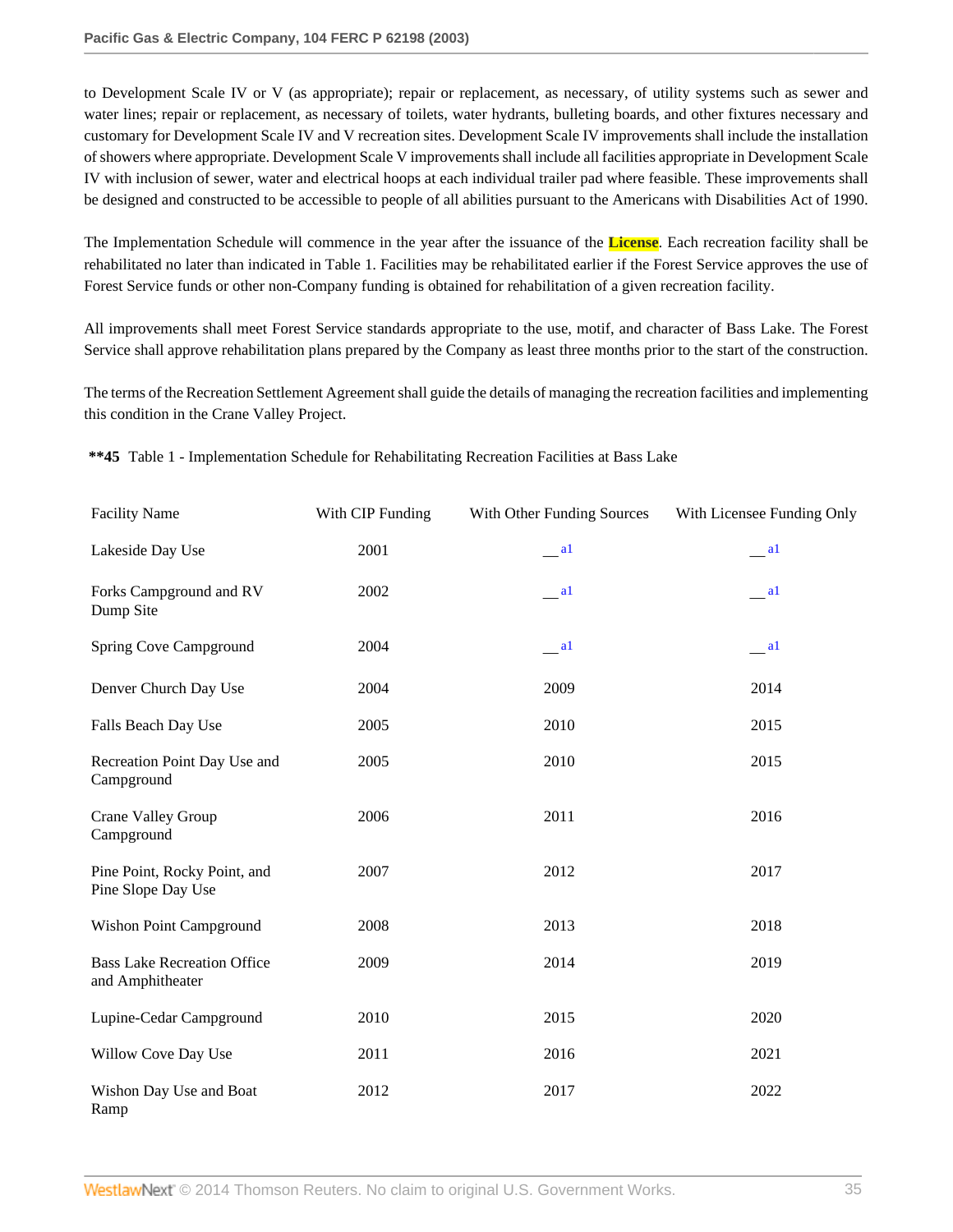to Development Scale IV or V (as appropriate); repair or replacement, as necessary, of utility systems such as sewer and water lines; repair or replacement, as necessary of toilets, water hydrants, bulleting boards, and other fixtures necessary and customary for Development Scale IV and V recreation sites. Development Scale IV improvements shall include the installation of showers where appropriate. Development Scale V improvements shall include all facilities appropriate in Development Scale IV with inclusion of sewer, water and electrical hoops at each individual trailer pad where feasible. These improvements shall be designed and constructed to be accessible to people of all abilities pursuant to the Americans with Disabilities Act of 1990.

The Implementation Schedule will commence in the year after the issuance of the **License**. Each recreation facility shall be rehabilitated no later than indicated in Table 1. Facilities may be rehabilitated earlier if the Forest Service approves the use of Forest Service funds or other non-Company funding is obtained for rehabilitation of a given recreation facility.

All improvements shall meet Forest Service standards appropriate to the use, motif, and character of Bass Lake. The Forest Service shall approve rehabilitation plans prepared by the Company as least three months prior to the start of the construction.

The terms of the Recreation Settlement Agreement shall guide the details of managing the recreation facilities and implementing this condition in the Crane Valley Project.

**\*\*45** Table 1 - Implementation Schedule for Rehabilitating Recreation Facilities at Bass Lake

| Facility Name | With CIP Funding | With Other Funding Sources | With Licensee Funding Only |
|---|---|---|---|
| Lakeside Day Use | 2001 | __a1 | __a1 |
| Forks Campground and RV Dump Site | 2002 | __a1 | __a1 |
| Spring Cove Campground | 2004 | __a1 | __a1 |
| Denver Church Day Use | 2004 | 2009 | 2014 |
| Falls Beach Day Use | 2005 | 2010 | 2015 |
| Recreation Point Day Use and Campground | 2005 | 2010 | 2015 |
| Crane Valley Group Campground | 2006 | 2011 | 2016 |
| Pine Point, Rocky Point, and Pine Slope Day Use | 2007 | 2012 | 2017 |
| Wishon Point Campground | 2008 | 2013 | 2018 |
| Bass Lake Recreation Office and Amphitheater | 2009 | 2014 | 2019 |
| Lupine-Cedar Campground | 2010 | 2015 | 2020 |
| Willow Cove Day Use | 2011 | 2016 | 2021 |
| Wishon Day Use and Boat Ramp | 2012 | 2017 | 2022 |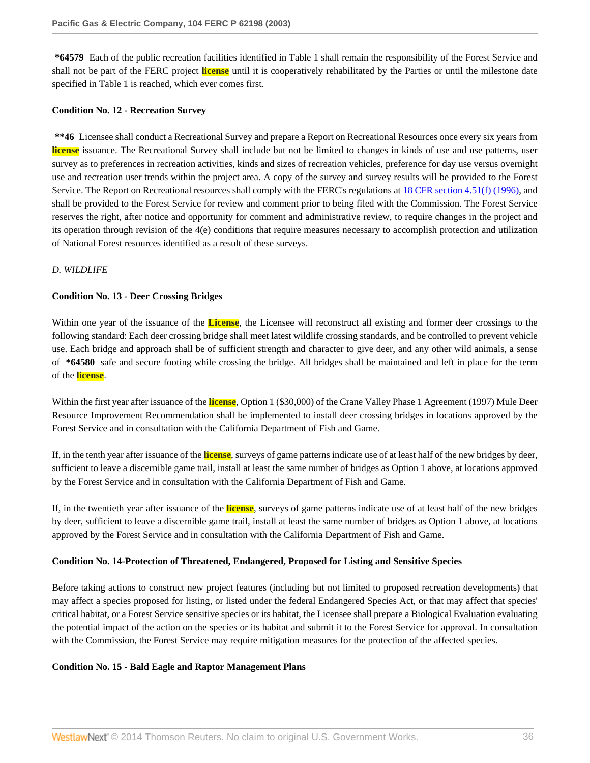**\*64579** Each of the public recreation facilities identified in Table 1 shall remain the responsibility of the Forest Service and shall not be part of the FERC project license until it is cooperatively rehabilitated by the Parties or until the milestone date specified in Table 1 is reached, which ever comes first.

**Condition No. 12 - Recreation Survey**

**\*\*46** Licensee shall conduct a Recreational Survey and prepare a Report on Recreational Resources once every six years from license issuance. The Recreational Survey shall include but not be limited to changes in kinds of use and use patterns, user survey as to preferences in recreation activities, kinds and sizes of recreation vehicles, preference for day use versus overnight use and recreation user trends within the project area. A copy of the survey and survey results will be provided to the Forest Service. The Report on Recreational resources shall comply with the FERC's regulations at 18 CFR section 4.51(f) (1996), and shall be provided to the Forest Service for review and comment prior to being filed with the Commission. The Forest Service reserves the right, after notice and opportunity for comment and administrative review, to require changes in the project and its operation through revision of the 4(e) conditions that require measures necessary to accomplish protection and utilization of National Forest resources identified as a result of these surveys.

*D. WILDLIFE*

**Condition No. 13 - Deer Crossing Bridges**

Within one year of the issuance of the License, the Licensee will reconstruct all existing and former deer crossings to the following standard: Each deer crossing bridge shall meet latest wildlife crossing standards, and be controlled to prevent vehicle use. Each bridge and approach shall be of sufficient strength and character to give deer, and any other wild animals, a sense of **\*64580** safe and secure footing while crossing the bridge. All bridges shall be maintained and left in place for the term of the license.

Within the first year after issuance of the license, Option 1 ($30,000) of the Crane Valley Phase 1 Agreement (1997) Mule Deer Resource Improvement Recommendation shall be implemented to install deer crossing bridges in locations approved by the Forest Service and in consultation with the California Department of Fish and Game.

If, in the tenth year after issuance of the license, surveys of game patterns indicate use of at least half of the new bridges by deer, sufficient to leave a discernible game trail, install at least the same number of bridges as Option 1 above, at locations approved by the Forest Service and in consultation with the California Department of Fish and Game.

If, in the twentieth year after issuance of the license, surveys of game patterns indicate use of at least half of the new bridges by deer, sufficient to leave a discernible game trail, install at least the same number of bridges as Option 1 above, at locations approved by the Forest Service and in consultation with the California Department of Fish and Game.

**Condition No. 14-Protection of Threatened, Endangered, Proposed for Listing and Sensitive Species**

Before taking actions to construct new project features (including but not limited to proposed recreation developments) that may affect a species proposed for listing, or listed under the federal Endangered Species Act, or that may affect that species' critical habitat, or a Forest Service sensitive species or its habitat, the Licensee shall prepare a Biological Evaluation evaluating the potential impact of the action on the species or its habitat and submit it to the Forest Service for approval. In consultation with the Commission, the Forest Service may require mitigation measures for the protection of the affected species.

**Condition No. 15 - Bald Eagle and Raptor Management Plans**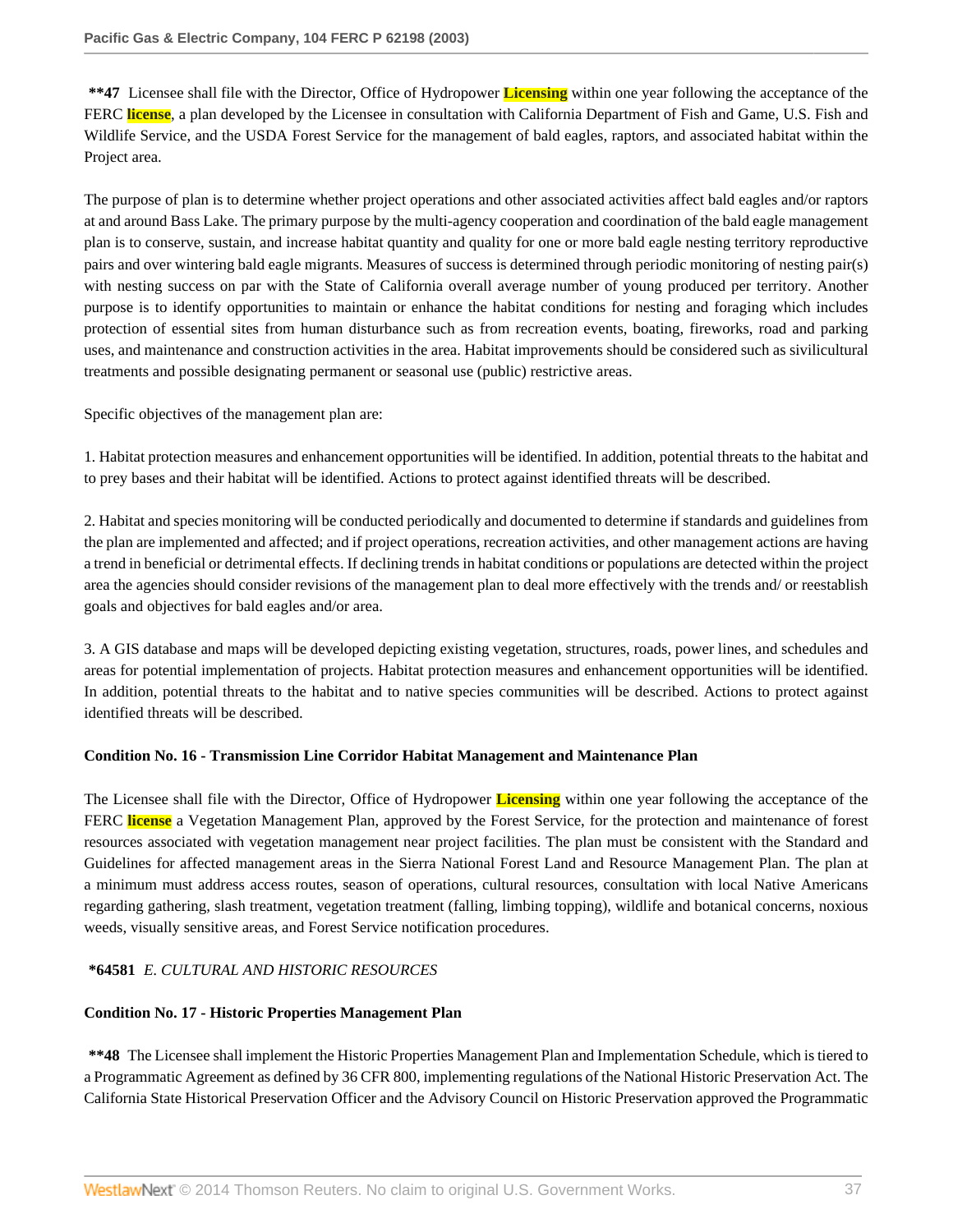**\*\*47** Licensee shall file with the Director, Office of Hydropower Licensing within one year following the acceptance of the FERC license, a plan developed by the Licensee in consultation with California Department of Fish and Game, U.S. Fish and Wildlife Service, and the USDA Forest Service for the management of bald eagles, raptors, and associated habitat within the Project area.

The purpose of plan is to determine whether project operations and other associated activities affect bald eagles and/or raptors at and around Bass Lake. The primary purpose by the multi-agency cooperation and coordination of the bald eagle management plan is to conserve, sustain, and increase habitat quantity and quality for one or more bald eagle nesting territory reproductive pairs and over wintering bald eagle migrants. Measures of success is determined through periodic monitoring of nesting pair(s) with nesting success on par with the State of California overall average number of young produced per territory. Another purpose is to identify opportunities to maintain or enhance the habitat conditions for nesting and foraging which includes protection of essential sites from human disturbance such as from recreation events, boating, fireworks, road and parking uses, and maintenance and construction activities in the area. Habitat improvements should be considered such as sivilicultural treatments and possible designating permanent or seasonal use (public) restrictive areas.

Specific objectives of the management plan are:

1. Habitat protection measures and enhancement opportunities will be identified. In addition, potential threats to the habitat and to prey bases and their habitat will be identified. Actions to protect against identified threats will be described.

2. Habitat and species monitoring will be conducted periodically and documented to determine if standards and guidelines from the plan are implemented and affected; and if project operations, recreation activities, and other management actions are having a trend in beneficial or detrimental effects. If declining trends in habitat conditions or populations are detected within the project area the agencies should consider revisions of the management plan to deal more effectively with the trends and/ or reestablish goals and objectives for bald eagles and/or area.

3. A GIS database and maps will be developed depicting existing vegetation, structures, roads, power lines, and schedules and areas for potential implementation of projects. Habitat protection measures and enhancement opportunities will be identified. In addition, potential threats to the habitat and to native species communities will be described. Actions to protect against identified threats will be described.

**Condition No. 16 - Transmission Line Corridor Habitat Management and Maintenance Plan**

The Licensee shall file with the Director, Office of Hydropower Licensing within one year following the acceptance of the FERC license a Vegetation Management Plan, approved by the Forest Service, for the protection and maintenance of forest resources associated with vegetation management near project facilities. The plan must be consistent with the Standard and Guidelines for affected management areas in the Sierra National Forest Land and Resource Management Plan. The plan at a minimum must address access routes, season of operations, cultural resources, consultation with local Native Americans regarding gathering, slash treatment, vegetation treatment (falling, limbing topping), wildlife and botanical concerns, noxious weeds, visually sensitive areas, and Forest Service notification procedures.

**\*64581** *E. CULTURAL AND HISTORIC RESOURCES*

**Condition No. 17 - Historic Properties Management Plan**

**\*\*48** The Licensee shall implement the Historic Properties Management Plan and Implementation Schedule, which is tiered to a Programmatic Agreement as defined by 36 CFR 800, implementing regulations of the National Historic Preservation Act. The California State Historical Preservation Officer and the Advisory Council on Historic Preservation approved the Programmatic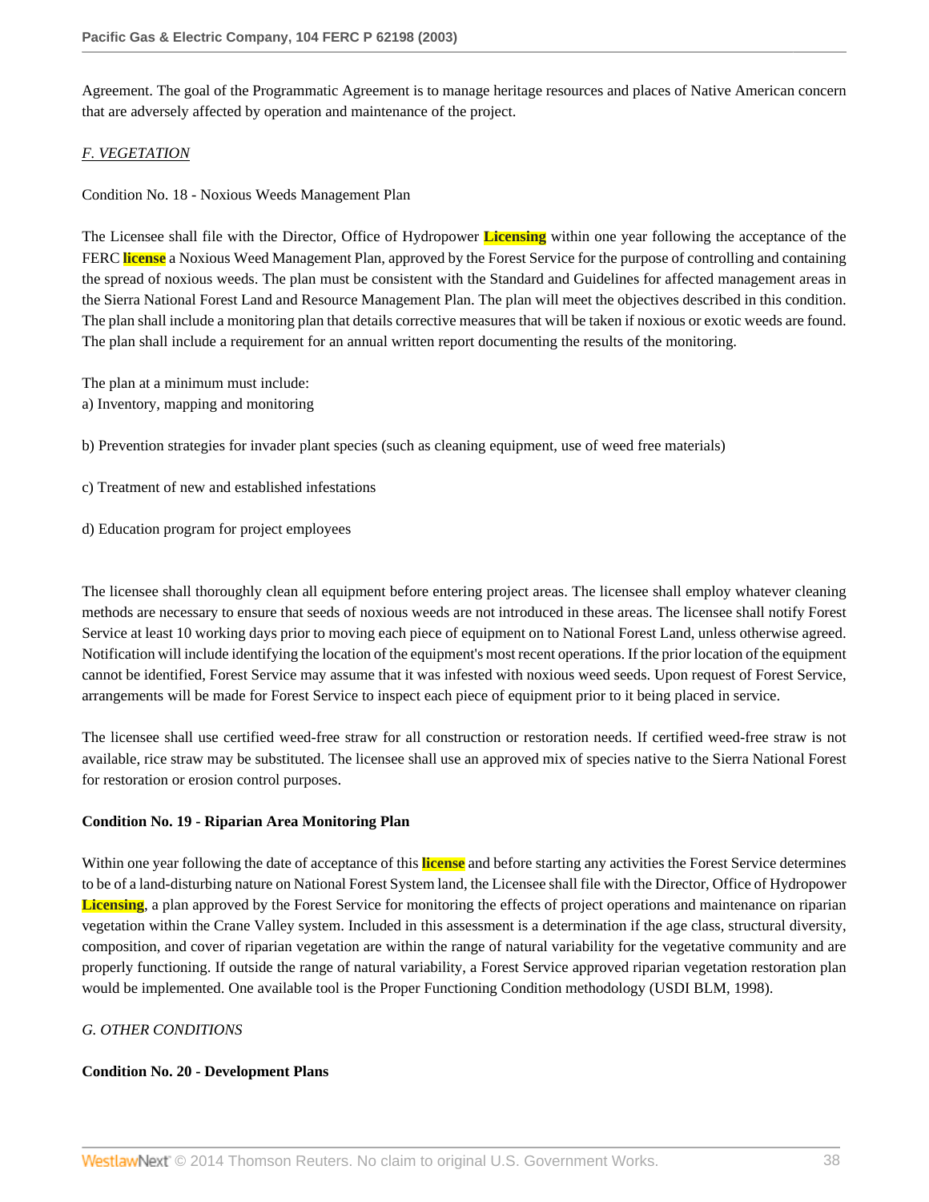Agreement. The goal of the Programmatic Agreement is to manage heritage resources and places of Native American concern that are adversely affected by operation and maintenance of the project.

*F. VEGETATION*

Condition No. 18 - Noxious Weeds Management Plan

The Licensee shall file with the Director, Office of Hydropower Licensing within one year following the acceptance of the FERC license a Noxious Weed Management Plan, approved by the Forest Service for the purpose of controlling and containing the spread of noxious weeds. The plan must be consistent with the Standard and Guidelines for affected management areas in the Sierra National Forest Land and Resource Management Plan. The plan will meet the objectives described in this condition. The plan shall include a monitoring plan that details corrective measures that will be taken if noxious or exotic weeds are found. The plan shall include a requirement for an annual written report documenting the results of the monitoring.

The plan at a minimum must include:

a) Inventory, mapping and monitoring

b) Prevention strategies for invader plant species (such as cleaning equipment, use of weed free materials)

c) Treatment of new and established infestations

d) Education program for project employees

The licensee shall thoroughly clean all equipment before entering project areas. The licensee shall employ whatever cleaning methods are necessary to ensure that seeds of noxious weeds are not introduced in these areas. The licensee shall notify Forest Service at least 10 working days prior to moving each piece of equipment on to National Forest Land, unless otherwise agreed. Notification will include identifying the location of the equipment's most recent operations. If the prior location of the equipment cannot be identified, Forest Service may assume that it was infested with noxious weed seeds. Upon request of Forest Service, arrangements will be made for Forest Service to inspect each piece of equipment prior to it being placed in service.

The licensee shall use certified weed-free straw for all construction or restoration needs. If certified weed-free straw is not available, rice straw may be substituted. The licensee shall use an approved mix of species native to the Sierra National Forest for restoration or erosion control purposes.

**Condition No. 19 - Riparian Area Monitoring Plan**

Within one year following the date of acceptance of this license and before starting any activities the Forest Service determines to be of a land-disturbing nature on National Forest System land, the Licensee shall file with the Director, Office of Hydropower Licensing, a plan approved by the Forest Service for monitoring the effects of project operations and maintenance on riparian vegetation within the Crane Valley system. Included in this assessment is a determination if the age class, structural diversity, composition, and cover of riparian vegetation are within the range of natural variability for the vegetative community and are properly functioning. If outside the range of natural variability, a Forest Service approved riparian vegetation restoration plan would be implemented. One available tool is the Proper Functioning Condition methodology (USDI BLM, 1998).

*G. OTHER CONDITIONS*

**Condition No. 20 - Development Plans**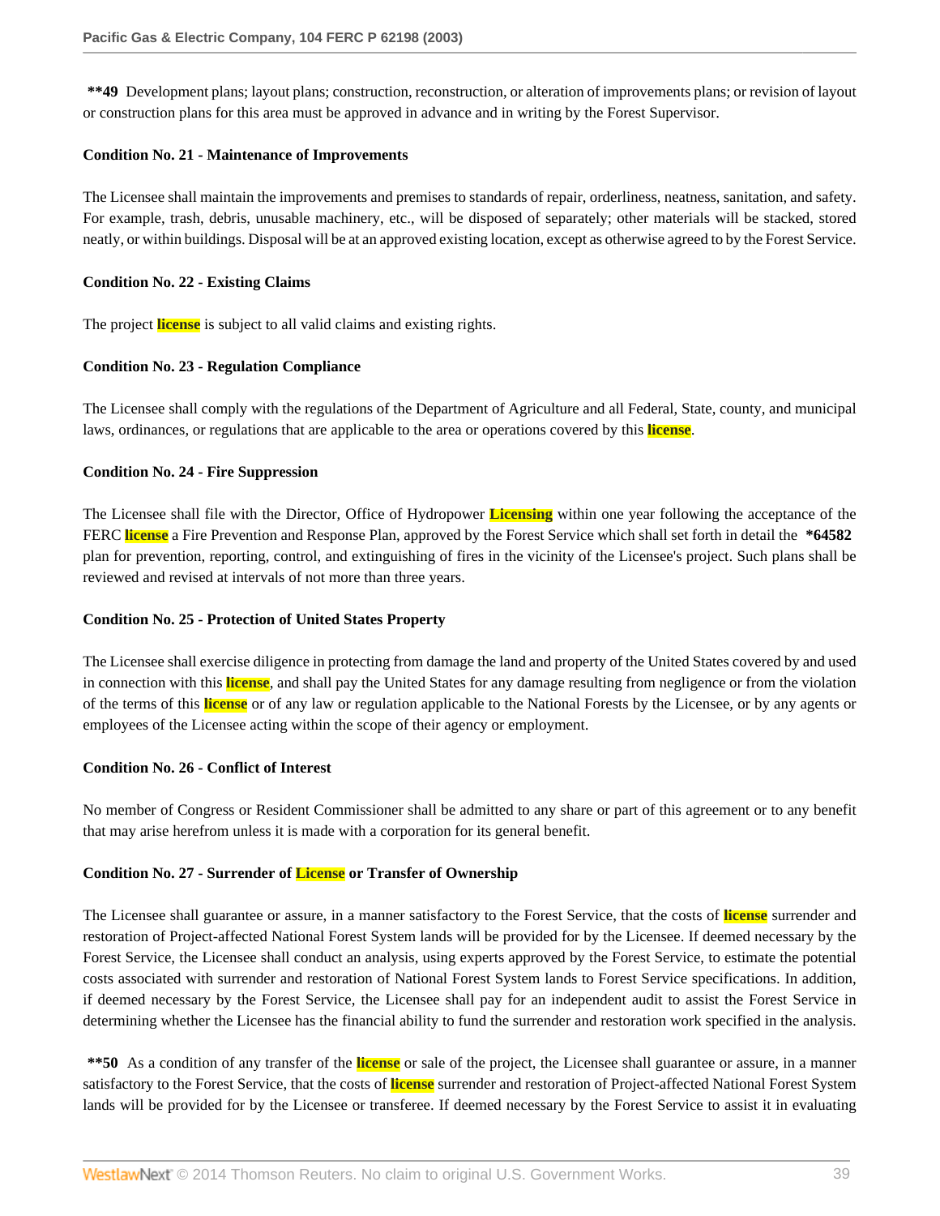**\*\*49** Development plans; layout plans; construction, reconstruction, or alteration of improvements plans; or revision of layout or construction plans for this area must be approved in advance and in writing by the Forest Supervisor.

**Condition No. 21 - Maintenance of Improvements**

The Licensee shall maintain the improvements and premises to standards of repair, orderliness, neatness, sanitation, and safety. For example, trash, debris, unusable machinery, etc., will be disposed of separately; other materials will be stacked, stored neatly, or within buildings. Disposal will be at an approved existing location, except as otherwise agreed to by the Forest Service.

**Condition No. 22 - Existing Claims**

The project license is subject to all valid claims and existing rights.

**Condition No. 23 - Regulation Compliance**

The Licensee shall comply with the regulations of the Department of Agriculture and all Federal, State, county, and municipal laws, ordinances, or regulations that are applicable to the area or operations covered by this license.

**Condition No. 24 - Fire Suppression**

The Licensee shall file with the Director, Office of Hydropower Licensing within one year following the acceptance of the FERC license a Fire Prevention and Response Plan, approved by the Forest Service which shall set forth in detail the **\*64582** plan for prevention, reporting, control, and extinguishing of fires in the vicinity of the Licensee's project. Such plans shall be reviewed and revised at intervals of not more than three years.

**Condition No. 25 - Protection of United States Property**

The Licensee shall exercise diligence in protecting from damage the land and property of the United States covered by and used in connection with this license, and shall pay the United States for any damage resulting from negligence or from the violation of the terms of this license or of any law or regulation applicable to the National Forests by the Licensee, or by any agents or employees of the Licensee acting within the scope of their agency or employment.

**Condition No. 26 - Conflict of Interest**

No member of Congress or Resident Commissioner shall be admitted to any share or part of this agreement or to any benefit that may arise herefrom unless it is made with a corporation for its general benefit.

**Condition No. 27 - Surrender of License or Transfer of Ownership**

The Licensee shall guarantee or assure, in a manner satisfactory to the Forest Service, that the costs of license surrender and restoration of Project-affected National Forest System lands will be provided for by the Licensee. If deemed necessary by the Forest Service, the Licensee shall conduct an analysis, using experts approved by the Forest Service, to estimate the potential costs associated with surrender and restoration of National Forest System lands to Forest Service specifications. In addition, if deemed necessary by the Forest Service, the Licensee shall pay for an independent audit to assist the Forest Service in determining whether the Licensee has the financial ability to fund the surrender and restoration work specified in the analysis.

**\*\*50** As a condition of any transfer of the license or sale of the project, the Licensee shall guarantee or assure, in a manner satisfactory to the Forest Service, that the costs of license surrender and restoration of Project-affected National Forest System lands will be provided for by the Licensee or transferee. If deemed necessary by the Forest Service to assist it in evaluating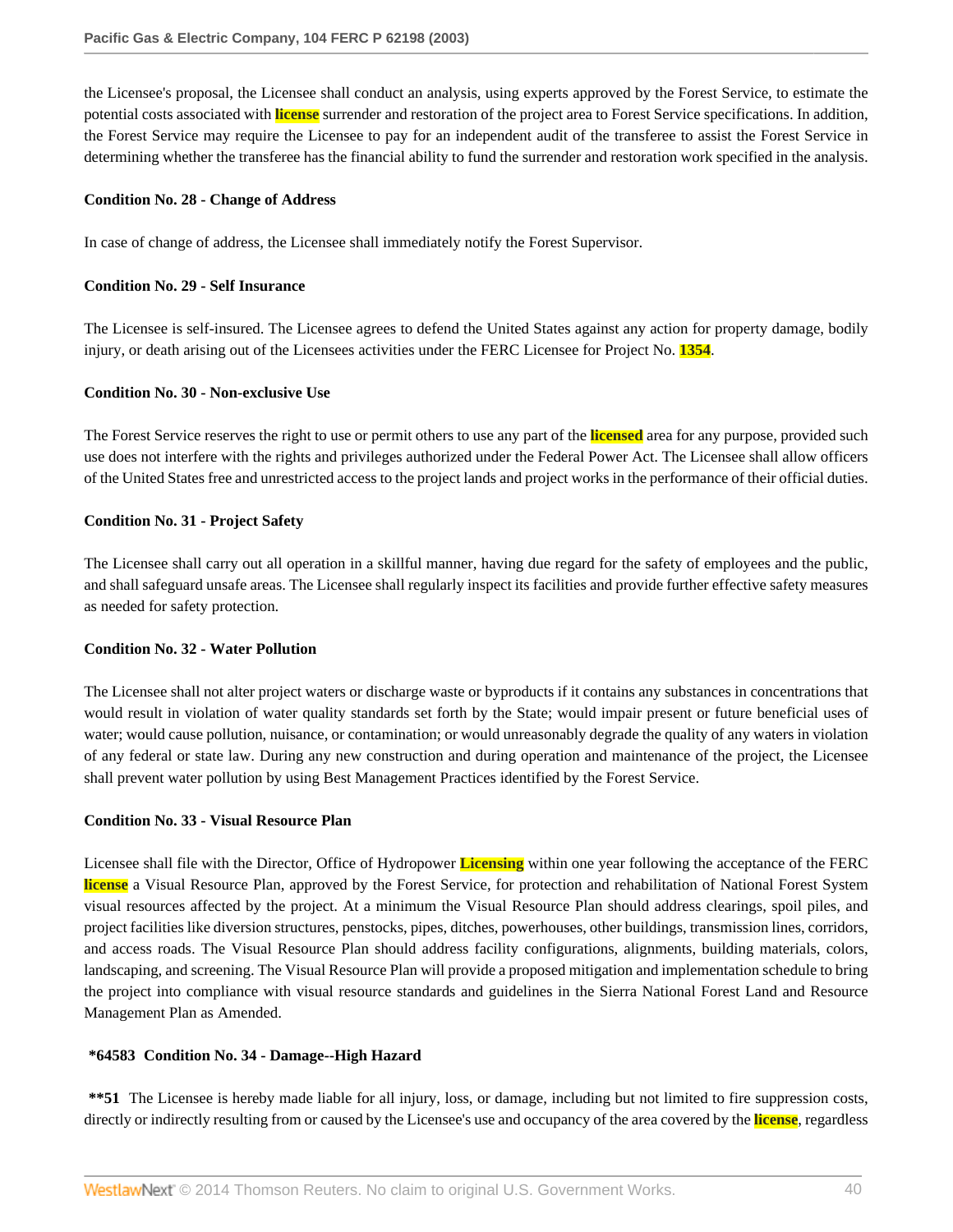the Licensee's proposal, the Licensee shall conduct an analysis, using experts approved by the Forest Service, to estimate the potential costs associated with license surrender and restoration of the project area to Forest Service specifications. In addition, the Forest Service may require the Licensee to pay for an independent audit of the transferee to assist the Forest Service in determining whether the transferee has the financial ability to fund the surrender and restoration work specified in the analysis.

**Condition No. 28 - Change of Address**

In case of change of address, the Licensee shall immediately notify the Forest Supervisor.

**Condition No. 29 - Self Insurance**

The Licensee is self-insured. The Licensee agrees to defend the United States against any action for property damage, bodily injury, or death arising out of the Licensees activities under the FERC Licensee for Project No. 1354.

**Condition No. 30 - Non-exclusive Use**

The Forest Service reserves the right to use or permit others to use any part of the licensed area for any purpose, provided such use does not interfere with the rights and privileges authorized under the Federal Power Act. The Licensee shall allow officers of the United States free and unrestricted access to the project lands and project works in the performance of their official duties.

**Condition No. 31 - Project Safety**

The Licensee shall carry out all operation in a skillful manner, having due regard for the safety of employees and the public, and shall safeguard unsafe areas. The Licensee shall regularly inspect its facilities and provide further effective safety measures as needed for safety protection.

**Condition No. 32 - Water Pollution**

The Licensee shall not alter project waters or discharge waste or byproducts if it contains any substances in concentrations that would result in violation of water quality standards set forth by the State; would impair present or future beneficial uses of water; would cause pollution, nuisance, or contamination; or would unreasonably degrade the quality of any waters in violation of any federal or state law. During any new construction and during operation and maintenance of the project, the Licensee shall prevent water pollution by using Best Management Practices identified by the Forest Service.

**Condition No. 33 - Visual Resource Plan**

Licensee shall file with the Director, Office of Hydropower Licensing within one year following the acceptance of the FERC license a Visual Resource Plan, approved by the Forest Service, for protection and rehabilitation of National Forest System visual resources affected by the project. At a minimum the Visual Resource Plan should address clearings, spoil piles, and project facilities like diversion structures, penstocks, pipes, ditches, powerhouses, other buildings, transmission lines, corridors, and access roads. The Visual Resource Plan should address facility configurations, alignments, building materials, colors, landscaping, and screening. The Visual Resource Plan will provide a proposed mitigation and implementation schedule to bring the project into compliance with visual resource standards and guidelines in the Sierra National Forest Land and Resource Management Plan as Amended.

**\*64583 Condition No. 34 - Damage--High Hazard**

**\*\*51** The Licensee is hereby made liable for all injury, loss, or damage, including but not limited to fire suppression costs, directly or indirectly resulting from or caused by the Licensee's use and occupancy of the area covered by the license, regardless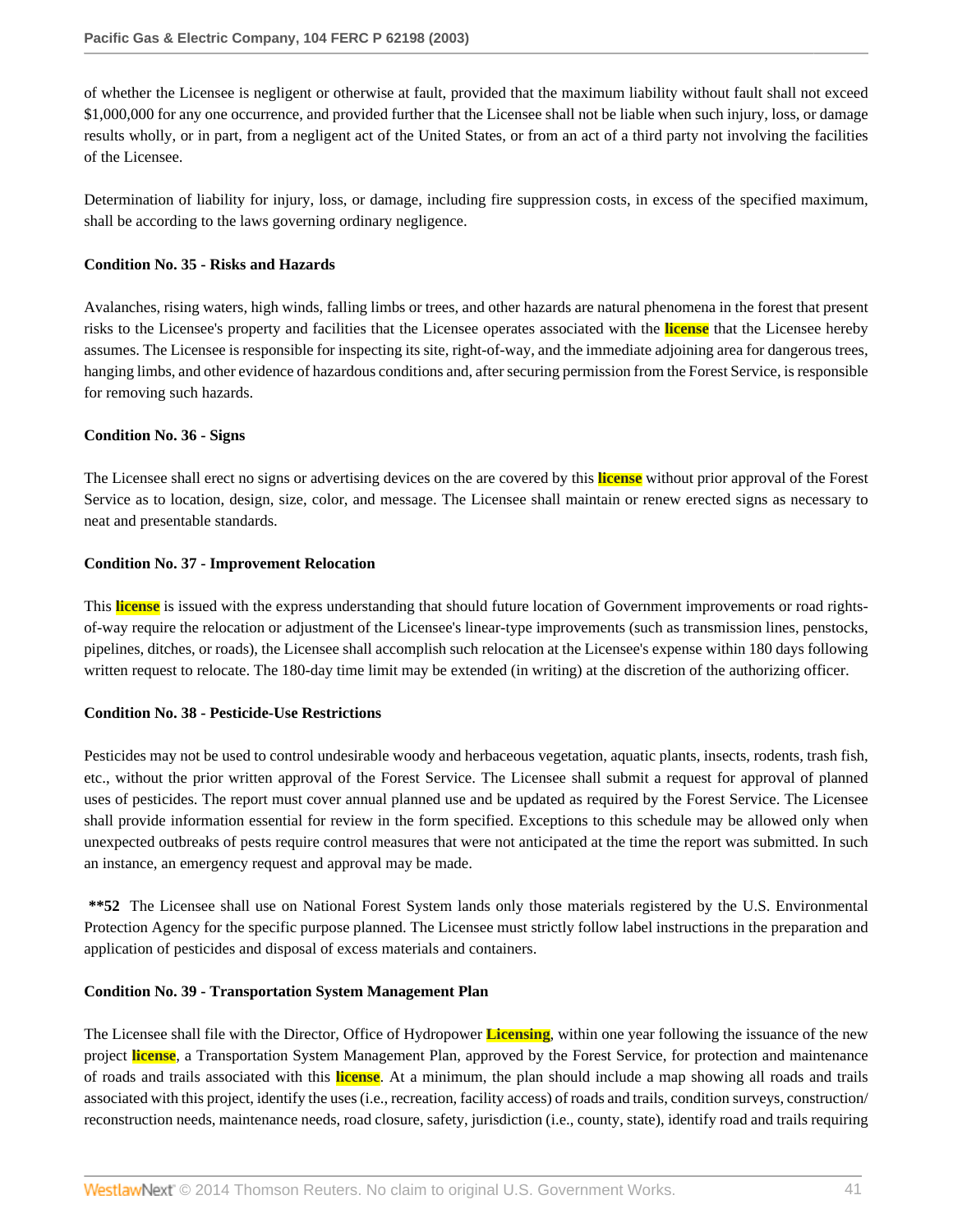of whether the Licensee is negligent or otherwise at fault, provided that the maximum liability without fault shall not exceed $1,000,000 for any one occurrence, and provided further that the Licensee shall not be liable when such injury, loss, or damage results wholly, or in part, from a negligent act of the United States, or from an act of a third party not involving the facilities of the Licensee.

Determination of liability for injury, loss, or damage, including fire suppression costs, in excess of the specified maximum, shall be according to the laws governing ordinary negligence.

**Condition No. 35 - Risks and Hazards**

Avalanches, rising waters, high winds, falling limbs or trees, and other hazards are natural phenomena in the forest that present risks to the Licensee's property and facilities that the Licensee operates associated with the **license** that the Licensee hereby assumes. The Licensee is responsible for inspecting its site, right-of-way, and the immediate adjoining area for dangerous trees, hanging limbs, and other evidence of hazardous conditions and, after securing permission from the Forest Service, is responsible for removing such hazards.

**Condition No. 36 - Signs**

The Licensee shall erect no signs or advertising devices on the are covered by this **license** without prior approval of the Forest Service as to location, design, size, color, and message. The Licensee shall maintain or renew erected signs as necessary to neat and presentable standards.

**Condition No. 37 - Improvement Relocation**

This **license** is issued with the express understanding that should future location of Government improvements or road rights-of-way require the relocation or adjustment of the Licensee's linear-type improvements (such as transmission lines, penstocks, pipelines, ditches, or roads), the Licensee shall accomplish such relocation at the Licensee's expense within 180 days following written request to relocate. The 180-day time limit may be extended (in writing) at the discretion of the authorizing officer.

**Condition No. 38 - Pesticide-Use Restrictions**

Pesticides may not be used to control undesirable woody and herbaceous vegetation, aquatic plants, insects, rodents, trash fish, etc., without the prior written approval of the Forest Service. The Licensee shall submit a request for approval of planned uses of pesticides. The report must cover annual planned use and be updated as required by the Forest Service. The Licensee shall provide information essential for review in the form specified. Exceptions to this schedule may be allowed only when unexpected outbreaks of pests require control measures that were not anticipated at the time the report was submitted. In such an instance, an emergency request and approval may be made.

**\*\*52** The Licensee shall use on National Forest System lands only those materials registered by the U.S. Environmental Protection Agency for the specific purpose planned. The Licensee must strictly follow label instructions in the preparation and application of pesticides and disposal of excess materials and containers.

**Condition No. 39 - Transportation System Management Plan**

The Licensee shall file with the Director, Office of Hydropower **Licensing**, within one year following the issuance of the new project **license**, a Transportation System Management Plan, approved by the Forest Service, for protection and maintenance of roads and trails associated with this **license**. At a minimum, the plan should include a map showing all roads and trails associated with this project, identify the uses (i.e., recreation, facility access) of roads and trails, condition surveys, construction/reconstruction needs, maintenance needs, road closure, safety, jurisdiction (i.e., county, state), identify road and trails requiring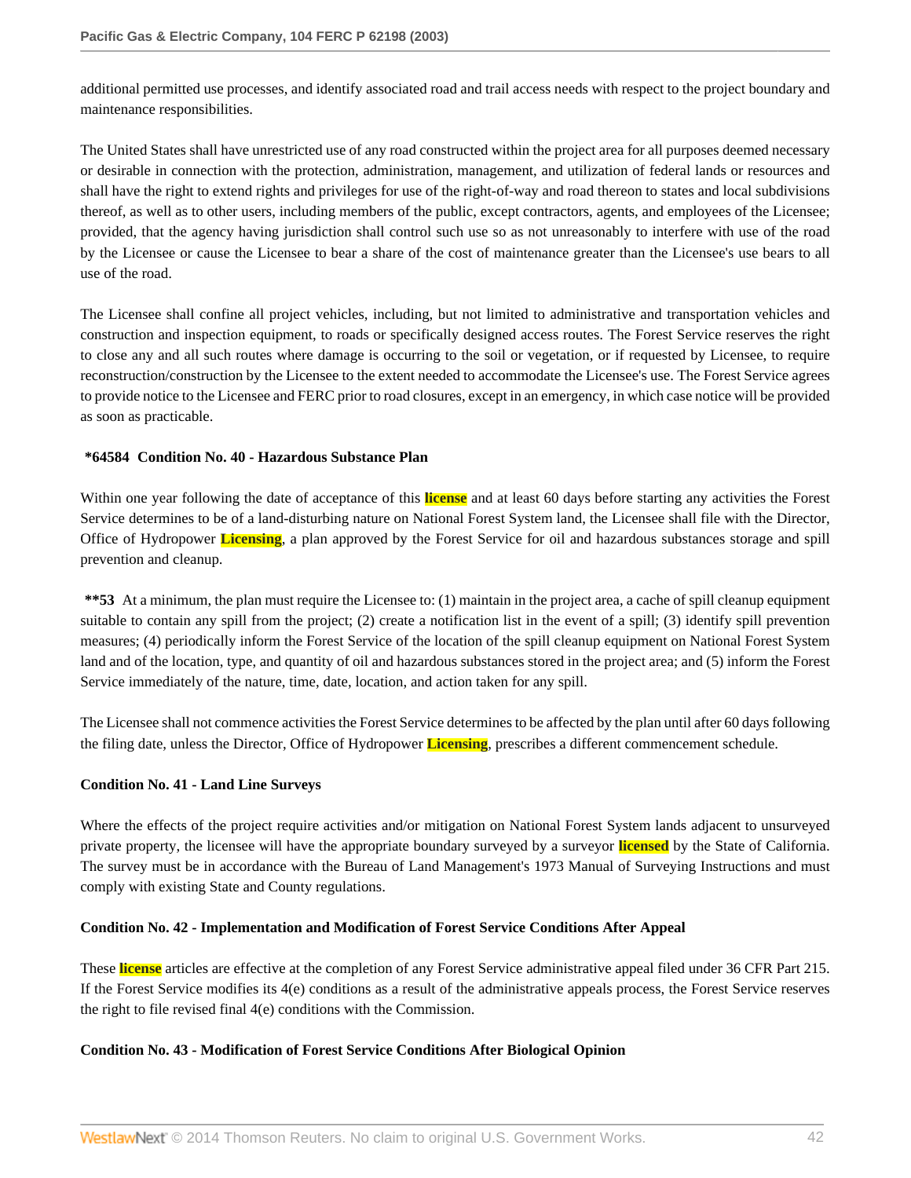additional permitted use processes, and identify associated road and trail access needs with respect to the project boundary and maintenance responsibilities.

The United States shall have unrestricted use of any road constructed within the project area for all purposes deemed necessary or desirable in connection with the protection, administration, management, and utilization of federal lands or resources and shall have the right to extend rights and privileges for use of the right-of-way and road thereon to states and local subdivisions thereof, as well as to other users, including members of the public, except contractors, agents, and employees of the Licensee; provided, that the agency having jurisdiction shall control such use so as not unreasonably to interfere with use of the road by the Licensee or cause the Licensee to bear a share of the cost of maintenance greater than the Licensee's use bears to all use of the road.

The Licensee shall confine all project vehicles, including, but not limited to administrative and transportation vehicles and construction and inspection equipment, to roads or specifically designed access routes. The Forest Service reserves the right to close any and all such routes where damage is occurring to the soil or vegetation, or if requested by Licensee, to require reconstruction/construction by the Licensee to the extent needed to accommodate the Licensee's use. The Forest Service agrees to provide notice to the Licensee and FERC prior to road closures, except in an emergency, in which case notice will be provided as soon as practicable.

**\*64584 Condition No. 40 - Hazardous Substance Plan**

Within one year following the date of acceptance of this license and at least 60 days before starting any activities the Forest Service determines to be of a land-disturbing nature on National Forest System land, the Licensee shall file with the Director, Office of Hydropower Licensing, a plan approved by the Forest Service for oil and hazardous substances storage and spill prevention and cleanup.

**\*\*53** At a minimum, the plan must require the Licensee to: (1) maintain in the project area, a cache of spill cleanup equipment suitable to contain any spill from the project; (2) create a notification list in the event of a spill; (3) identify spill prevention measures; (4) periodically inform the Forest Service of the location of the spill cleanup equipment on National Forest System land and of the location, type, and quantity of oil and hazardous substances stored in the project area; and (5) inform the Forest Service immediately of the nature, time, date, location, and action taken for any spill.

The Licensee shall not commence activities the Forest Service determines to be affected by the plan until after 60 days following the filing date, unless the Director, Office of Hydropower Licensing, prescribes a different commencement schedule.

**Condition No. 41 - Land Line Surveys**

Where the effects of the project require activities and/or mitigation on National Forest System lands adjacent to unsurveyed private property, the licensee will have the appropriate boundary surveyed by a surveyor licensed by the State of California. The survey must be in accordance with the Bureau of Land Management's 1973 Manual of Surveying Instructions and must comply with existing State and County regulations.

**Condition No. 42 - Implementation and Modification of Forest Service Conditions After Appeal**

These license articles are effective at the completion of any Forest Service administrative appeal filed under 36 CFR Part 215. If the Forest Service modifies its 4(e) conditions as a result of the administrative appeals process, the Forest Service reserves the right to file revised final 4(e) conditions with the Commission.

**Condition No. 43 - Modification of Forest Service Conditions After Biological Opinion**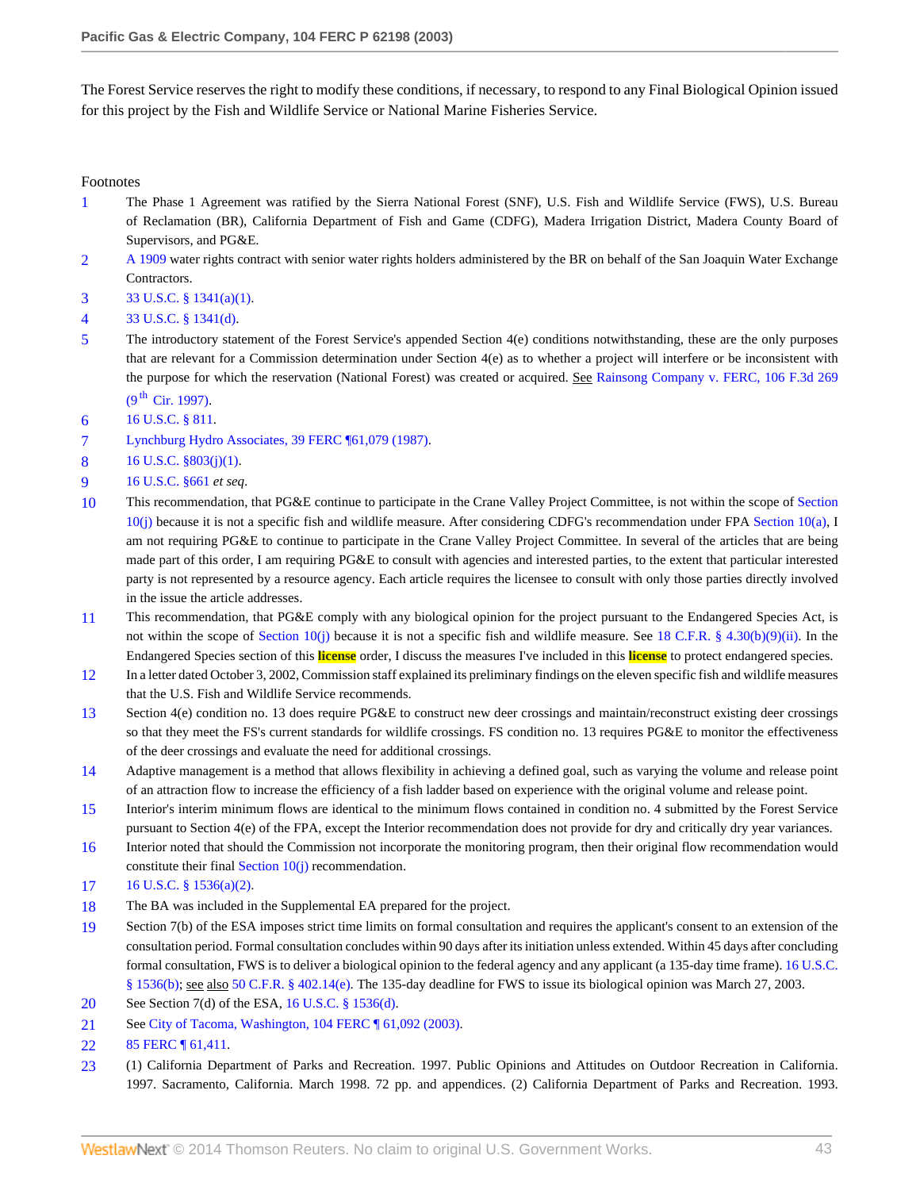The Forest Service reserves the right to modify these conditions, if necessary, to respond to any Final Biological Opinion issued for this project by the Fish and Wildlife Service or National Marine Fisheries Service.

Footnotes

1 The Phase 1 Agreement was ratified by the Sierra National Forest (SNF), U.S. Fish and Wildlife Service (FWS), U.S. Bureau of Reclamation (BR), California Department of Fish and Game (CDFG), Madera Irrigation District, Madera County Board of Supervisors, and PG&E.

2 A 1909 water rights contract with senior water rights holders administered by the BR on behalf of the San Joaquin Water Exchange Contractors.

3 33 U.S.C. § 1341(a)(1).

4 33 U.S.C. § 1341(d).

5 The introductory statement of the Forest Service's appended Section 4(e) conditions notwithstanding, these are the only purposes that are relevant for a Commission determination under Section 4(e) as to whether a project will interfere or be inconsistent with the purpose for which the reservation (National Forest) was created or acquired. See Rainsong Company v. FERC, 106 F.3d 269 (9th Cir. 1997).

6 16 U.S.C. § 811.

7 Lynchburg Hydro Associates, 39 FERC ¶61,079 (1987).

8 16 U.S.C. §803(j)(1).

9 16 U.S.C. §661 *et seq*.

10 This recommendation, that PG&E continue to participate in the Crane Valley Project Committee, is not within the scope of Section 10(j) because it is not a specific fish and wildlife measure. After considering CDFG's recommendation under FPA Section 10(a), I am not requiring PG&E to continue to participate in the Crane Valley Project Committee. In several of the articles that are being made part of this order, I am requiring PG&E to consult with agencies and interested parties, to the extent that particular interested party is not represented by a resource agency. Each article requires the licensee to consult with only those parties directly involved in the issue the article addresses.

11 This recommendation, that PG&E comply with any biological opinion for the project pursuant to the Endangered Species Act, is not within the scope of Section 10(j) because it is not a specific fish and wildlife measure. See 18 C.F.R. § 4.30(b)(9)(ii). In the Endangered Species section of this **license** order, I discuss the measures I've included in this **license** to protect endangered species.

12 In a letter dated October 3, 2002, Commission staff explained its preliminary findings on the eleven specific fish and wildlife measures that the U.S. Fish and Wildlife Service recommends.

13 Section 4(e) condition no. 13 does require PG&E to construct new deer crossings and maintain/reconstruct existing deer crossings so that they meet the FS's current standards for wildlife crossings. FS condition no. 13 requires PG&E to monitor the effectiveness of the deer crossings and evaluate the need for additional crossings.

14 Adaptive management is a method that allows flexibility in achieving a defined goal, such as varying the volume and release point of an attraction flow to increase the efficiency of a fish ladder based on experience with the original volume and release point.

15 Interior's interim minimum flows are identical to the minimum flows contained in condition no. 4 submitted by the Forest Service pursuant to Section 4(e) of the FPA, except the Interior recommendation does not provide for dry and critically dry year variances.

16 Interior noted that should the Commission not incorporate the monitoring program, then their original flow recommendation would constitute their final Section 10(j) recommendation.

17 16 U.S.C. § 1536(a)(2).

18 The BA was included in the Supplemental EA prepared for the project.

19 Section 7(b) of the ESA imposes strict time limits on formal consultation and requires the applicant's consent to an extension of the consultation period. Formal consultation concludes within 90 days after its initiation unless extended. Within 45 days after concluding formal consultation, FWS is to deliver a biological opinion to the federal agency and any applicant (a 135-day time frame). 16 U.S.C. § 1536(b); see also 50 C.F.R. § 402.14(e). The 135-day deadline for FWS to issue its biological opinion was March 27, 2003.

20 See Section 7(d) of the ESA, 16 U.S.C. § 1536(d).

21 See City of Tacoma, Washington, 104 FERC ¶ 61,092 (2003).

22 85 FERC ¶ 61,411.

23 (1) California Department of Parks and Recreation. 1997. Public Opinions and Attitudes on Outdoor Recreation in California. 1997. Sacramento, California. March 1998. 72 pp. and appendices. (2) California Department of Parks and Recreation. 1993.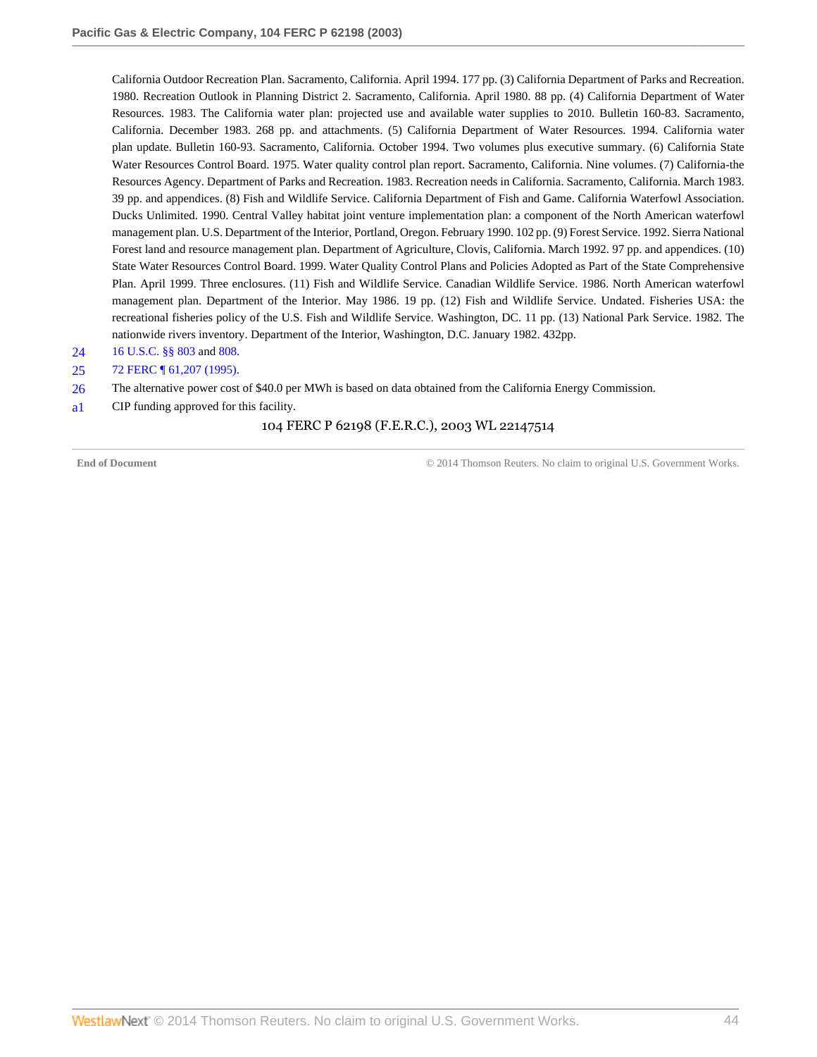California Outdoor Recreation Plan. Sacramento, California. April 1994. 177 pp. (3) California Department of Parks and Recreation. 1980. Recreation Outlook in Planning District 2. Sacramento, California. April 1980. 88 pp. (4) California Department of Water Resources. 1983. The California water plan: projected use and available water supplies to 2010. Bulletin 160-83. Sacramento, California. December 1983. 268 pp. and attachments. (5) California Department of Water Resources. 1994. California water plan update. Bulletin 160-93. Sacramento, California. October 1994. Two volumes plus executive summary. (6) California State Water Resources Control Board. 1975. Water quality control plan report. Sacramento, California. Nine volumes. (7) California-the Resources Agency. Department of Parks and Recreation. 1983. Recreation needs in California. Sacramento, California. March 1983. 39 pp. and appendices. (8) Fish and Wildlife Service. California Department of Fish and Game. California Waterfowl Association. Ducks Unlimited. 1990. Central Valley habitat joint venture implementation plan: a component of the North American waterfowl management plan. U.S. Department of the Interior, Portland, Oregon. February 1990. 102 pp. (9) Forest Service. 1992. Sierra National Forest land and resource management plan. Department of Agriculture, Clovis, California. March 1992. 97 pp. and appendices. (10) State Water Resources Control Board. 1999. Water Quality Control Plans and Policies Adopted as Part of the State Comprehensive Plan. April 1999. Three enclosures. (11) Fish and Wildlife Service. Canadian Wildlife Service. 1986. North American waterfowl management plan. Department of the Interior. May 1986. 19 pp. (12) Fish and Wildlife Service. Undated. Fisheries USA: the recreational fisheries policy of the U.S. Fish and Wildlife Service. Washington, DC. 11 pp. (13) National Park Service. 1982. The nationwide rivers inventory. Department of the Interior, Washington, D.C. January 1982. 432pp.

24 16 U.S.C. §§ 803 and 808.

25 72 FERC ¶ 61,207 (1995).

26 The alternative power cost of $40.0 per MWh is based on data obtained from the California Energy Commission.

a1 CIP funding approved for this facility.

104 FERC P 62198 (F.E.R.C.), 2003 WL 22147514

End of Document © 2014 Thomson Reuters. No claim to original U.S. Government Works.